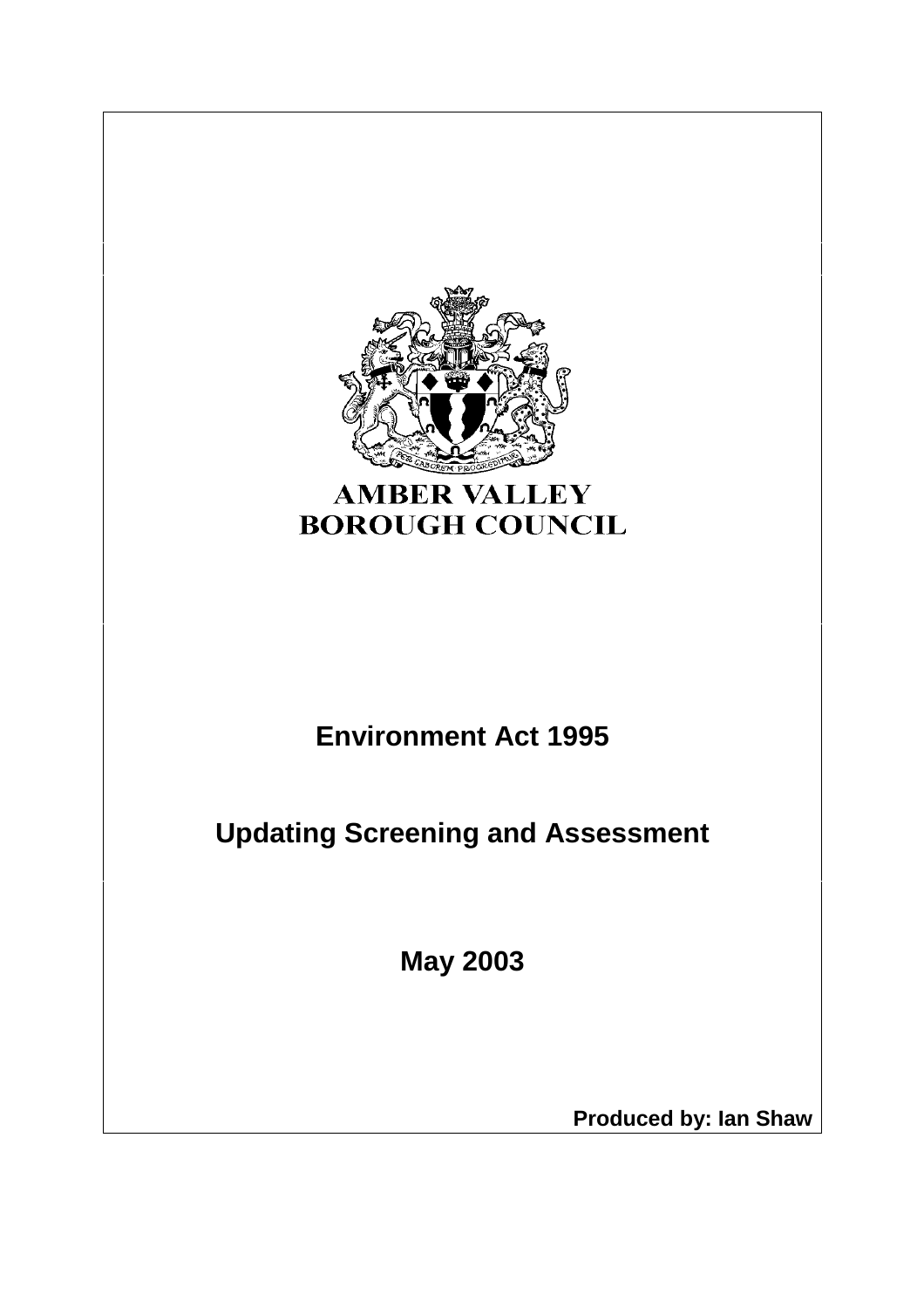AMBER VALLEY
BOROUGH COUNCIL

# Environment Act 1995

# Updating Screening and Assessment

## May 2003

**Produced by: Ian Shaw**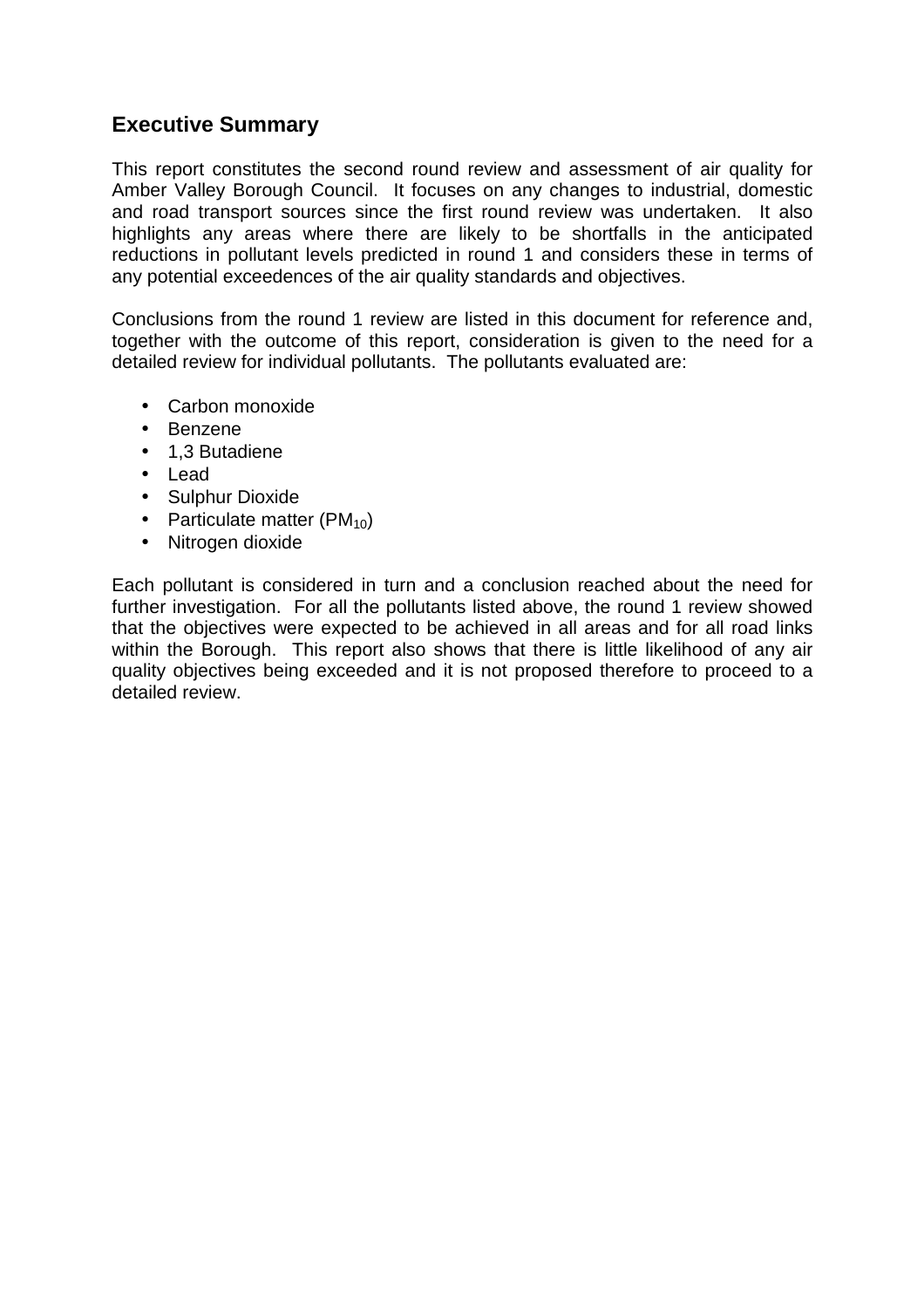## Executive Summary

This report constitutes the second round review and assessment of air quality for Amber Valley Borough Council. It focuses on any changes to industrial, domestic and road transport sources since the first round review was undertaken. It also highlights any areas where there are likely to be shortfalls in the anticipated reductions in pollutant levels predicted in round 1 and considers these in terms of any potential exceedences of the air quality standards and objectives.

Conclusions from the round 1 review are listed in this document for reference and, together with the outcome of this report, consideration is given to the need for a detailed review for individual pollutants. The pollutants evaluated are:

- Carbon monoxide
- Benzene
- 1,3 Butadiene
- Lead
- Sulphur Dioxide
- Particulate matter ($PM_{10}$)
- Nitrogen dioxide

Each pollutant is considered in turn and a conclusion reached about the need for further investigation. For all the pollutants listed above, the round 1 review showed that the objectives were expected to be achieved in all areas and for all road links within the Borough. This report also shows that there is little likelihood of any air quality objectives being exceeded and it is not proposed therefore to proceed to a detailed review.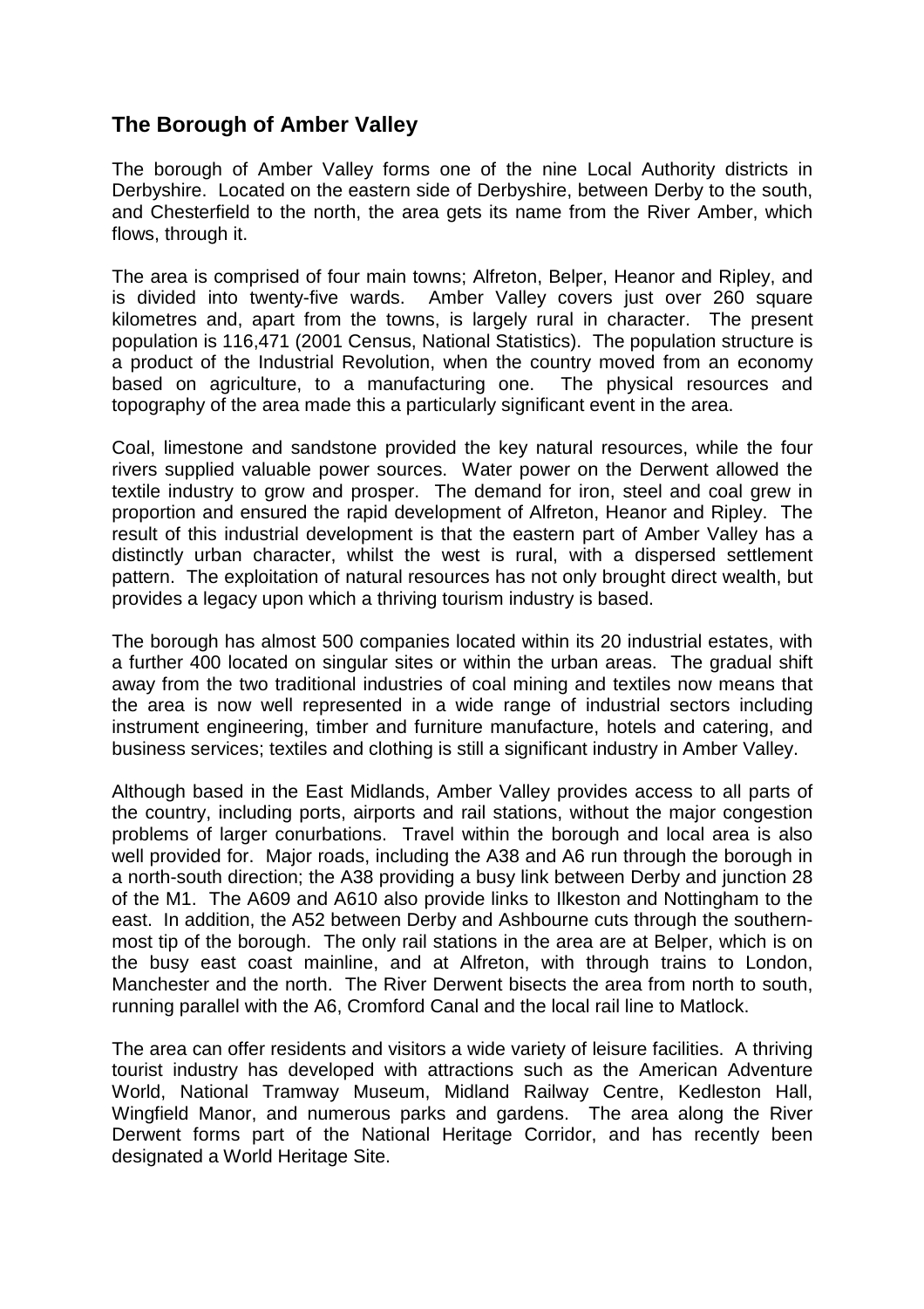## The Borough of Amber Valley

The borough of Amber Valley forms one of the nine Local Authority districts in Derbyshire. Located on the eastern side of Derbyshire, between Derby to the south, and Chesterfield to the north, the area gets its name from the River Amber, which flows, through it.

The area is comprised of four main towns; Alfreton, Belper, Heanor and Ripley, and is divided into twenty-five wards. Amber Valley covers just over 260 square kilometres and, apart from the towns, is largely rural in character. The present population is 116,471 (2001 Census, National Statistics). The population structure is a product of the Industrial Revolution, when the country moved from an economy based on agriculture, to a manufacturing one. The physical resources and topography of the area made this a particularly significant event in the area.

Coal, limestone and sandstone provided the key natural resources, while the four rivers supplied valuable power sources. Water power on the Derwent allowed the textile industry to grow and prosper. The demand for iron, steel and coal grew in proportion and ensured the rapid development of Alfreton, Heanor and Ripley. The result of this industrial development is that the eastern part of Amber Valley has a distinctly urban character, whilst the west is rural, with a dispersed settlement pattern. The exploitation of natural resources has not only brought direct wealth, but provides a legacy upon which a thriving tourism industry is based.

The borough has almost 500 companies located within its 20 industrial estates, with a further 400 located on singular sites or within the urban areas. The gradual shift away from the two traditional industries of coal mining and textiles now means that the area is now well represented in a wide range of industrial sectors including instrument engineering, timber and furniture manufacture, hotels and catering, and business services; textiles and clothing is still a significant industry in Amber Valley.

Although based in the East Midlands, Amber Valley provides access to all parts of the country, including ports, airports and rail stations, without the major congestion problems of larger conurbations. Travel within the borough and local area is also well provided for. Major roads, including the A38 and A6 run through the borough in a north-south direction; the A38 providing a busy link between Derby and junction 28 of the M1. The A609 and A610 also provide links to Ilkeston and Nottingham to the east. In addition, the A52 between Derby and Ashbourne cuts through the southern-most tip of the borough. The only rail stations in the area are at Belper, which is on the busy east coast mainline, and at Alfreton, with through trains to London, Manchester and the north. The River Derwent bisects the area from north to south, running parallel with the A6, Cromford Canal and the local rail line to Matlock.

The area can offer residents and visitors a wide variety of leisure facilities. A thriving tourist industry has developed with attractions such as the American Adventure World, National Tramway Museum, Midland Railway Centre, Kedleston Hall, Wingfield Manor, and numerous parks and gardens. The area along the River Derwent forms part of the National Heritage Corridor, and has recently been designated a World Heritage Site.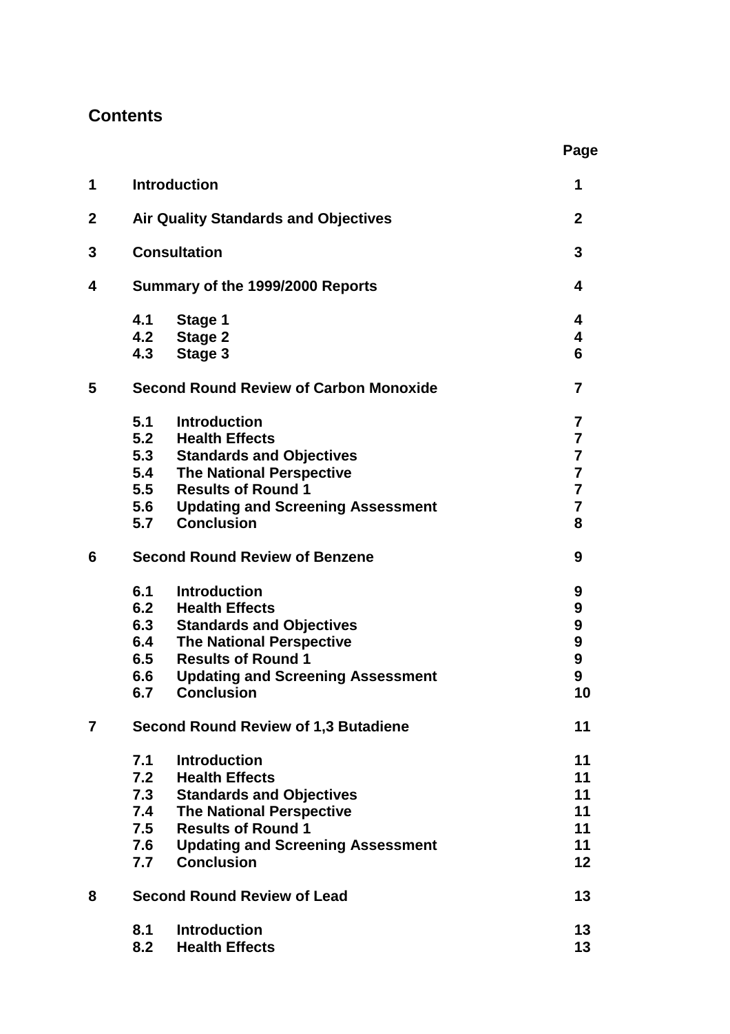## Contents

| | | | Page |
|---|---|---|---|
| **1** | **Introduction** | | **1** |
| **2** | **Air Quality Standards and Objectives** | | **2** |
| **3** | **Consultation** | | **3** |
| **4** | **Summary of the 1999/2000 Reports** | | **4** |
| | **4.1** | **Stage 1** | **4** |
| | **4.2** | **Stage 2** | **4** |
| | **4.3** | **Stage 3** | **6** |
| **5** | **Second Round Review of Carbon Monoxide** | | **7** |
| | **5.1** | **Introduction** | **7** |
| | **5.2** | **Health Effects** | **7** |
| | **5.3** | **Standards and Objectives** | **7** |
| | **5.4** | **The National Perspective** | **7** |
| | **5.5** | **Results of Round 1** | **7** |
| | **5.6** | **Updating and Screening Assessment** | **7** |
| | **5.7** | **Conclusion** | **8** |
| **6** | **Second Round Review of Benzene** | | **9** |
| | **6.1** | **Introduction** | **9** |
| | **6.2** | **Health Effects** | **9** |
| | **6.3** | **Standards and Objectives** | **9** |
| | **6.4** | **The National Perspective** | **9** |
| | **6.5** | **Results of Round 1** | **9** |
| | **6.6** | **Updating and Screening Assessment** | **9** |
| | **6.7** | **Conclusion** | **10** |
| **7** | **Second Round Review of 1,3 Butadiene** | | **11** |
| | **7.1** | **Introduction** | **11** |
| | **7.2** | **Health Effects** | **11** |
| | **7.3** | **Standards and Objectives** | **11** |
| | **7.4** | **The National Perspective** | **11** |
| | **7.5** | **Results of Round 1** | **11** |
| | **7.6** | **Updating and Screening Assessment** | **11** |
| | **7.7** | **Conclusion** | **12** |
| **8** | **Second Round Review of Lead** | | **13** |
| | **8.1** | **Introduction** | **13** |
| | **8.2** | **Health Effects** | **13** |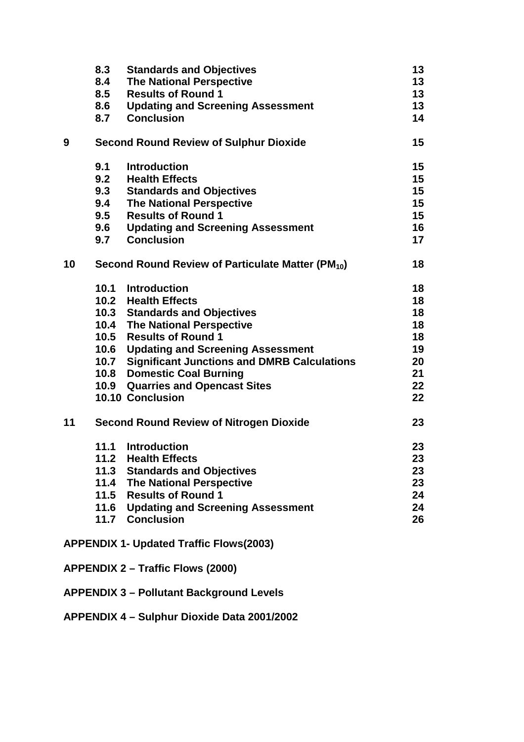| | | |
|---|---|---|
| 8.3 | **Standards and Objectives** | 13 |
| 8.4 | **The National Perspective** | 13 |
| 8.5 | **Results of Round 1** | 13 |
| 8.6 | **Updating and Screening Assessment** | 13 |
| 8.7 | **Conclusion** | 14 |
| **9** | **Second Round Review of Sulphur Dioxide** | **15** |
| 9.1 | **Introduction** | 15 |
| 9.2 | **Health Effects** | 15 |
| 9.3 | **Standards and Objectives** | 15 |
| 9.4 | **The National Perspective** | 15 |
| 9.5 | **Results of Round 1** | 15 |
| 9.6 | **Updating and Screening Assessment** | 16 |
| 9.7 | **Conclusion** | 17 |
| **10** | **Second Round Review of Particulate Matter ($PM_{10}$)** | **18** |
| 10.1 | **Introduction** | 18 |
| 10.2 | **Health Effects** | 18 |
| 10.3 | **Standards and Objectives** | 18 |
| 10.4 | **The National Perspective** | 18 |
| 10.5 | **Results of Round 1** | 18 |
| 10.6 | **Updating and Screening Assessment** | 19 |
| 10.7 | **Significant Junctions and DMRB Calculations** | 20 |
| 10.8 | **Domestic Coal Burning** | 21 |
| 10.9 | **Quarries and Opencast Sites** | 22 |
| 10.10 | **Conclusion** | 22 |
| **11** | **Second Round Review of Nitrogen Dioxide** | **23** |
| 11.1 | **Introduction** | 23 |
| 11.2 | **Health Effects** | 23 |
| 11.3 | **Standards and Objectives** | 23 |
| 11.4 | **The National Perspective** | 23 |
| 11.5 | **Results of Round 1** | 24 |
| 11.6 | **Updating and Screening Assessment** | 24 |
| 11.7 | **Conclusion** | 26 |

**APPENDIX 1- Updated Traffic Flows(2003)**

**APPENDIX 2 – Traffic Flows (2000)**

**APPENDIX 3 – Pollutant Background Levels**

**APPENDIX 4 – Sulphur Dioxide Data 2001/2002**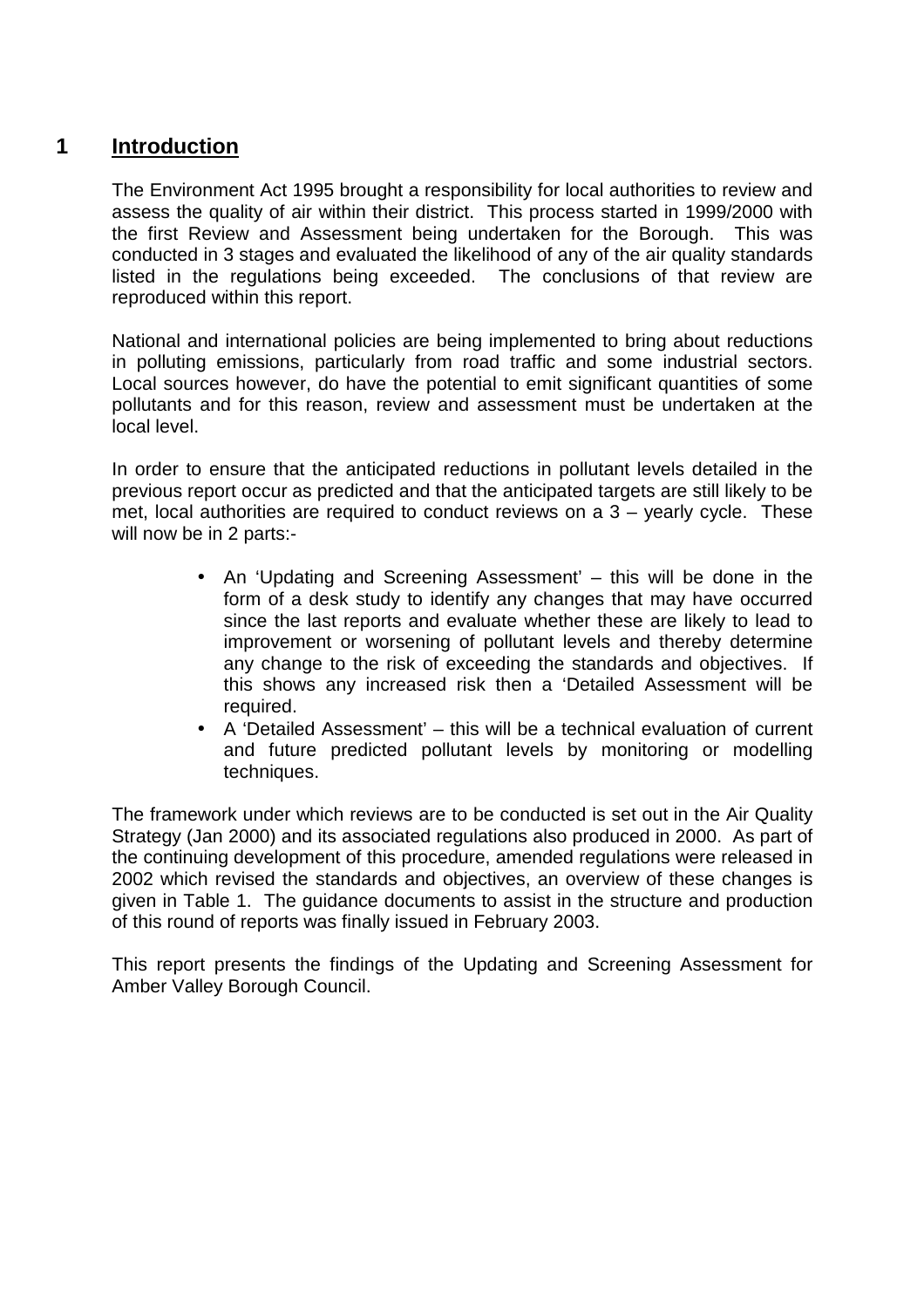# 1 Introduction

The Environment Act 1995 brought a responsibility for local authorities to review and assess the quality of air within their district. This process started in 1999/2000 with the first Review and Assessment being undertaken for the Borough. This was conducted in 3 stages and evaluated the likelihood of any of the air quality standards listed in the regulations being exceeded. The conclusions of that review are reproduced within this report.

National and international policies are being implemented to bring about reductions in polluting emissions, particularly from road traffic and some industrial sectors. Local sources however, do have the potential to emit significant quantities of some pollutants and for this reason, review and assessment must be undertaken at the local level.

In order to ensure that the anticipated reductions in pollutant levels detailed in the previous report occur as predicted and that the anticipated targets are still likely to be met, local authorities are required to conduct reviews on a 3 – yearly cycle. These will now be in 2 parts:-

- An 'Updating and Screening Assessment' – this will be done in the form of a desk study to identify any changes that may have occurred since the last reports and evaluate whether these are likely to lead to improvement or worsening of pollutant levels and thereby determine any change to the risk of exceeding the standards and objectives. If this shows any increased risk then a 'Detailed Assessment will be required.
- A 'Detailed Assessment' – this will be a technical evaluation of current and future predicted pollutant levels by monitoring or modelling techniques.

The framework under which reviews are to be conducted is set out in the Air Quality Strategy (Jan 2000) and its associated regulations also produced in 2000. As part of the continuing development of this procedure, amended regulations were released in 2002 which revised the standards and objectives, an overview of these changes is given in Table 1. The guidance documents to assist in the structure and production of this round of reports was finally issued in February 2003.

This report presents the findings of the Updating and Screening Assessment for Amber Valley Borough Council.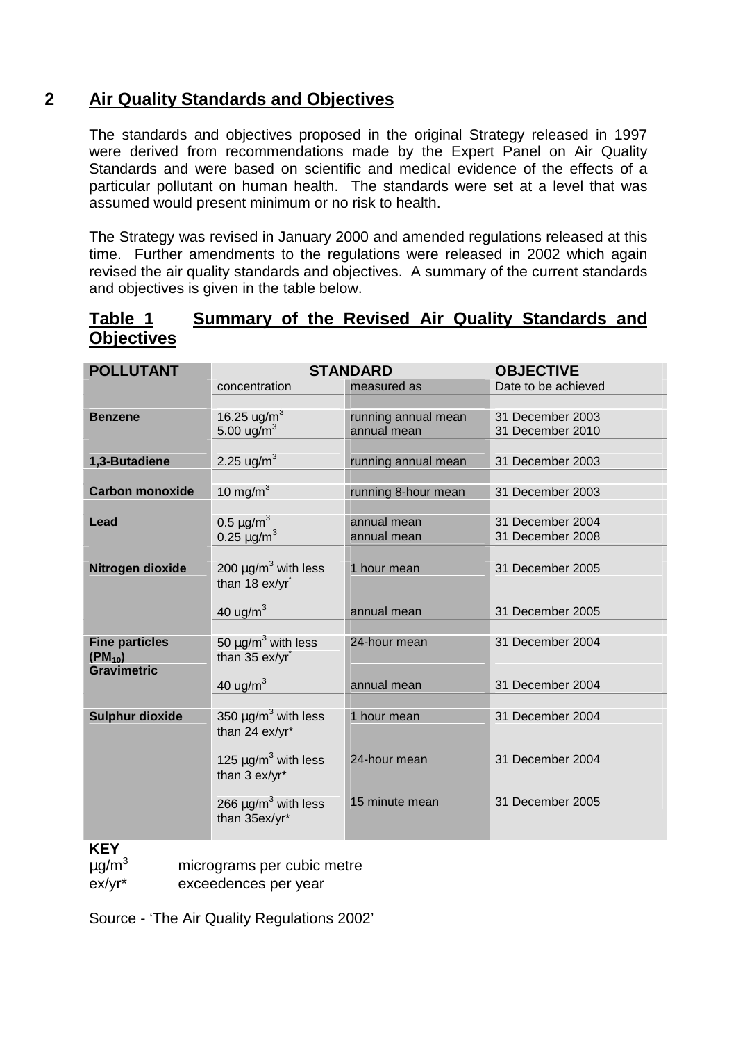## 2 Air Quality Standards and Objectives

The standards and objectives proposed in the original Strategy released in 1997 were derived from recommendations made by the Expert Panel on Air Quality Standards and were based on scientific and medical evidence of the effects of a particular pollutant on human health. The standards were set at a level that was assumed would present minimum or no risk to health.

The Strategy was revised in January 2000 and amended regulations released at this time. Further amendments to the regulations were released in 2002 which again revised the air quality standards and objectives. A summary of the current standards and objectives is given in the table below.

### Table 1 Summary of the Revised Air Quality Standards and Objectives

| POLLUTANT | STANDARD | | OBJECTIVE |
|---|---|---|---|
| | concentration | measured as | Date to be achieved |
| **Benzene** | 16.25 ug/m$^3$ | running annual mean | 31 December 2003 |
| | 5.00 ug/m$^3$ | annual mean | 31 December 2010 |
| **1,3-Butadiene** | 2.25 ug/m$^3$ | running annual mean | 31 December 2003 |
| **Carbon monoxide** | 10 mg/m$^3$ | running 8-hour mean | 31 December 2003 |
| **Lead** | 0.5 µg/m$^3$ | annual mean | 31 December 2004 |
| | 0.25 µg/m$^3$ | annual mean | 31 December 2008 |
| **Nitrogen dioxide** | 200 µg/m$^3$ with less than 18 ex/yr* | 1 hour mean | 31 December 2005 |
| | 40 ug/m$^3$ | annual mean | 31 December 2005 |
| **Fine particles ($PM_{10}$) Gravimetric** | 50 µg/m$^3$ with less than 35 ex/yr* | 24-hour mean | 31 December 2004 |
| | 40 ug/m$^3$ | annual mean | 31 December 2004 |
| **Sulphur dioxide** | 350 µg/m$^3$ with less than 24 ex/yr* | 1 hour mean | 31 December 2004 |
| | 125 µg/m$^3$ with less than 3 ex/yr* | 24-hour mean | 31 December 2004 |
| | 266 µg/m$^3$ with less than 35ex/yr* | 15 minute mean | 31 December 2005 |

**KEY**

µg/m$^3$ micrograms per cubic metre

ex/yr* exceedences per year

Source - 'The Air Quality Regulations 2002'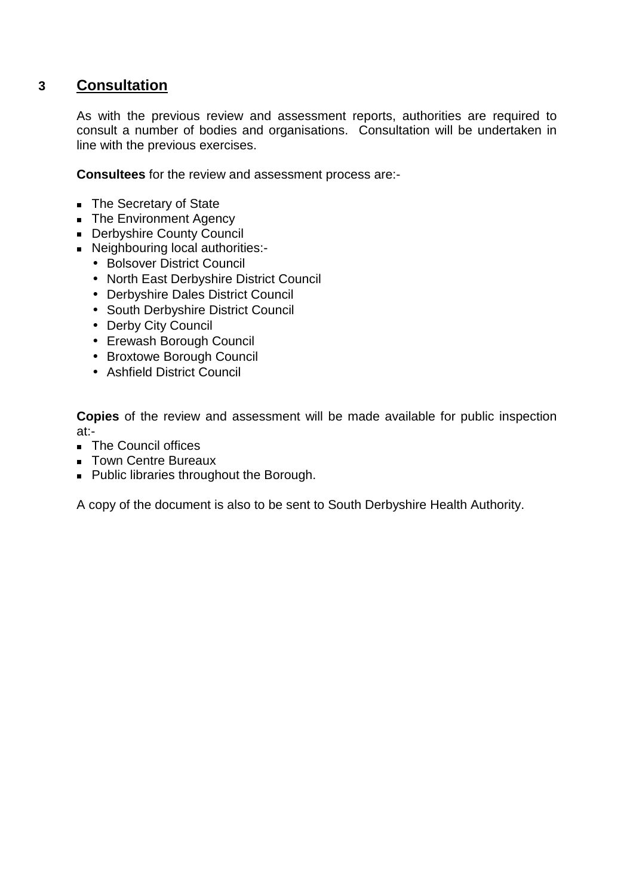## 3 Consultation

As with the previous review and assessment reports, authorities are required to consult a number of bodies and organisations. Consultation will be undertaken in line with the previous exercises.

**Consultees** for the review and assessment process are:-

- The Secretary of State
- The Environment Agency
- Derbyshire County Council
- Neighbouring local authorities:-
  - Bolsover District Council
  - North East Derbyshire District Council
  - Derbyshire Dales District Council
  - South Derbyshire District Council
  - Derby City Council
  - Erewash Borough Council
  - Broxtowe Borough Council
  - Ashfield District Council

**Copies** of the review and assessment will be made available for public inspection at:-

- The Council offices
- Town Centre Bureaux
- Public libraries throughout the Borough.

A copy of the document is also to be sent to South Derbyshire Health Authority.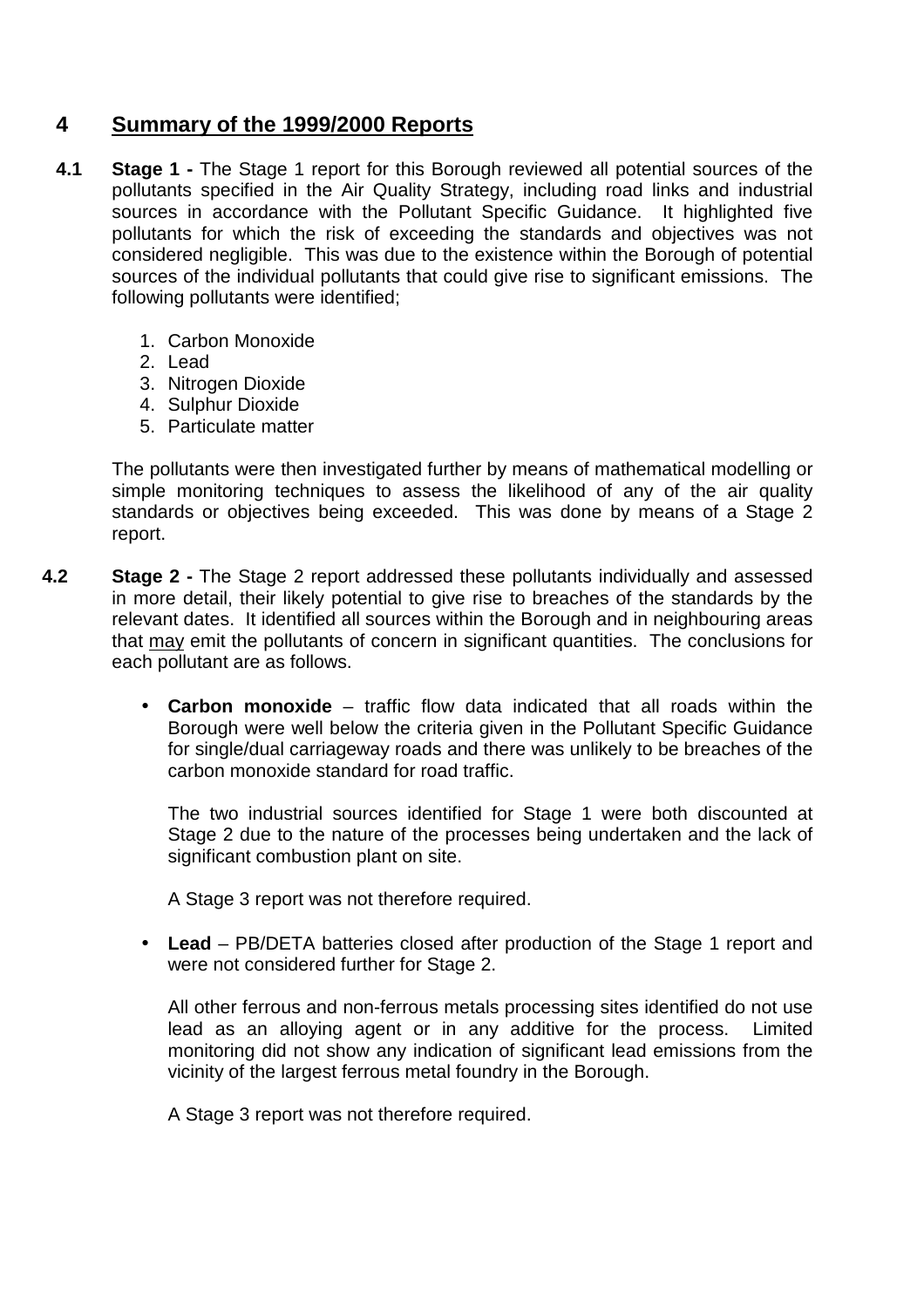## 4 Summary of the 1999/2000 Reports

**4.1** **Stage 1 -** The Stage 1 report for this Borough reviewed all potential sources of the pollutants specified in the Air Quality Strategy, including road links and industrial sources in accordance with the Pollutant Specific Guidance. It highlighted five pollutants for which the risk of exceeding the standards and objectives was not considered negligible. This was due to the existence within the Borough of potential sources of the individual pollutants that could give rise to significant emissions. The following pollutants were identified;

1. Carbon Monoxide
2. Lead
3. Nitrogen Dioxide
4. Sulphur Dioxide
5. Particulate matter

The pollutants were then investigated further by means of mathematical modelling or simple monitoring techniques to assess the likelihood of any of the air quality standards or objectives being exceeded. This was done by means of a Stage 2 report.

**4.2** **Stage 2 -** The Stage 2 report addressed these pollutants individually and assessed in more detail, their likely potential to give rise to breaches of the standards by the relevant dates. It identified all sources within the Borough and in neighbouring areas that may emit the pollutants of concern in significant quantities. The conclusions for each pollutant are as follows.

- **Carbon monoxide** – traffic flow data indicated that all roads within the Borough were well below the criteria given in the Pollutant Specific Guidance for single/dual carriageway roads and there was unlikely to be breaches of the carbon monoxide standard for road traffic.

  The two industrial sources identified for Stage 1 were both discounted at Stage 2 due to the nature of the processes being undertaken and the lack of significant combustion plant on site.

  A Stage 3 report was not therefore required.

- **Lead** – PB/DETA batteries closed after production of the Stage 1 report and were not considered further for Stage 2.

  All other ferrous and non-ferrous metals processing sites identified do not use lead as an alloying agent or in any additive for the process. Limited monitoring did not show any indication of significant lead emissions from the vicinity of the largest ferrous metal foundry in the Borough.

  A Stage 3 report was not therefore required.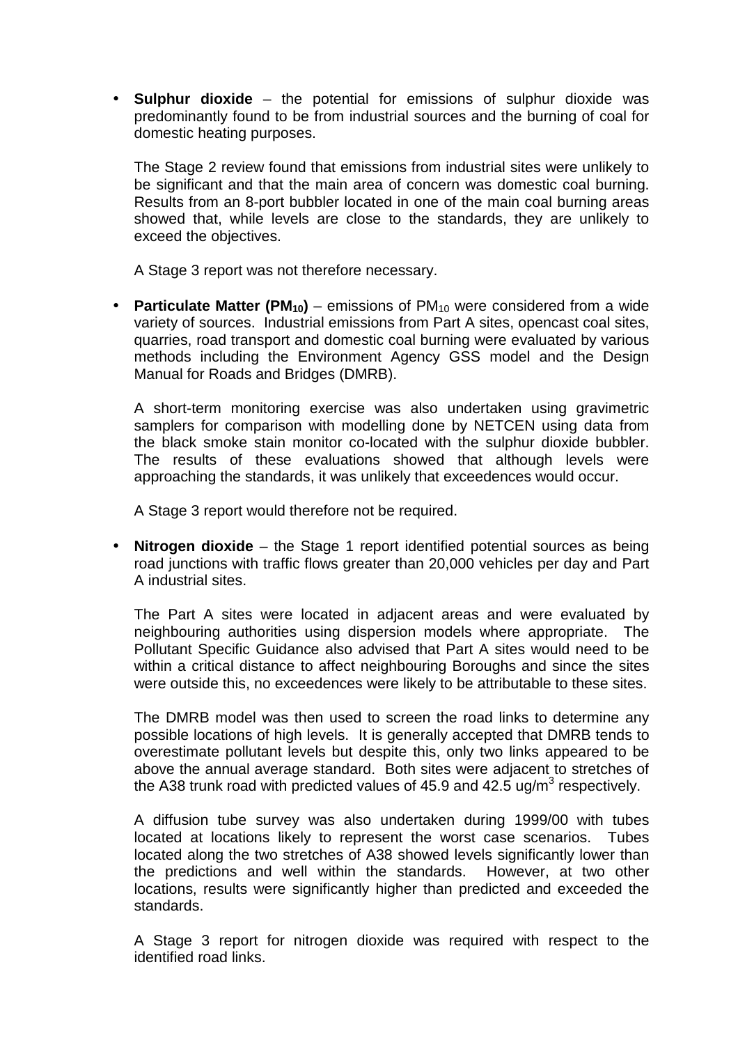- **Sulphur dioxide** – the potential for emissions of sulphur dioxide was predominantly found to be from industrial sources and the burning of coal for domestic heating purposes.

  The Stage 2 review found that emissions from industrial sites were unlikely to be significant and that the main area of concern was domestic coal burning. Results from an 8-port bubbler located in one of the main coal burning areas showed that, while levels are close to the standards, they are unlikely to exceed the objectives.

  A Stage 3 report was not therefore necessary.

- **Particulate Matter ($PM_{10}$)** – emissions of $PM_{10}$ were considered from a wide variety of sources. Industrial emissions from Part A sites, opencast coal sites, quarries, road transport and domestic coal burning were evaluated by various methods including the Environment Agency GSS model and the Design Manual for Roads and Bridges (DMRB).

  A short-term monitoring exercise was also undertaken using gravimetric samplers for comparison with modelling done by NETCEN using data from the black smoke stain monitor co-located with the sulphur dioxide bubbler. The results of these evaluations showed that although levels were approaching the standards, it was unlikely that exceedences would occur.

  A Stage 3 report would therefore not be required.

- **Nitrogen dioxide** – the Stage 1 report identified potential sources as being road junctions with traffic flows greater than 20,000 vehicles per day and Part A industrial sites.

  The Part A sites were located in adjacent areas and were evaluated by neighbouring authorities using dispersion models where appropriate. The Pollutant Specific Guidance also advised that Part A sites would need to be within a critical distance to affect neighbouring Boroughs and since the sites were outside this, no exceedences were likely to be attributable to these sites.

  The DMRB model was then used to screen the road links to determine any possible locations of high levels. It is generally accepted that DMRB tends to overestimate pollutant levels but despite this, only two links appeared to be above the annual average standard. Both sites were adjacent to stretches of the A38 trunk road with predicted values of 45.9 and 42.5 $ug/m^3$ respectively.

  A diffusion tube survey was also undertaken during 1999/00 with tubes located at locations likely to represent the worst case scenarios. Tubes located along the two stretches of A38 showed levels significantly lower than the predictions and well within the standards. However, at two other locations, results were significantly higher than predicted and exceeded the standards.

  A Stage 3 report for nitrogen dioxide was required with respect to the identified road links.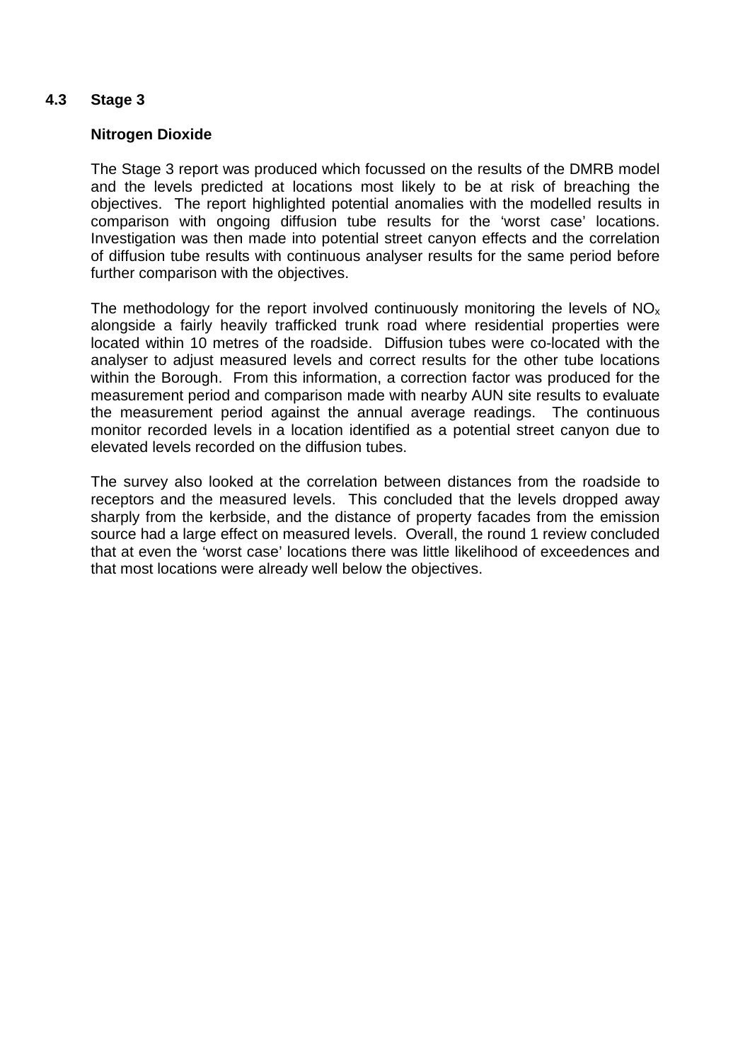## 4.3 Stage 3

### Nitrogen Dioxide

The Stage 3 report was produced which focussed on the results of the DMRB model and the levels predicted at locations most likely to be at risk of breaching the objectives. The report highlighted potential anomalies with the modelled results in comparison with ongoing diffusion tube results for the 'worst case' locations. Investigation was then made into potential street canyon effects and the correlation of diffusion tube results with continuous analyser results for the same period before further comparison with the objectives.

The methodology for the report involved continuously monitoring the levels of $NO_x$ alongside a fairly heavily trafficked trunk road where residential properties were located within 10 metres of the roadside. Diffusion tubes were co-located with the analyser to adjust measured levels and correct results for the other tube locations within the Borough. From this information, a correction factor was produced for the measurement period and comparison made with nearby AUN site results to evaluate the measurement period against the annual average readings. The continuous monitor recorded levels in a location identified as a potential street canyon due to elevated levels recorded on the diffusion tubes.

The survey also looked at the correlation between distances from the roadside to receptors and the measured levels. This concluded that the levels dropped away sharply from the kerbside, and the distance of property facades from the emission source had a large effect on measured levels. Overall, the round 1 review concluded that at even the 'worst case' locations there was little likelihood of exceedences and that most locations were already well below the objectives.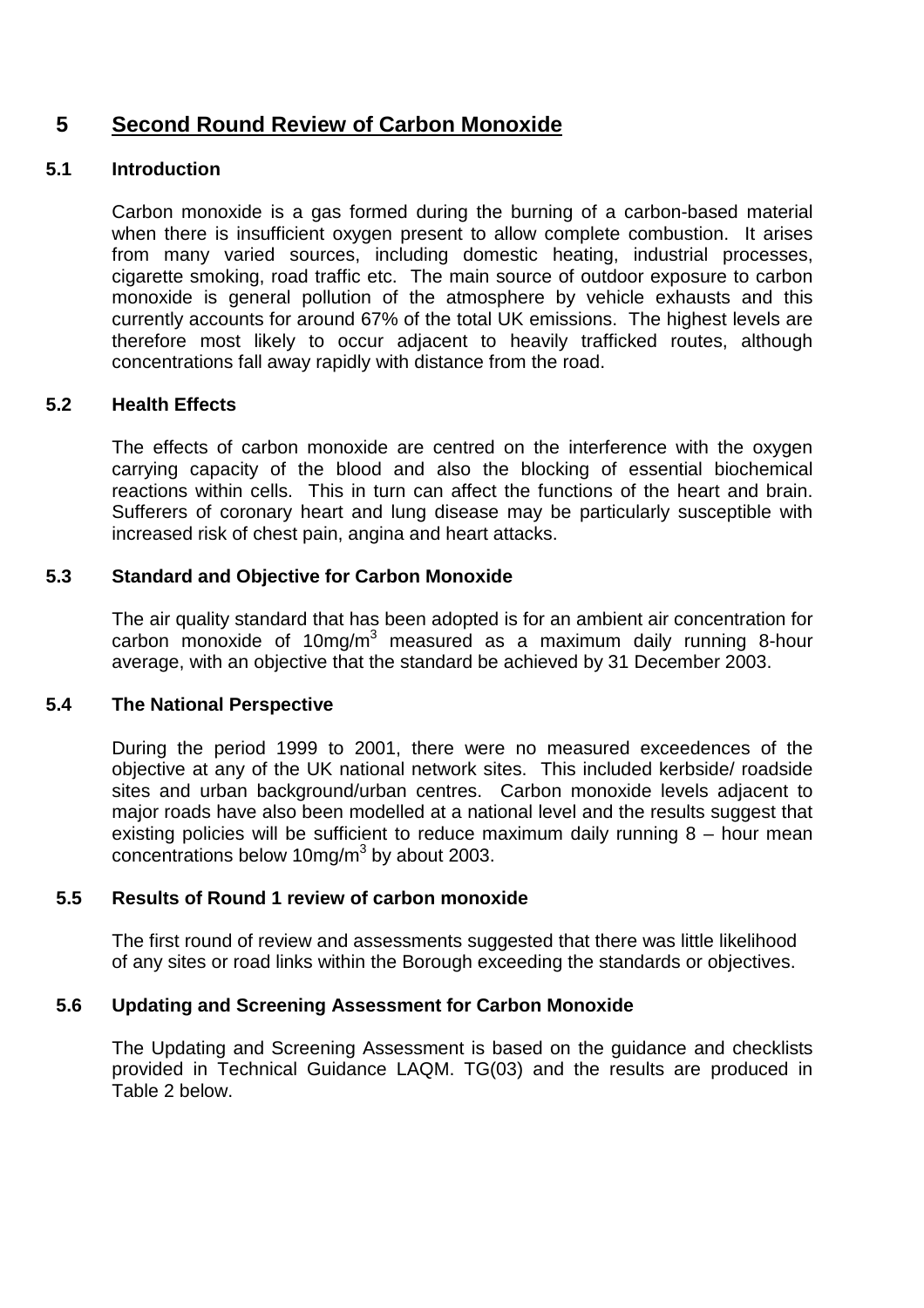# 5 Second Round Review of Carbon Monoxide

## 5.1 Introduction

Carbon monoxide is a gas formed during the burning of a carbon-based material when there is insufficient oxygen present to allow complete combustion. It arises from many varied sources, including domestic heating, industrial processes, cigarette smoking, road traffic etc. The main source of outdoor exposure to carbon monoxide is general pollution of the atmosphere by vehicle exhausts and this currently accounts for around 67% of the total UK emissions. The highest levels are therefore most likely to occur adjacent to heavily trafficked routes, although concentrations fall away rapidly with distance from the road.

## 5.2 Health Effects

The effects of carbon monoxide are centred on the interference with the oxygen carrying capacity of the blood and also the blocking of essential biochemical reactions within cells. This in turn can affect the functions of the heart and brain. Sufferers of coronary heart and lung disease may be particularly susceptible with increased risk of chest pain, angina and heart attacks.

## 5.3 Standard and Objective for Carbon Monoxide

The air quality standard that has been adopted is for an ambient air concentration for carbon monoxide of $10mg/m^3$ measured as a maximum daily running 8-hour average, with an objective that the standard be achieved by 31 December 2003.

## 5.4 The National Perspective

During the period 1999 to 2001, there were no measured exceedences of the objective at any of the UK national network sites. This included kerbside/ roadside sites and urban background/urban centres. Carbon monoxide levels adjacent to major roads have also been modelled at a national level and the results suggest that existing policies will be sufficient to reduce maximum daily running 8 – hour mean concentrations below $10mg/m^3$ by about 2003.

## 5.5 Results of Round 1 review of carbon monoxide

The first round of review and assessments suggested that there was little likelihood of any sites or road links within the Borough exceeding the standards or objectives.

## 5.6 Updating and Screening Assessment for Carbon Monoxide

The Updating and Screening Assessment is based on the guidance and checklists provided in Technical Guidance LAQM. TG(03) and the results are produced in Table 2 below.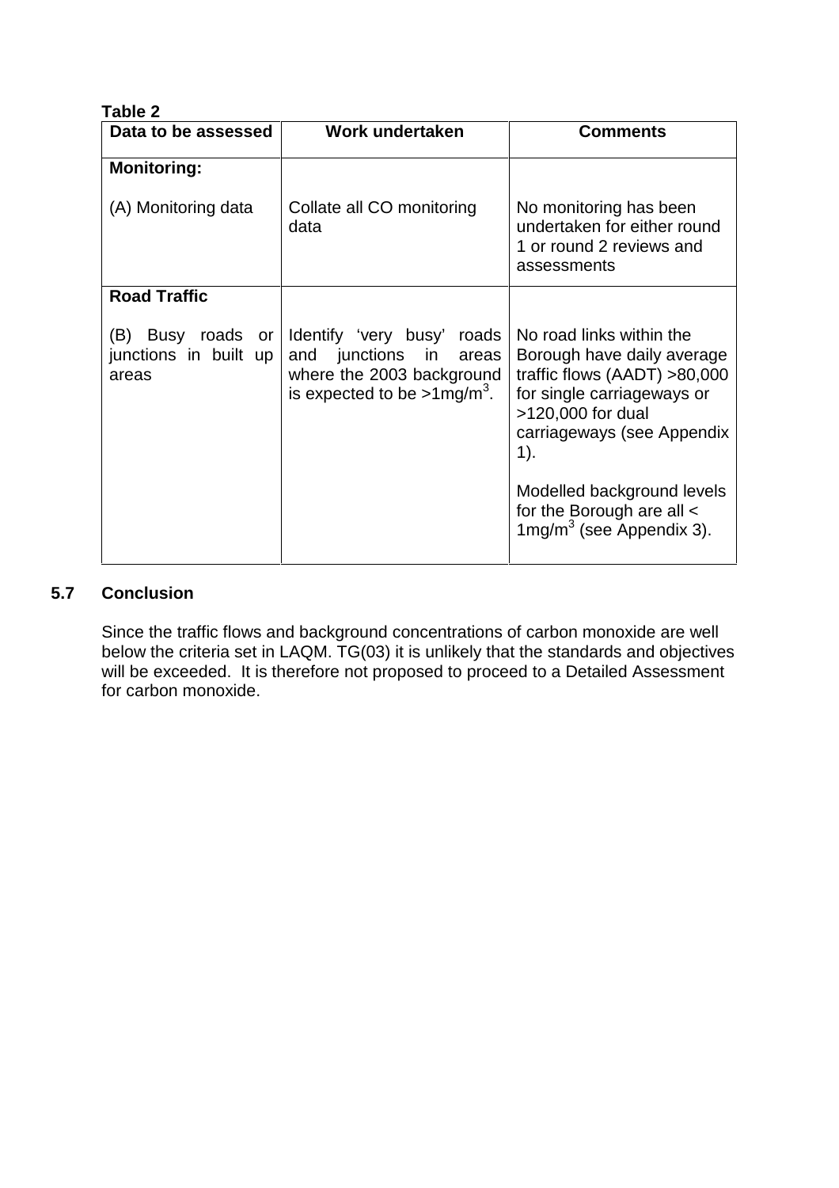**Table 2**

| Data to be assessed | Work undertaken | Comments |
|---|---|---|
| **Monitoring:**<br><br>(A) Monitoring data | Collate all CO monitoring data | No monitoring has been undertaken for either round 1 or round 2 reviews and assessments |
| **Road Traffic**<br><br>(B) Busy roads or junctions in built up areas | Identify 'very busy' roads and junctions in areas where the 2003 background is expected to be >1mg/m$^3$. | No road links within the Borough have daily average traffic flows (AADT) >80,000 for single carriageways or >120,000 for dual carriageways (see Appendix 1).<br><br>Modelled background levels for the Borough are all < 1mg/m$^3$ (see Appendix 3). |

## 5.7 Conclusion

Since the traffic flows and background concentrations of carbon monoxide are well below the criteria set in LAQM. TG(03) it is unlikely that the standards and objectives will be exceeded. It is therefore not proposed to proceed to a Detailed Assessment for carbon monoxide.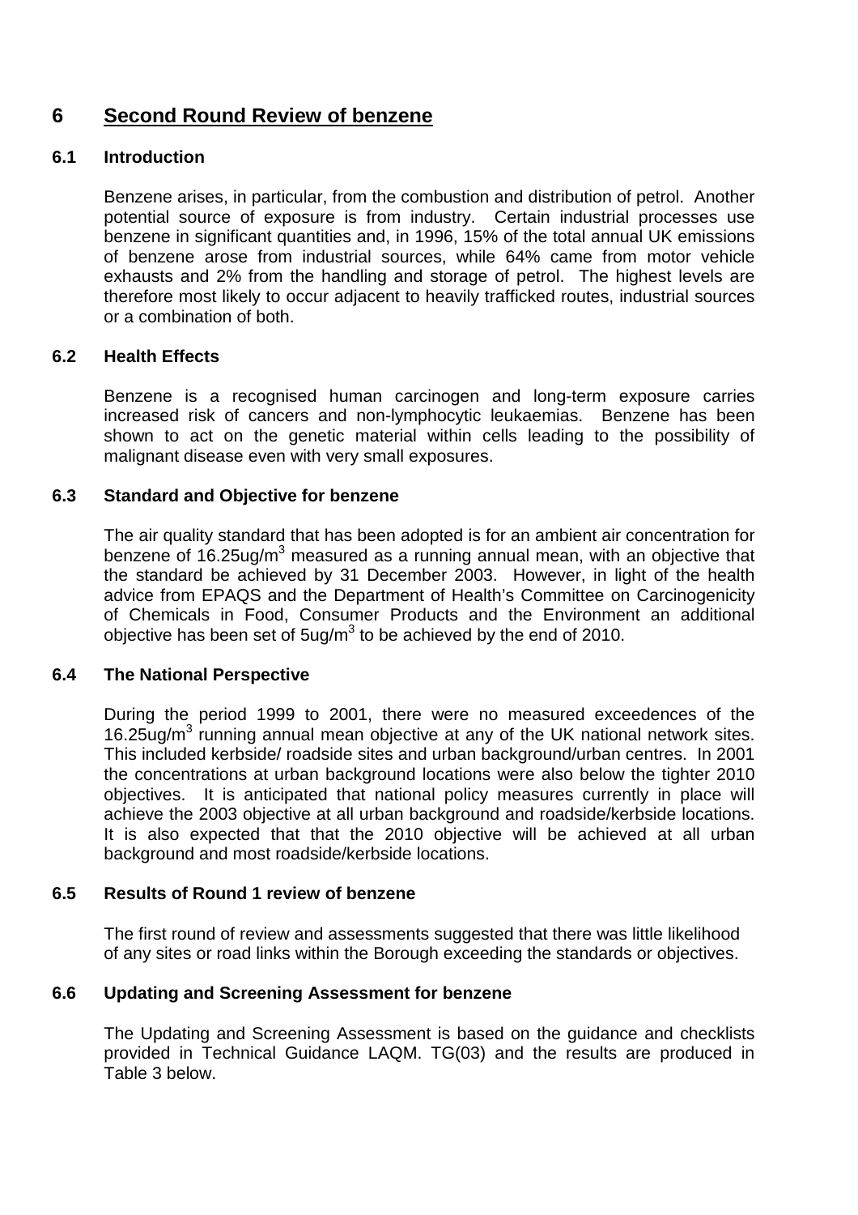# 6 Second Round Review of benzene

## 6.1 Introduction

Benzene arises, in particular, from the combustion and distribution of petrol. Another potential source of exposure is from industry. Certain industrial processes use benzene in significant quantities and, in 1996, 15% of the total annual UK emissions of benzene arose from industrial sources, while 64% came from motor vehicle exhausts and 2% from the handling and storage of petrol. The highest levels are therefore most likely to occur adjacent to heavily trafficked routes, industrial sources or a combination of both.

## 6.2 Health Effects

Benzene is a recognised human carcinogen and long-term exposure carries increased risk of cancers and non-lymphocytic leukaemias. Benzene has been shown to act on the genetic material within cells leading to the possibility of malignant disease even with very small exposures.

## 6.3 Standard and Objective for benzene

The air quality standard that has been adopted is for an ambient air concentration for benzene of 16.25ug/m$^3$ measured as a running annual mean, with an objective that the standard be achieved by 31 December 2003. However, in light of the health advice from EPAQS and the Department of Health's Committee on Carcinogenicity of Chemicals in Food, Consumer Products and the Environment an additional objective has been set of 5ug/m$^3$ to be achieved by the end of 2010.

## 6.4 The National Perspective

During the period 1999 to 2001, there were no measured exceedences of the 16.25ug/m$^3$ running annual mean objective at any of the UK national network sites. This included kerbside/ roadside sites and urban background/urban centres. In 2001 the concentrations at urban background locations were also below the tighter 2010 objectives. It is anticipated that national policy measures currently in place will achieve the 2003 objective at all urban background and roadside/kerbside locations. It is also expected that that the 2010 objective will be achieved at all urban background and most roadside/kerbside locations.

## 6.5 Results of Round 1 review of benzene

The first round of review and assessments suggested that there was little likelihood of any sites or road links within the Borough exceeding the standards or objectives.

## 6.6 Updating and Screening Assessment for benzene

The Updating and Screening Assessment is based on the guidance and checklists provided in Technical Guidance LAQM. TG(03) and the results are produced in Table 3 below.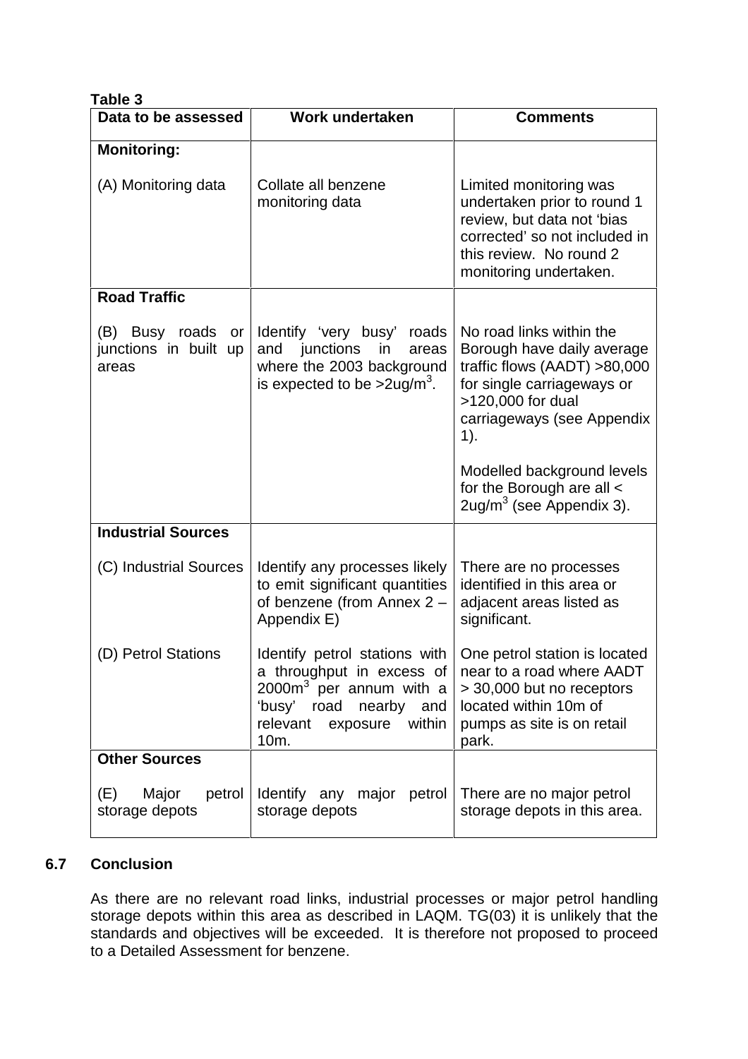**Table 3**

| Data to be assessed | Work undertaken | Comments |
|---|---|---|
| **Monitoring:** | | |
| (A) Monitoring data | Collate all benzene monitoring data | Limited monitoring was undertaken prior to round 1 review, but data not 'bias corrected' so not included in this review. No round 2 monitoring undertaken. |
| **Road Traffic** | | |
| (B) Busy roads or junctions in built up areas | Identify 'very busy' roads and junctions in areas where the 2003 background is expected to be >2ug/m$^3$. | No road links within the Borough have daily average traffic flows (AADT) >80,000 for single carriageways or >120,000 for dual carriageways (see Appendix 1).<br><br>Modelled background levels for the Borough are all < 2ug/m$^3$ (see Appendix 3). |
| **Industrial Sources** | | |
| (C) Industrial Sources | Identify any processes likely to emit significant quantities of benzene (from Annex 2 – Appendix E) | There are no processes identified in this area or adjacent areas listed as significant. |
| (D) Petrol Stations | Identify petrol stations with a throughput in excess of 2000m$^3$ per annum with a 'busy' road nearby and relevant exposure within 10m. | One petrol station is located near to a road where AADT > 30,000 but no receptors located within 10m of pumps as site is on retail park. |
| **Other Sources** | | |
| (E) Major petrol storage depots | Identify any major petrol storage depots | There are no major petrol storage depots in this area. |

## 6.7 Conclusion

As there are no relevant road links, industrial processes or major petrol handling storage depots within this area as described in LAQM. TG(03) it is unlikely that the standards and objectives will be exceeded. It is therefore not proposed to proceed to a Detailed Assessment for benzene.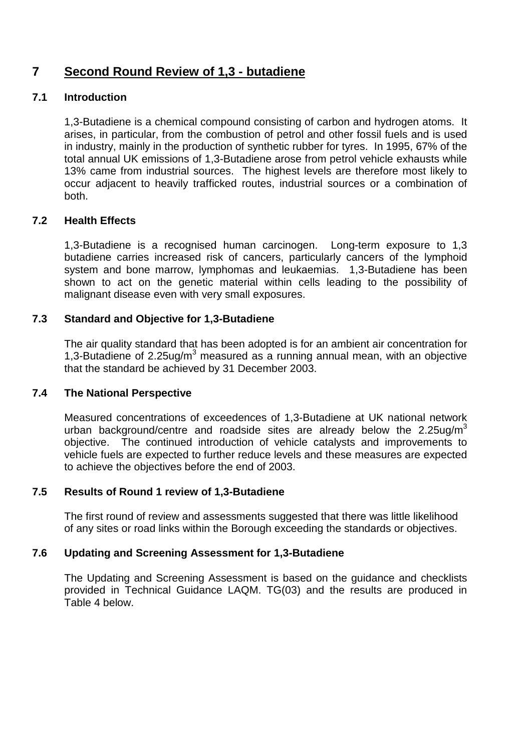# 7 Second Round Review of 1,3 - butadiene

## 7.1 Introduction

1,3-Butadiene is a chemical compound consisting of carbon and hydrogen atoms. It arises, in particular, from the combustion of petrol and other fossil fuels and is used in industry, mainly in the production of synthetic rubber for tyres. In 1995, 67% of the total annual UK emissions of 1,3-Butadiene arose from petrol vehicle exhausts while 13% came from industrial sources. The highest levels are therefore most likely to occur adjacent to heavily trafficked routes, industrial sources or a combination of both.

## 7.2 Health Effects

1,3-Butadiene is a recognised human carcinogen. Long-term exposure to 1,3 butadiene carries increased risk of cancers, particularly cancers of the lymphoid system and bone marrow, lymphomas and leukaemias. 1,3-Butadiene has been shown to act on the genetic material within cells leading to the possibility of malignant disease even with very small exposures.

## 7.3 Standard and Objective for 1,3-Butadiene

The air quality standard that has been adopted is for an ambient air concentration for 1,3-Butadiene of 2.25ug/$m^3$ measured as a running annual mean, with an objective that the standard be achieved by 31 December 2003.

## 7.4 The National Perspective

Measured concentrations of exceedences of 1,3-Butadiene at UK national network urban background/centre and roadside sites are already below the 2.25ug/$m^3$ objective. The continued introduction of vehicle catalysts and improvements to vehicle fuels are expected to further reduce levels and these measures are expected to achieve the objectives before the end of 2003.

## 7.5 Results of Round 1 review of 1,3-Butadiene

The first round of review and assessments suggested that there was little likelihood of any sites or road links within the Borough exceeding the standards or objectives.

## 7.6 Updating and Screening Assessment for 1,3-Butadiene

The Updating and Screening Assessment is based on the guidance and checklists provided in Technical Guidance LAQM. TG(03) and the results are produced in Table 4 below.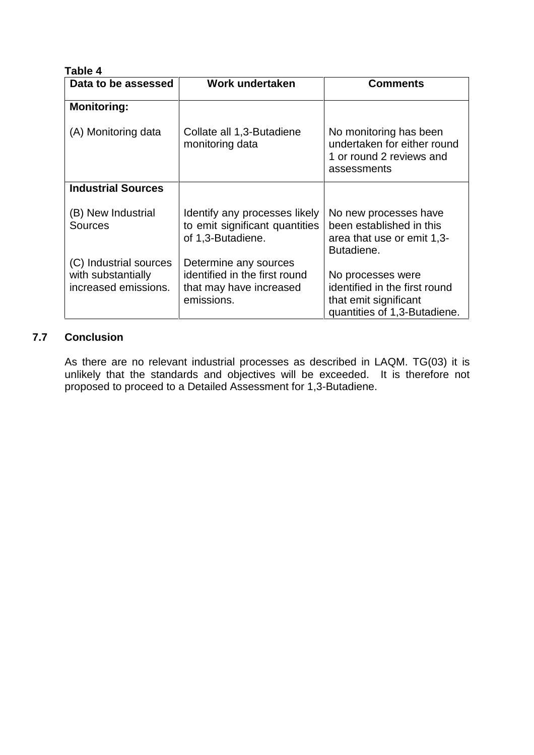**Table 4**

| Data to be assessed | Work undertaken | Comments |
|---|---|---|
| **Monitoring:** | | |
| (A) Monitoring data | Collate all 1,3-Butadiene monitoring data | No monitoring has been undertaken for either round 1 or round 2 reviews and assessments |
| **Industrial Sources** | | |
| (B) New Industrial Sources | Identify any processes likely to emit significant quantities of 1,3-Butadiene. | No new processes have been established in this area that use or emit 1,3-Butadiene. |
| (C) Industrial sources with substantially increased emissions. | Determine any sources identified in the first round that may have increased emissions. | No processes were identified in the first round that emit significant quantities of 1,3-Butadiene. |

### 7.7 Conclusion

As there are no relevant industrial processes as described in LAQM. TG(03) it is unlikely that the standards and objectives will be exceeded. It is therefore not proposed to proceed to a Detailed Assessment for 1,3-Butadiene.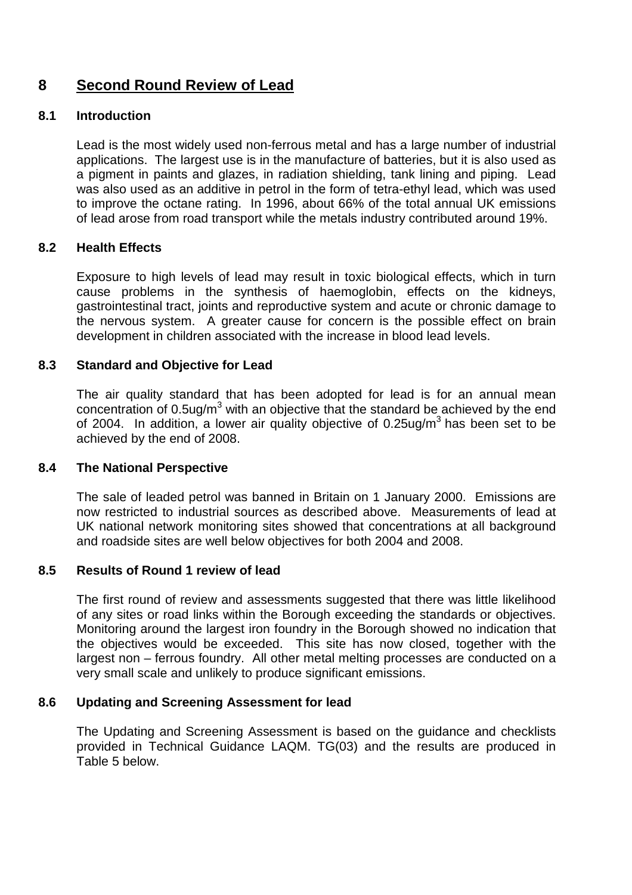# 8 Second Round Review of Lead

## 8.1 Introduction

Lead is the most widely used non-ferrous metal and has a large number of industrial applications. The largest use is in the manufacture of batteries, but it is also used as a pigment in paints and glazes, in radiation shielding, tank lining and piping. Lead was also used as an additive in petrol in the form of tetra-ethyl lead, which was used to improve the octane rating. In 1996, about 66% of the total annual UK emissions of lead arose from road transport while the metals industry contributed around 19%.

## 8.2 Health Effects

Exposure to high levels of lead may result in toxic biological effects, which in turn cause problems in the synthesis of haemoglobin, effects on the kidneys, gastrointestinal tract, joints and reproductive system and acute or chronic damage to the nervous system. A greater cause for concern is the possible effect on brain development in children associated with the increase in blood lead levels.

## 8.3 Standard and Objective for Lead

The air quality standard that has been adopted for lead is for an annual mean concentration of 0.5ug/$m^3$ with an objective that the standard be achieved by the end of 2004. In addition, a lower air quality objective of 0.25ug/$m^3$ has been set to be achieved by the end of 2008.

## 8.4 The National Perspective

The sale of leaded petrol was banned in Britain on 1 January 2000. Emissions are now restricted to industrial sources as described above. Measurements of lead at UK national network monitoring sites showed that concentrations at all background and roadside sites are well below objectives for both 2004 and 2008.

## 8.5 Results of Round 1 review of lead

The first round of review and assessments suggested that there was little likelihood of any sites or road links within the Borough exceeding the standards or objectives. Monitoring around the largest iron foundry in the Borough showed no indication that the objectives would be exceeded. This site has now closed, together with the largest non – ferrous foundry. All other metal melting processes are conducted on a very small scale and unlikely to produce significant emissions.

## 8.6 Updating and Screening Assessment for lead

The Updating and Screening Assessment is based on the guidance and checklists provided in Technical Guidance LAQM. TG(03) and the results are produced in Table 5 below.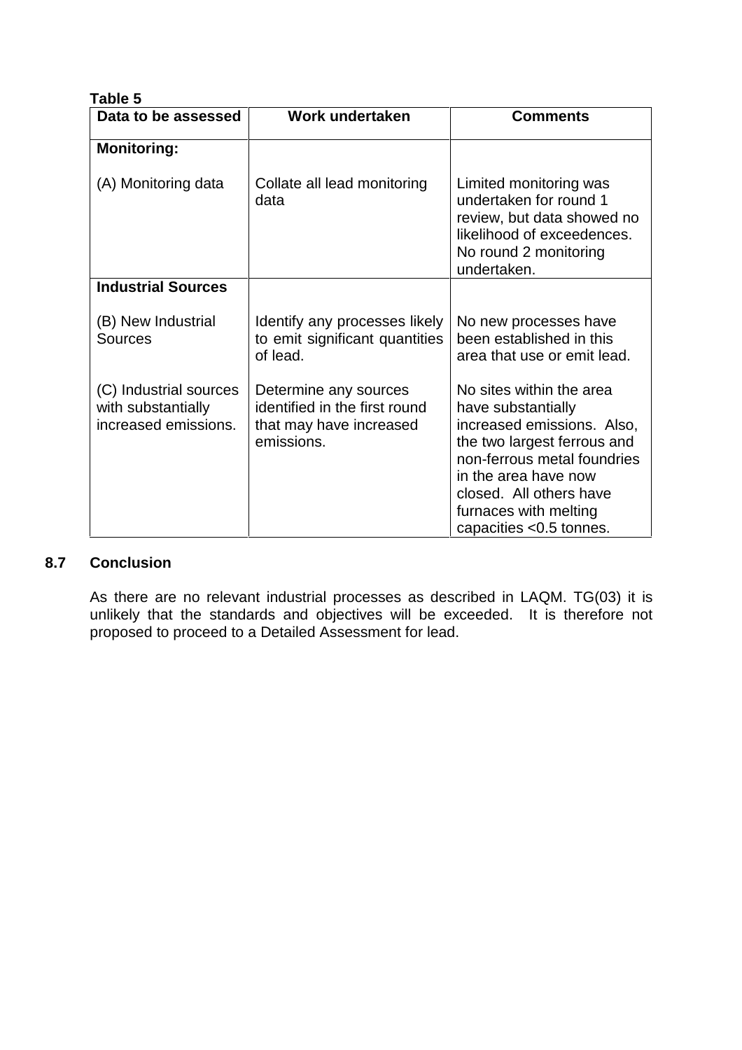**Table 5**

| Data to be assessed | Work undertaken | Comments |
|---|---|---|
| **Monitoring:** | | |
| (A) Monitoring data | Collate all lead monitoring data | Limited monitoring was undertaken for round 1 review, but data showed no likelihood of exceedences. No round 2 monitoring undertaken. |
| **Industrial Sources** | | |
| (B) New Industrial Sources | Identify any processes likely to emit significant quantities of lead. | No new processes have been established in this area that use or emit lead. |
| (C) Industrial sources with substantially increased emissions. | Determine any sources identified in the first round that may have increased emissions. | No sites within the area have substantially increased emissions. Also, the two largest ferrous and non-ferrous metal foundries in the area have now closed. All others have furnaces with melting capacities <0.5 tonnes. |

### 8.7 Conclusion

As there are no relevant industrial processes as described in LAQM. TG(03) it is unlikely that the standards and objectives will be exceeded. It is therefore not proposed to proceed to a Detailed Assessment for lead.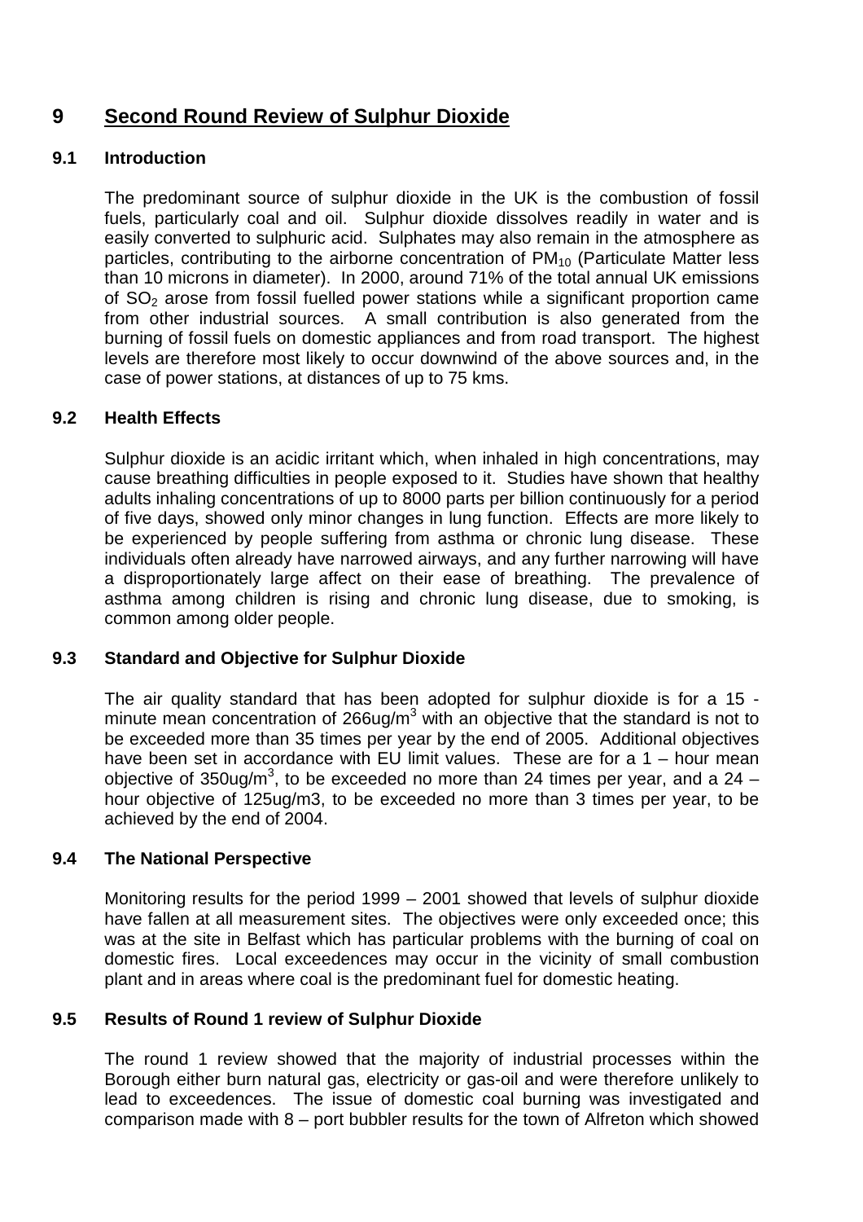# 9 Second Round Review of Sulphur Dioxide

## 9.1 Introduction

The predominant source of sulphur dioxide in the UK is the combustion of fossil fuels, particularly coal and oil. Sulphur dioxide dissolves readily in water and is easily converted to sulphuric acid. Sulphates may also remain in the atmosphere as particles, contributing to the airborne concentration of $PM_{10}$ (Particulate Matter less than 10 microns in diameter). In 2000, around 71% of the total annual UK emissions of $SO_2$ arose from fossil fuelled power stations while a significant proportion came from other industrial sources. A small contribution is also generated from the burning of fossil fuels on domestic appliances and from road transport. The highest levels are therefore most likely to occur downwind of the above sources and, in the case of power stations, at distances of up to 75 kms.

## 9.2 Health Effects

Sulphur dioxide is an acidic irritant which, when inhaled in high concentrations, may cause breathing difficulties in people exposed to it. Studies have shown that healthy adults inhaling concentrations of up to 8000 parts per billion continuously for a period of five days, showed only minor changes in lung function. Effects are more likely to be experienced by people suffering from asthma or chronic lung disease. These individuals often already have narrowed airways, and any further narrowing will have a disproportionately large affect on their ease of breathing. The prevalence of asthma among children is rising and chronic lung disease, due to smoking, is common among older people.

## 9.3 Standard and Objective for Sulphur Dioxide

The air quality standard that has been adopted for sulphur dioxide is for a 15 - minute mean concentration of 266ug/m$^3$ with an objective that the standard is not to be exceeded more than 35 times per year by the end of 2005. Additional objectives have been set in accordance with EU limit values. These are for a 1 – hour mean objective of 350ug/m$^3$, to be exceeded no more than 24 times per year, and a 24 – hour objective of 125ug/m3, to be exceeded no more than 3 times per year, to be achieved by the end of 2004.

## 9.4 The National Perspective

Monitoring results for the period 1999 – 2001 showed that levels of sulphur dioxide have fallen at all measurement sites. The objectives were only exceeded once; this was at the site in Belfast which has particular problems with the burning of coal on domestic fires. Local exceedences may occur in the vicinity of small combustion plant and in areas where coal is the predominant fuel for domestic heating.

## 9.5 Results of Round 1 review of Sulphur Dioxide

The round 1 review showed that the majority of industrial processes within the Borough either burn natural gas, electricity or gas-oil and were therefore unlikely to lead to exceedences. The issue of domestic coal burning was investigated and comparison made with 8 – port bubbler results for the town of Alfreton which showed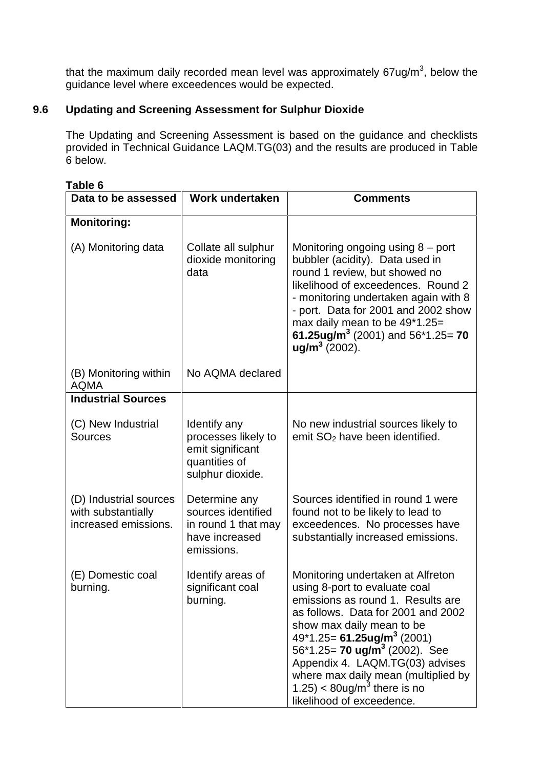that the maximum daily recorded mean level was approximately 67ug/m$^3$, below the guidance level where exceedences would be expected.

## 9.6 Updating and Screening Assessment for Sulphur Dioxide

The Updating and Screening Assessment is based on the guidance and checklists provided in Technical Guidance LAQM.TG(03) and the results are produced in Table 6 below.

**Table 6**

| Data to be assessed | Work undertaken | Comments |
|---|---|---|
| **Monitoring:** | | |
| (A) Monitoring data | Collate all sulphur dioxide monitoring data | Monitoring ongoing using 8 – port bubbler (acidity). Data used in round 1 review, but showed no likelihood of exceedences. Round 2 - monitoring undertaken again with 8 - port. Data for 2001 and 2002 show max daily mean to be 49*1.25= **61.25ug/m$^3$** (2001) and 56*1.25= **70 ug/m$^3$** (2002). |
| (B) Monitoring within AQMA | No AQMA declared | |
| **Industrial Sources** | | |
| (C) New Industrial Sources | Identify any processes likely to emit significant quantities of sulphur dioxide. | No new industrial sources likely to emit $SO_2$ have been identified. |
| (D) Industrial sources with substantially increased emissions. | Determine any sources identified in round 1 that may have increased emissions. | Sources identified in round 1 were found not to be likely to lead to exceedences. No processes have substantially increased emissions. |
| (E) Domestic coal burning. | Identify areas of significant coal burning. | Monitoring undertaken at Alfreton using 8-port to evaluate coal emissions as round 1. Results are as follows. Data for 2001 and 2002 show max daily mean to be 49*1.25= **61.25ug/m$^3$** (2001) 56*1.25= **70 ug/m$^3$** (2002). See Appendix 4. LAQM.TG(03) advises where max daily mean (multiplied by 1.25) < 80ug/m$^3$ there is no likelihood of exceedence. |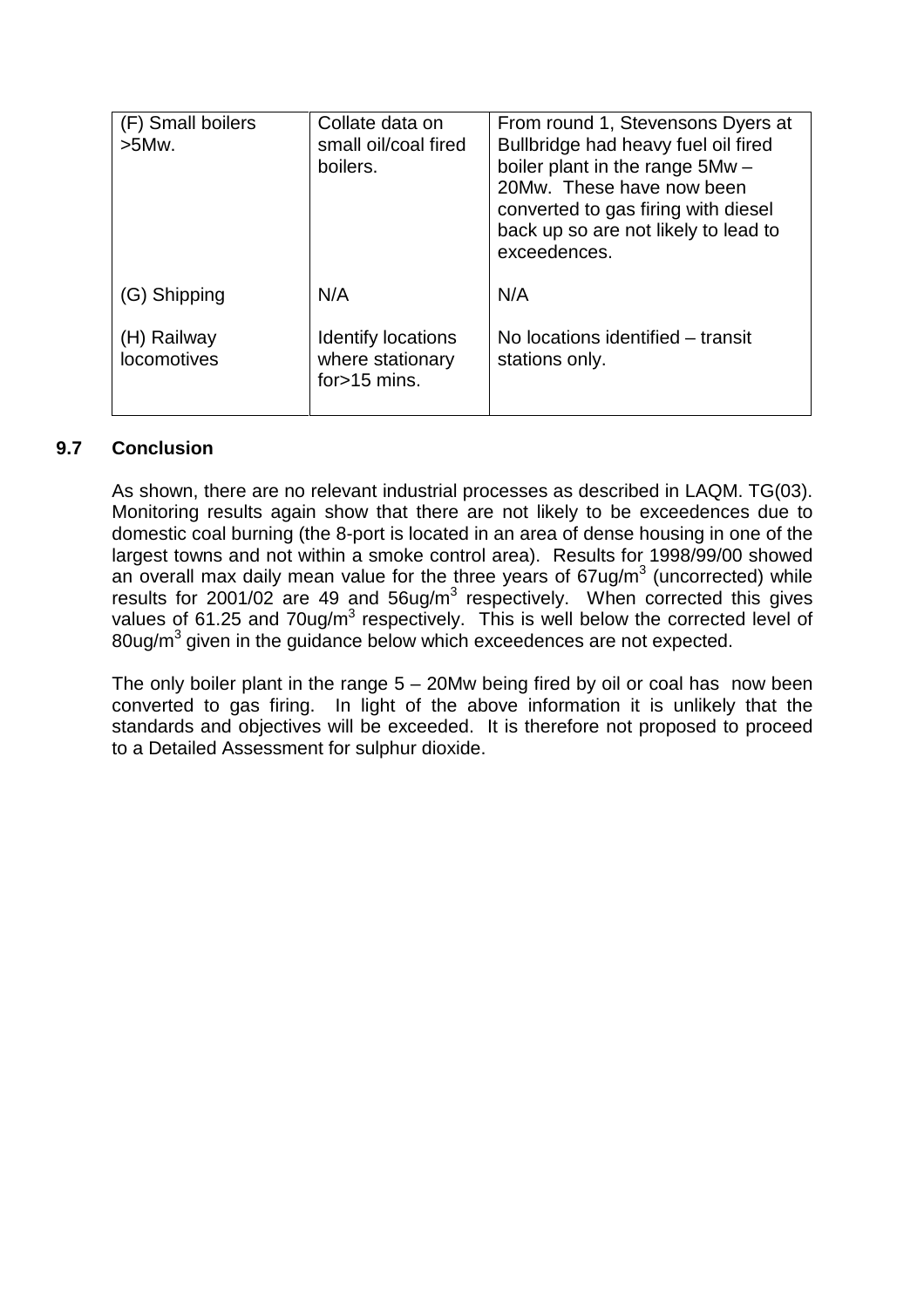| (F) Small boilers >5Mw. | Collate data on small oil/coal fired boilers. | From round 1, Stevensons Dyers at Bullbridge had heavy fuel oil fired boiler plant in the range 5Mw – 20Mw. These have now been converted to gas firing with diesel back up so are not likely to lead to exceedences. |
|---|---|---|
| (G) Shipping | N/A | N/A |
| (H) Railway locomotives | Identify locations where stationary for>15 mins. | No locations identified – transit stations only. |

### 9.7 Conclusion

As shown, there are no relevant industrial processes as described in LAQM. TG(03). Monitoring results again show that there are not likely to be exceedences due to domestic coal burning (the 8-port is located in an area of dense housing in one of the largest towns and not within a smoke control area). Results for 1998/99/00 showed an overall max daily mean value for the three years of 67ug/$m^3$ (uncorrected) while results for 2001/02 are 49 and 56ug/$m^3$ respectively. When corrected this gives values of 61.25 and 70ug/$m^3$ respectively. This is well below the corrected level of 80ug/$m^3$ given in the guidance below which exceedences are not expected.

The only boiler plant in the range 5 – 20Mw being fired by oil or coal has now been converted to gas firing. In light of the above information it is unlikely that the standards and objectives will be exceeded. It is therefore not proposed to proceed to a Detailed Assessment for sulphur dioxide.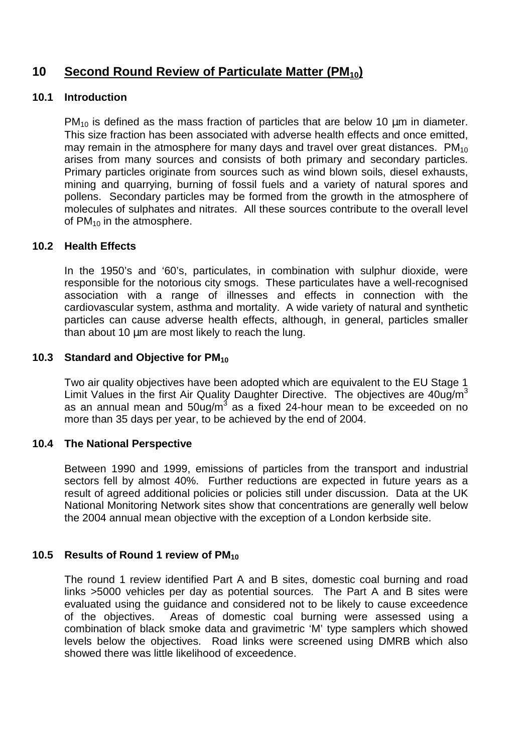# 10 Second Round Review of Particulate Matter ($PM_{10}$)

## 10.1 Introduction

$PM_{10}$ is defined as the mass fraction of particles that are below 10 µm in diameter. This size fraction has been associated with adverse health effects and once emitted, may remain in the atmosphere for many days and travel over great distances. $PM_{10}$ arises from many sources and consists of both primary and secondary particles. Primary particles originate from sources such as wind blown soils, diesel exhausts, mining and quarrying, burning of fossil fuels and a variety of natural spores and pollens. Secondary particles may be formed from the growth in the atmosphere of molecules of sulphates and nitrates. All these sources contribute to the overall level of $PM_{10}$ in the atmosphere.

## 10.2 Health Effects

In the 1950's and '60's, particulates, in combination with sulphur dioxide, were responsible for the notorious city smogs. These particulates have a well-recognised association with a range of illnesses and effects in connection with the cardiovascular system, asthma and mortality. A wide variety of natural and synthetic particles can cause adverse health effects, although, in general, particles smaller than about 10 µm are most likely to reach the lung.

## 10.3 Standard and Objective for $PM_{10}$

Two air quality objectives have been adopted which are equivalent to the EU Stage 1 Limit Values in the first Air Quality Daughter Directive. The objectives are 40ug/$m^3$ as an annual mean and 50ug/$m^3$ as a fixed 24-hour mean to be exceeded on no more than 35 days per year, to be achieved by the end of 2004.

## 10.4 The National Perspective

Between 1990 and 1999, emissions of particles from the transport and industrial sectors fell by almost 40%. Further reductions are expected in future years as a result of agreed additional policies or policies still under discussion. Data at the UK National Monitoring Network sites show that concentrations are generally well below the 2004 annual mean objective with the exception of a London kerbside site.

## 10.5 Results of Round 1 review of $PM_{10}$

The round 1 review identified Part A and B sites, domestic coal burning and road links >5000 vehicles per day as potential sources. The Part A and B sites were evaluated using the guidance and considered not to be likely to cause exceedence of the objectives. Areas of domestic coal burning were assessed using a combination of black smoke data and gravimetric 'M' type samplers which showed levels below the objectives. Road links were screened using DMRB which also showed there was little likelihood of exceedence.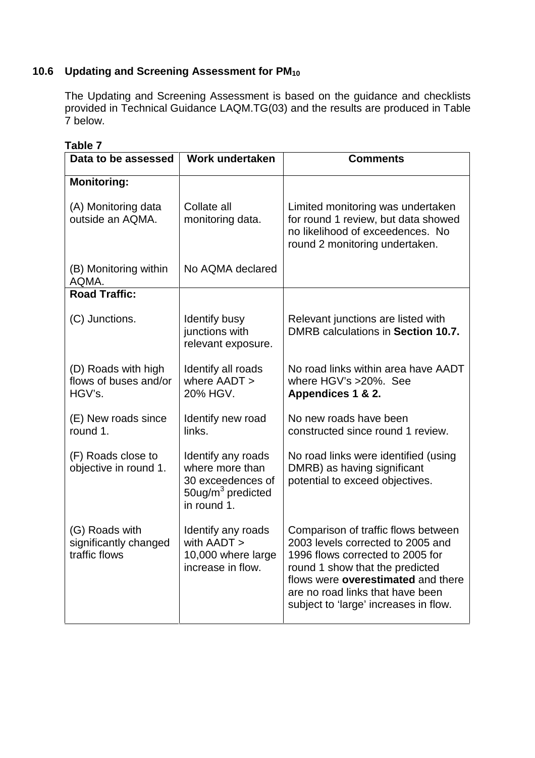### 10.6 Updating and Screening Assessment for $PM_{10}$

The Updating and Screening Assessment is based on the guidance and checklists provided in Technical Guidance LAQM.TG(03) and the results are produced in Table 7 below.

**Table 7**

| Data to be assessed | Work undertaken | Comments |
|---|---|---|
| **Monitoring:** | | |
| (A) Monitoring data outside an AQMA. | Collate all monitoring data. | Limited monitoring was undertaken for round 1 review, but data showed no likelihood of exceedences. No round 2 monitoring undertaken. |
| (B) Monitoring within AQMA. | No AQMA declared | |
| **Road Traffic:** | | |
| (C) Junctions. | Identify busy junctions with relevant exposure. | Relevant junctions are listed with DMRB calculations in **Section 10.7.** |
| (D) Roads with high flows of buses and/or HGV's. | Identify all roads where AADT > 20% HGV. | No road links within area have AADT where HGV's >20%. See **Appendices 1 & 2.** |
| (E) New roads since round 1. | Identify new road links. | No new roads have been constructed since round 1 review. |
| (F) Roads close to objective in round 1. | Identify any roads where more than 30 exceedences of 50ug/m$^3$ predicted in round 1. | No road links were identified (using DMRB) as having significant potential to exceed objectives. |
| (G) Roads with significantly changed traffic flows | Identify any roads with AADT > 10,000 where large increase in flow. | Comparison of traffic flows between 2003 levels corrected to 2005 and 1996 flows corrected to 2005 for round 1 show that the predicted flows were **overestimated** and there are no road links that have been subject to 'large' increases in flow. |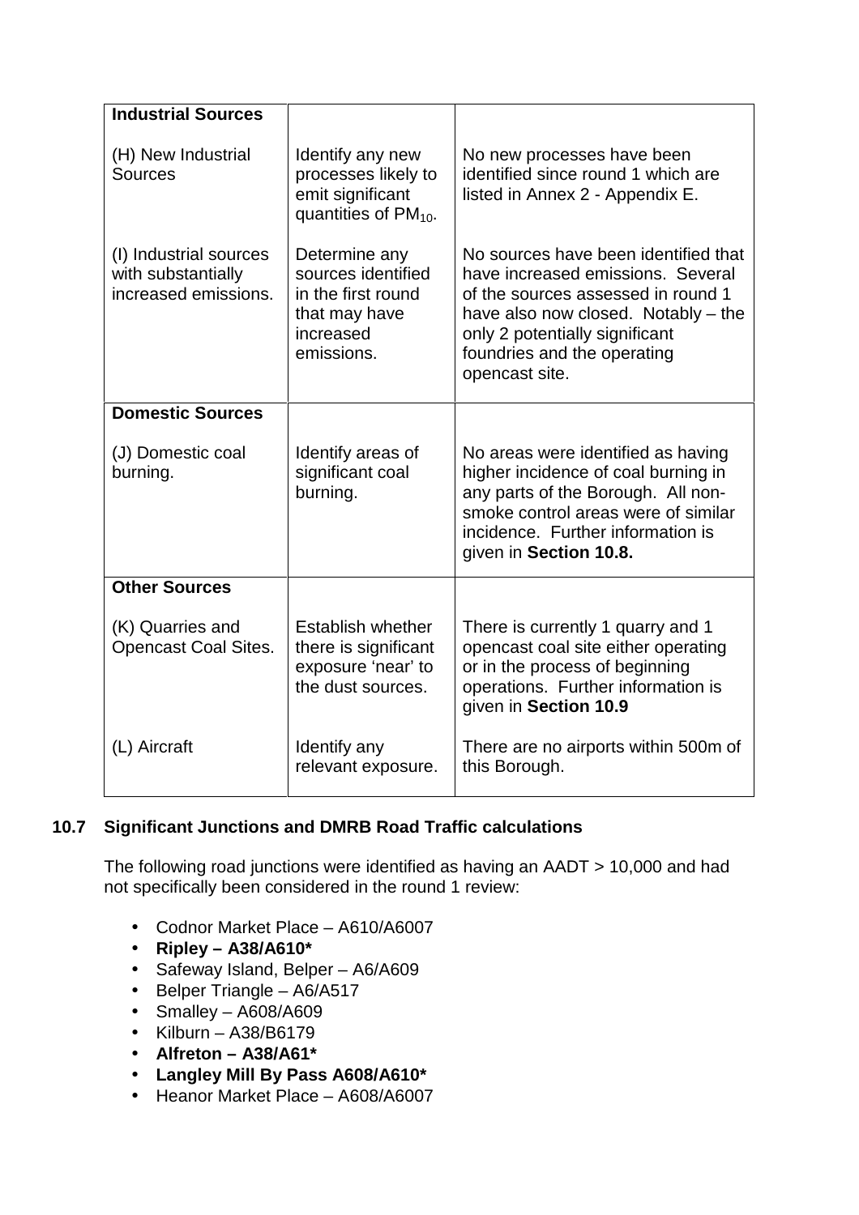| **Industrial Sources** | | |
|---|---|---|
| (H) New Industrial Sources | Identify any new processes likely to emit significant quantities of $PM_{10}$. | No new processes have been identified since round 1 which are listed in Annex 2 - Appendix E. |
| (I) Industrial sources with substantially increased emissions. | Determine any sources identified in the first round that may have increased emissions. | No sources have been identified that have increased emissions. Several of the sources assessed in round 1 have also now closed. Notably – the only 2 potentially significant foundries and the operating opencast site. |
| **Domestic Sources** | | |
| (J) Domestic coal burning. | Identify areas of significant coal burning. | No areas were identified as having higher incidence of coal burning in any parts of the Borough. All non-smoke control areas were of similar incidence. Further information is given in **Section 10.8.** |
| **Other Sources** | | |
| (K) Quarries and Opencast Coal Sites. | Establish whether there is significant exposure 'near' to the dust sources. | There is currently 1 quarry and 1 opencast coal site either operating or in the process of beginning operations. Further information is given in **Section 10.9** |
| (L) Aircraft | Identify any relevant exposure. | There are no airports within 500m of this Borough. |

## 10.7 Significant Junctions and DMRB Road Traffic calculations

The following road junctions were identified as having an AADT > 10,000 and had not specifically been considered in the round 1 review:

- Codnor Market Place – A610/A6007
- **Ripley – A38/A610***
- Safeway Island, Belper – A6/A609
- Belper Triangle – A6/A517
- Smalley – A608/A609
- Kilburn – A38/B6179
- **Alfreton – A38/A61***
- **Langley Mill By Pass A608/A610***
- Heanor Market Place – A608/A6007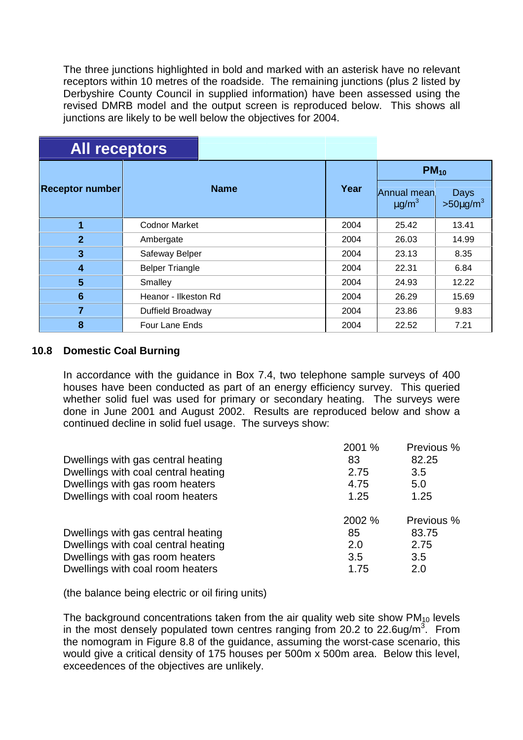The three junctions highlighted in bold and marked with an asterisk have no relevant receptors within 10 metres of the roadside. The remaining junctions (plus 2 listed by Derbyshire County Council in supplied information) have been assessed using the revised DMRB model and the output screen is reproduced below. This shows all junctions are likely to be well below the objectives for 2004.

**All receptors**

| Receptor number | Name | Year | $PM_{10}$ | |
|---|---|---|---|---|
| | | | Annual mean $\mu g/m^3$ | Days $>50\mu g/m^3$ |
| **1** | Codnor Market | 2004 | 25.42 | 13.41 |
| **2** | Ambergate | 2004 | 26.03 | 14.99 |
| **3** | Safeway Belper | 2004 | 23.13 | 8.35 |
| **4** | Belper Triangle | 2004 | 22.31 | 6.84 |
| **5** | Smalley | 2004 | 24.93 | 12.22 |
| **6** | Heanor - Ilkeston Rd | 2004 | 26.29 | 15.69 |
| **7** | Duffield Broadway | 2004 | 23.86 | 9.83 |
| **8** | Four Lane Ends | 2004 | 22.52 | 7.21 |

## 10.8 Domestic Coal Burning

In accordance with the guidance in Box 7.4, two telephone sample surveys of 400 houses have been conducted as part of an energy efficiency survey. This queried whether solid fuel was used for primary or secondary heating. The surveys were done in June 2001 and August 2002. Results are reproduced below and show a continued decline in solid fuel usage. The surveys show:

| | 2001 % | Previous % |
|---|---|---|
| Dwellings with gas central heating | 83 | 82.25 |
| Dwellings with coal central heating | 2.75 | 3.5 |
| Dwellings with gas room heaters | 4.75 | 5.0 |
| Dwellings with coal room heaters | 1.25 | 1.25 |

| | 2002 % | Previous % |
|---|---|---|
| Dwellings with gas central heating | 85 | 83.75 |
| Dwellings with coal central heating | 2.0 | 2.75 |
| Dwellings with gas room heaters | 3.5 | 3.5 |
| Dwellings with coal room heaters | 1.75 | 2.0 |

(the balance being electric or oil firing units)

The background concentrations taken from the air quality web site show $PM_{10}$ levels in the most densely populated town centres ranging from 20.2 to 22.6ug/m$^3$. From the nomogram in Figure 8.8 of the guidance, assuming the worst-case scenario, this would give a critical density of 175 houses per 500m x 500m area. Below this level, exceedences of the objectives are unlikely.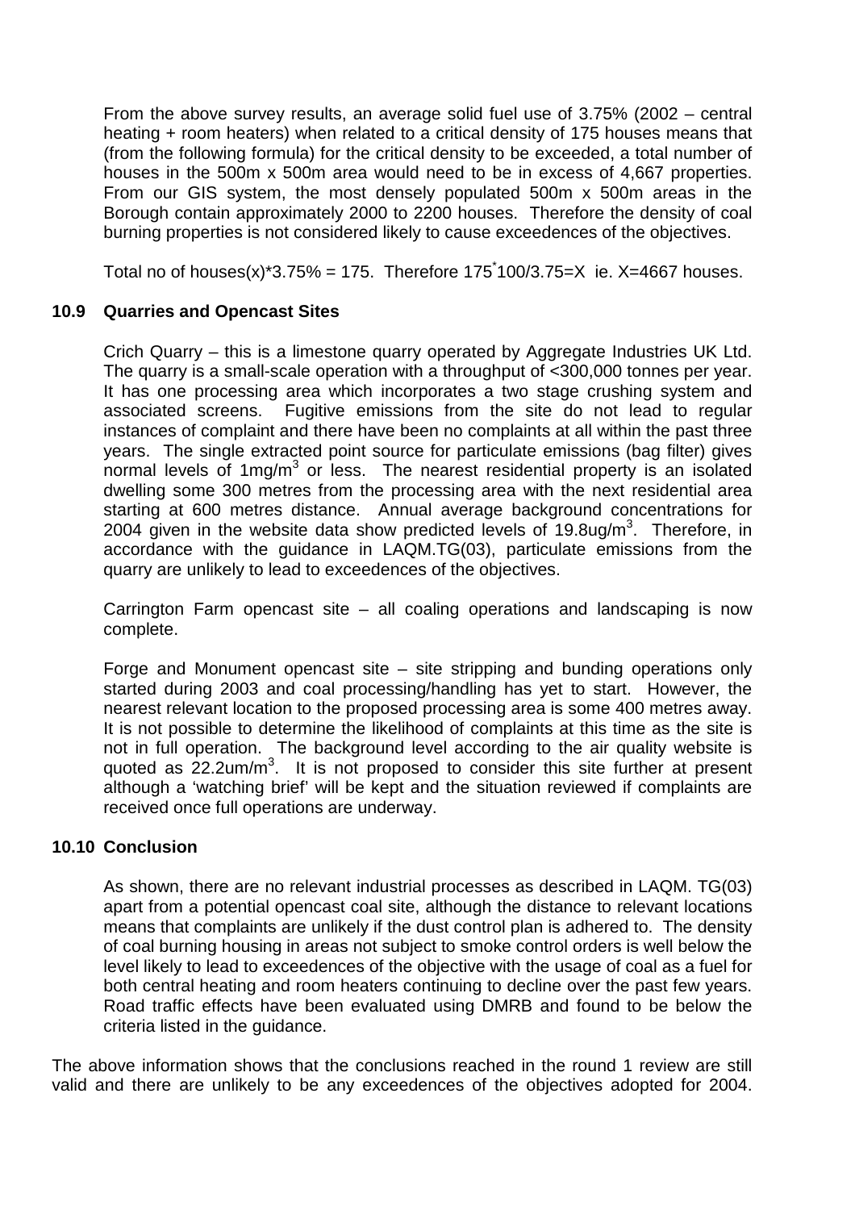From the above survey results, an average solid fuel use of 3.75% (2002 – central heating + room heaters) when related to a critical density of 175 houses means that (from the following formula) for the critical density to be exceeded, a total number of houses in the 500m x 500m area would need to be in excess of 4,667 properties. From our GIS system, the most densely populated 500m x 500m areas in the Borough contain approximately 2000 to 2200 houses. Therefore the density of coal burning properties is not considered likely to cause exceedences of the objectives.

Total no of houses(x)*3.75% = 175. Therefore 175*100/3.75=X ie. X=4667 houses.

### 10.9 Quarries and Opencast Sites

Crich Quarry – this is a limestone quarry operated by Aggregate Industries UK Ltd. The quarry is a small-scale operation with a throughput of <300,000 tonnes per year. It has one processing area which incorporates a two stage crushing system and associated screens. Fugitive emissions from the site do not lead to regular instances of complaint and there have been no complaints at all within the past three years. The single extracted point source for particulate emissions (bag filter) gives normal levels of 1mg/m$^3$ or less. The nearest residential property is an isolated dwelling some 300 metres from the processing area with the next residential area starting at 600 metres distance. Annual average background concentrations for 2004 given in the website data show predicted levels of 19.8ug/m$^3$. Therefore, in accordance with the guidance in LAQM.TG(03), particulate emissions from the quarry are unlikely to lead to exceedences of the objectives.

Carrington Farm opencast site – all coaling operations and landscaping is now complete.

Forge and Monument opencast site – site stripping and bunding operations only started during 2003 and coal processing/handling has yet to start. However, the nearest relevant location to the proposed processing area is some 400 metres away. It is not possible to determine the likelihood of complaints at this time as the site is not in full operation. The background level according to the air quality website is quoted as 22.2um/m$^3$. It is not proposed to consider this site further at present although a 'watching brief' will be kept and the situation reviewed if complaints are received once full operations are underway.

### 10.10 Conclusion

As shown, there are no relevant industrial processes as described in LAQM. TG(03) apart from a potential opencast coal site, although the distance to relevant locations means that complaints are unlikely if the dust control plan is adhered to. The density of coal burning housing in areas not subject to smoke control orders is well below the level likely to lead to exceedences of the objective with the usage of coal as a fuel for both central heating and room heaters continuing to decline over the past few years. Road traffic effects have been evaluated using DMRB and found to be below the criteria listed in the guidance.

The above information shows that the conclusions reached in the round 1 review are still valid and there are unlikely to be any exceedences of the objectives adopted for 2004.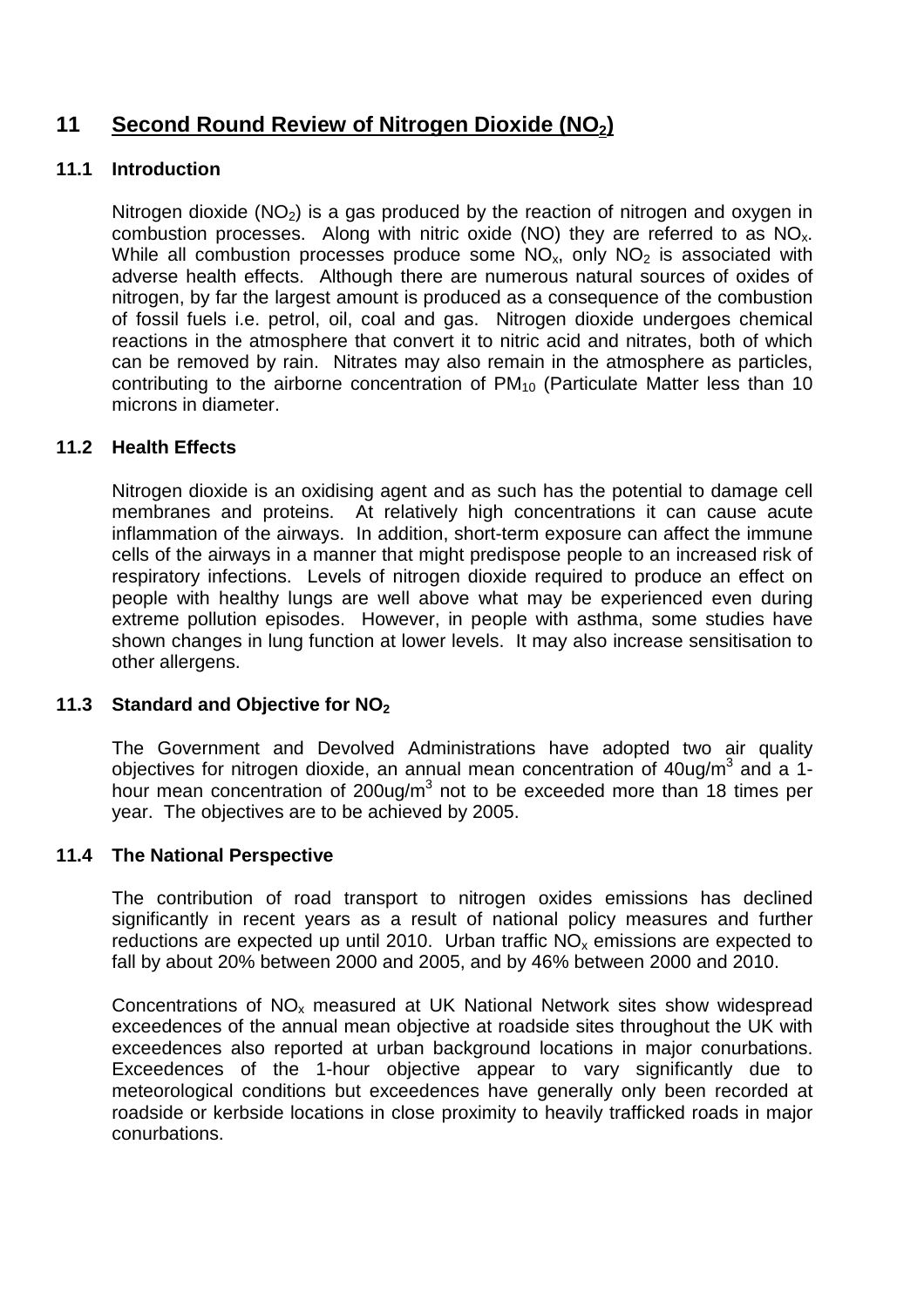# 11 Second Round Review of Nitrogen Dioxide ($NO_2$)

## 11.1 Introduction

Nitrogen dioxide ($NO_2$) is a gas produced by the reaction of nitrogen and oxygen in combustion processes. Along with nitric oxide (NO) they are referred to as $NO_x$. While all combustion processes produce some $NO_x$, only $NO_2$ is associated with adverse health effects. Although there are numerous natural sources of oxides of nitrogen, by far the largest amount is produced as a consequence of the combustion of fossil fuels i.e. petrol, oil, coal and gas. Nitrogen dioxide undergoes chemical reactions in the atmosphere that convert it to nitric acid and nitrates, both of which can be removed by rain. Nitrates may also remain in the atmosphere as particles, contributing to the airborne concentration of $PM_{10}$ (Particulate Matter less than 10 microns in diameter.

## 11.2 Health Effects

Nitrogen dioxide is an oxidising agent and as such has the potential to damage cell membranes and proteins. At relatively high concentrations it can cause acute inflammation of the airways. In addition, short-term exposure can affect the immune cells of the airways in a manner that might predispose people to an increased risk of respiratory infections. Levels of nitrogen dioxide required to produce an effect on people with healthy lungs are well above what may be experienced even during extreme pollution episodes. However, in people with asthma, some studies have shown changes in lung function at lower levels. It may also increase sensitisation to other allergens.

## 11.3 Standard and Objective for $NO_2$

The Government and Devolved Administrations have adopted two air quality objectives for nitrogen dioxide, an annual mean concentration of 40ug/$m^3$ and a 1-hour mean concentration of 200ug/$m^3$ not to be exceeded more than 18 times per year. The objectives are to be achieved by 2005.

## 11.4 The National Perspective

The contribution of road transport to nitrogen oxides emissions has declined significantly in recent years as a result of national policy measures and further reductions are expected up until 2010. Urban traffic $NO_x$ emissions are expected to fall by about 20% between 2000 and 2005, and by 46% between 2000 and 2010.

Concentrations of $NO_x$ measured at UK National Network sites show widespread exceedences of the annual mean objective at roadside sites throughout the UK with exceedences also reported at urban background locations in major conurbations. Exceedences of the 1-hour objective appear to vary significantly due to meteorological conditions but exceedences have generally only been recorded at roadside or kerbside locations in close proximity to heavily trafficked roads in major conurbations.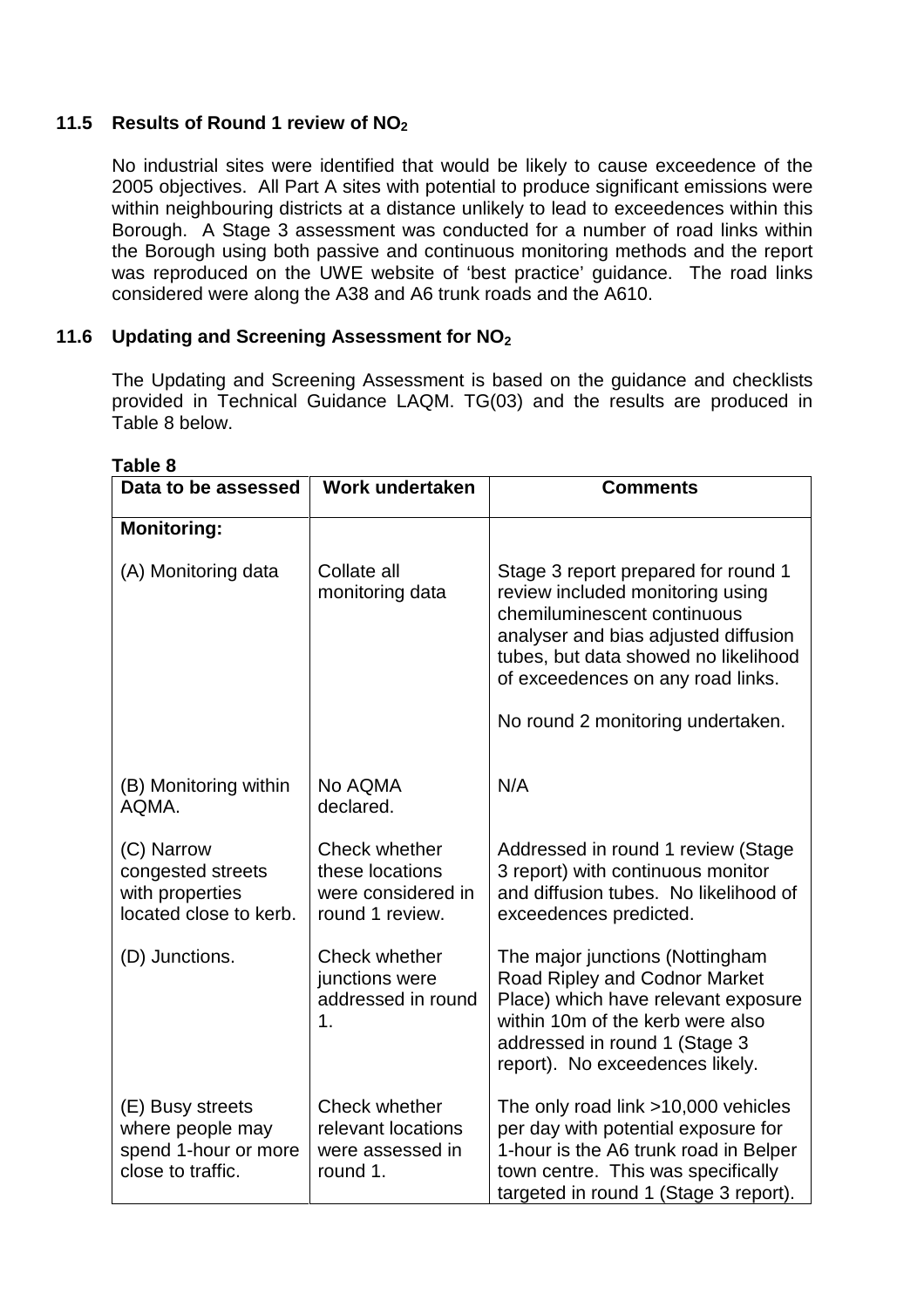### 11.5 Results of Round 1 review of $NO_2$

No industrial sites were identified that would be likely to cause exceedence of the 2005 objectives. All Part A sites with potential to produce significant emissions were within neighbouring districts at a distance unlikely to lead to exceedences within this Borough. A Stage 3 assessment was conducted for a number of road links within the Borough using both passive and continuous monitoring methods and the report was reproduced on the UWE website of 'best practice' guidance. The road links considered were along the A38 and A6 trunk roads and the A610.

### 11.6 Updating and Screening Assessment for $NO_2$

The Updating and Screening Assessment is based on the guidance and checklists provided in Technical Guidance LAQM. TG(03) and the results are produced in Table 8 below.

**Table 8**

| Data to be assessed | Work undertaken | Comments |
|---|---|---|
| **Monitoring:** | | |
| (A) Monitoring data | Collate all monitoring data | Stage 3 report prepared for round 1 review included monitoring using chemiluminescent continuous analyser and bias adjusted diffusion tubes, but data showed no likelihood of exceedences on any road links.<br><br>No round 2 monitoring undertaken. |
| (B) Monitoring within AQMA. | No AQMA declared. | N/A |
| (C) Narrow congested streets with properties located close to kerb. | Check whether these locations were considered in round 1 review. | Addressed in round 1 review (Stage 3 report) with continuous monitor and diffusion tubes. No likelihood of exceedences predicted. |
| (D) Junctions. | Check whether junctions were addressed in round 1. | The major junctions (Nottingham Road Ripley and Codnor Market Place) which have relevant exposure within 10m of the kerb were also addressed in round 1 (Stage 3 report). No exceedences likely. |
| (E) Busy streets where people may spend 1-hour or more close to traffic. | Check whether relevant locations were assessed in round 1. | The only road link >10,000 vehicles per day with potential exposure for 1-hour is the A6 trunk road in Belper town centre. This was specifically targeted in round 1 (Stage 3 report). |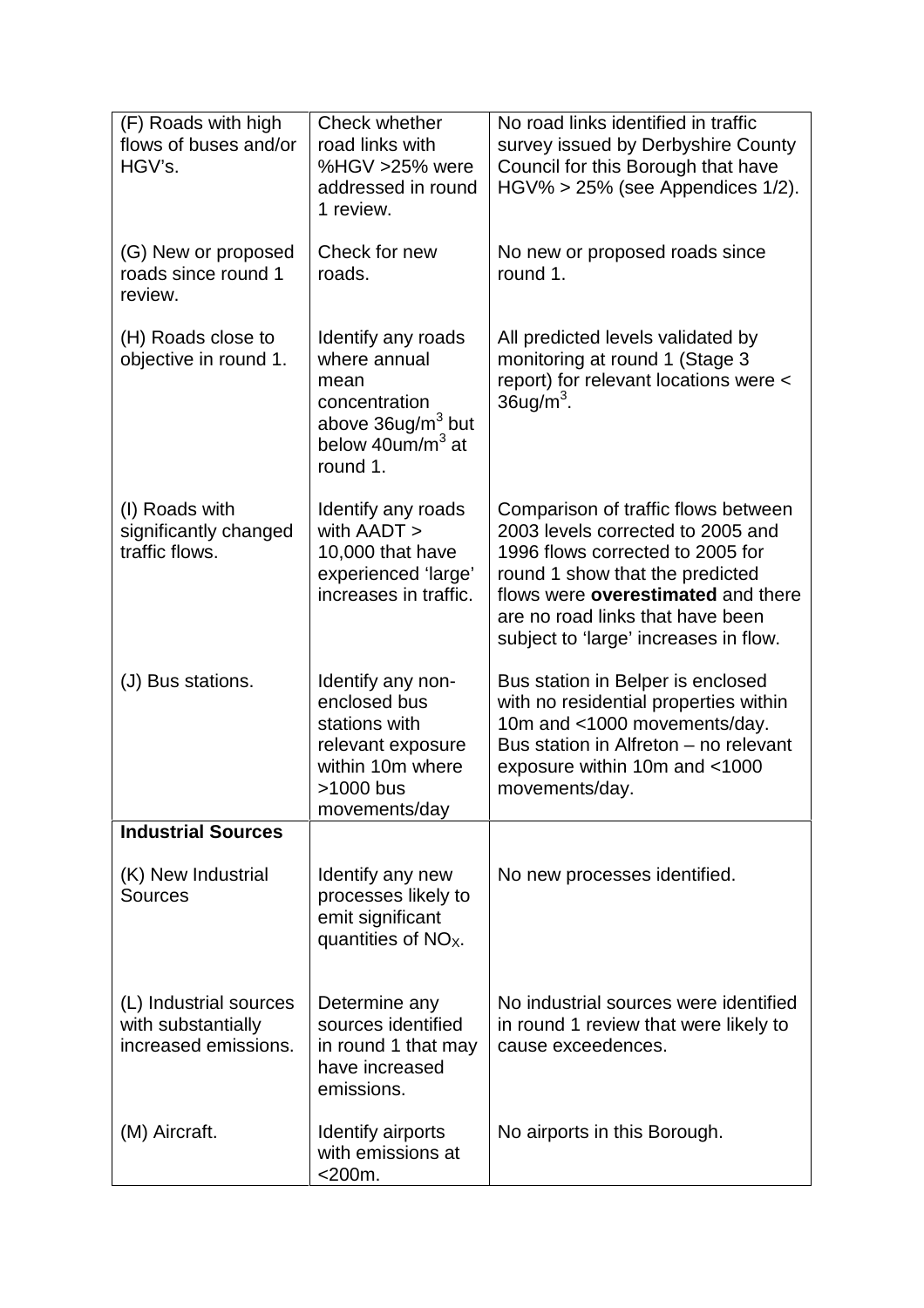| | | |
|---|---|---|
| (F) Roads with high flows of buses and/or HGV's. | Check whether road links with %HGV >25% were addressed in round 1 review. | No road links identified in traffic survey issued by Derbyshire County Council for this Borough that have HGV% > 25% (see Appendices 1/2). |
| (G) New or proposed roads since round 1 review. | Check for new roads. | No new or proposed roads since round 1. |
| (H) Roads close to objective in round 1. | Identify any roads where annual mean concentration above 36ug/m$^3$ but below 40um/m$^3$ at round 1. | All predicted levels validated by monitoring at round 1 (Stage 3 report) for relevant locations were < 36ug/m$^3$. |
| (I) Roads with significantly changed traffic flows. | Identify any roads with AADT > 10,000 that have experienced 'large' increases in traffic. | Comparison of traffic flows between 2003 levels corrected to 2005 and 1996 flows corrected to 2005 for round 1 show that the predicted flows were **overestimated** and there are no road links that have been subject to 'large' increases in flow. |
| (J) Bus stations. | Identify any non-enclosed bus stations with relevant exposure within 10m where >1000 bus movements/day | Bus station in Belper is enclosed with no residential properties within 10m and <1000 movements/day. Bus station in Alfreton – no relevant exposure within 10m and <1000 movements/day. |
| **Industrial Sources** | | |
| (K) New Industrial Sources | Identify any new processes likely to emit significant quantities of $NO_X$. | No new processes identified. |
| (L) Industrial sources with substantially increased emissions. | Determine any sources identified in round 1 that may have increased emissions. | No industrial sources were identified in round 1 review that were likely to cause exceedences. |
| (M) Aircraft. | Identify airports with emissions at <200m. | No airports in this Borough. |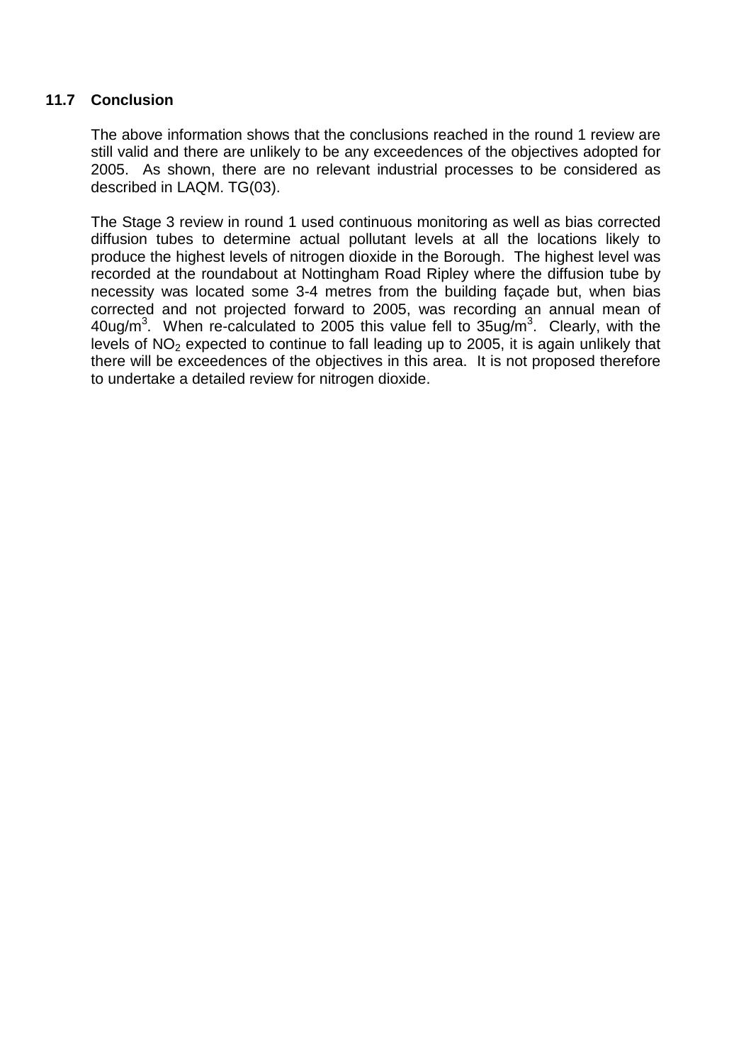### 11.7 Conclusion

The above information shows that the conclusions reached in the round 1 review are still valid and there are unlikely to be any exceedences of the objectives adopted for 2005. As shown, there are no relevant industrial processes to be considered as described in LAQM. TG(03).

The Stage 3 review in round 1 used continuous monitoring as well as bias corrected diffusion tubes to determine actual pollutant levels at all the locations likely to produce the highest levels of nitrogen dioxide in the Borough. The highest level was recorded at the roundabout at Nottingham Road Ripley where the diffusion tube by necessity was located some 3-4 metres from the building façade but, when bias corrected and not projected forward to 2005, was recording an annual mean of 40ug/$m^3$. When re-calculated to 2005 this value fell to 35ug/$m^3$. Clearly, with the levels of $NO_2$ expected to continue to fall leading up to 2005, it is again unlikely that there will be exceedences of the objectives in this area. It is not proposed therefore to undertake a detailed review for nitrogen dioxide.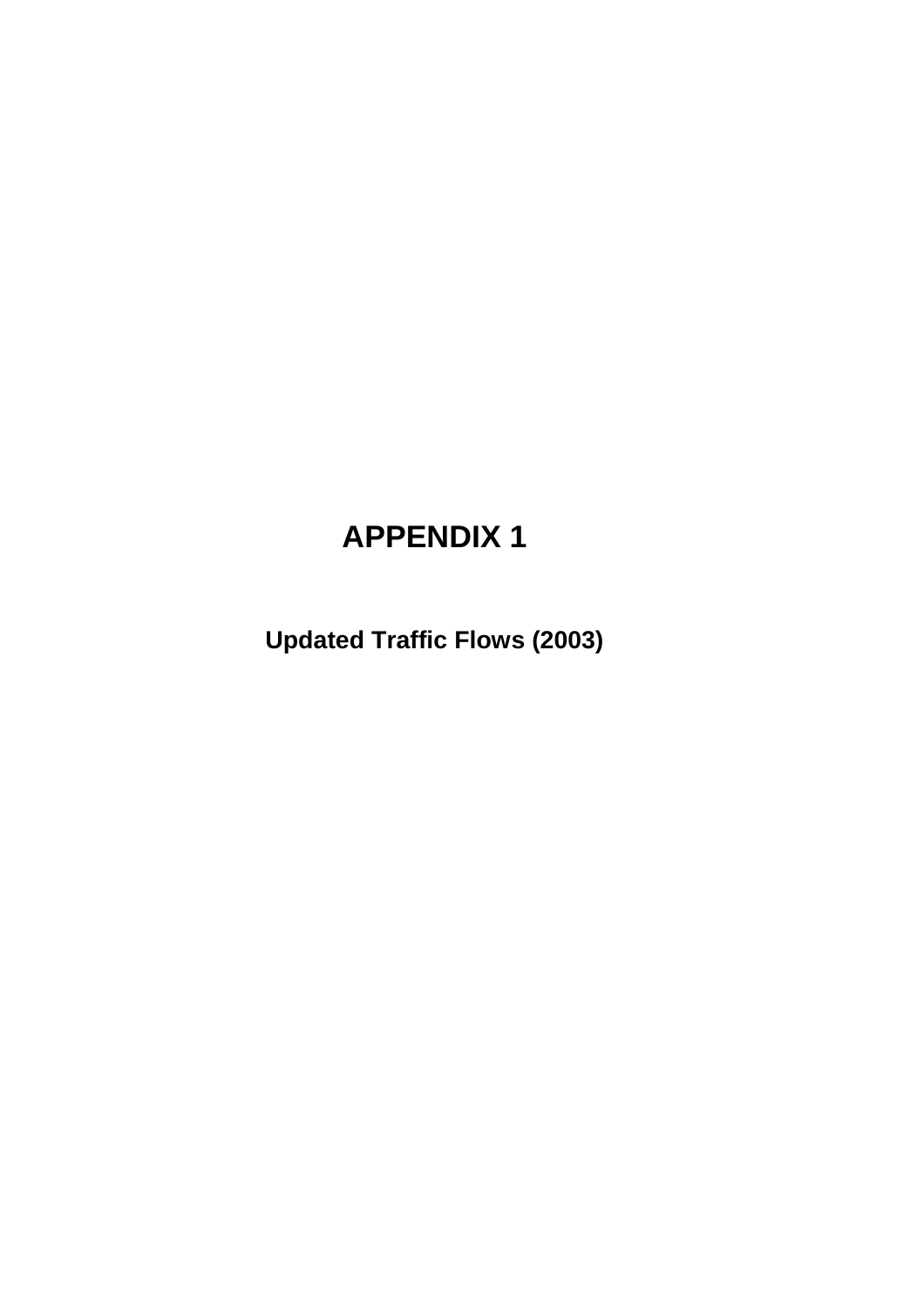# APPENDIX 1

## Updated Traffic Flows (2003)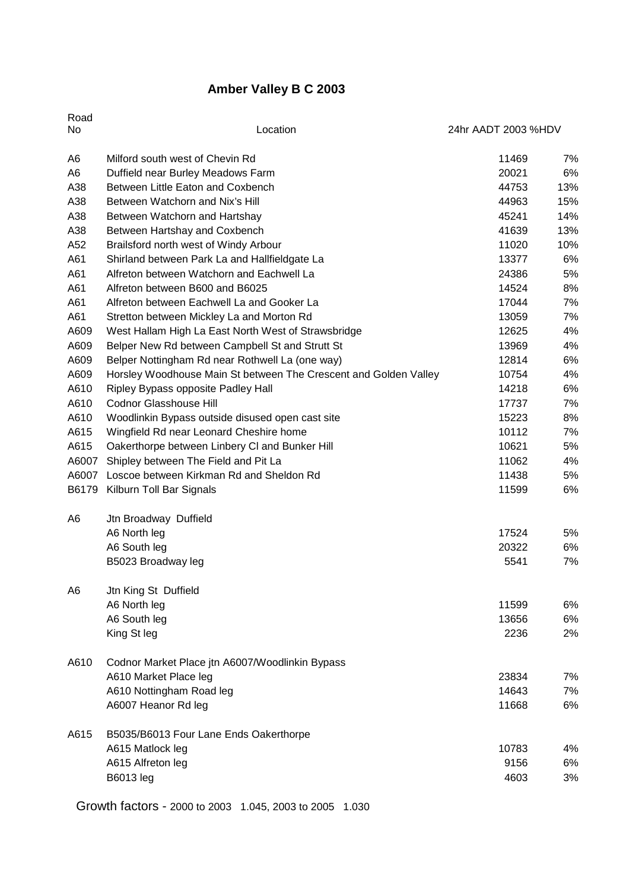# Amber Valley B C 2003

| Road No | Location | 24hr AADT 2003 | %HDV |
|---|---|---|---|
| A6 | Milford south west of Chevin Rd | 11469 | 7% |
| A6 | Duffield near Burley Meadows Farm | 20021 | 6% |
| A38 | Between Little Eaton and Coxbench | 44753 | 13% |
| A38 | Between Watchorn and Nix's Hill | 44963 | 15% |
| A38 | Between Watchorn and Hartshay | 45241 | 14% |
| A38 | Between Hartshay and Coxbench | 41639 | 13% |
| A52 | Brailsford north west of Windy Arbour | 11020 | 10% |
| A61 | Shirland between Park La and Hallfieldgate La | 13377 | 6% |
| A61 | Alfreton between Watchorn and Eachwell La | 24386 | 5% |
| A61 | Alfreton between B600 and B6025 | 14524 | 8% |
| A61 | Alfreton between Eachwell La and Gooker La | 17044 | 7% |
| A61 | Stretton between Mickley La and Morton Rd | 13059 | 7% |
| A609 | West Hallam High La East North West of Strawsbridge | 12625 | 4% |
| A609 | Belper New Rd between Campbell St and Strutt St | 13969 | 4% |
| A609 | Belper Nottingham Rd near Rothwell La (one way) | 12814 | 6% |
| A609 | Horsley Woodhouse Main St between The Crescent and Golden Valley | 10754 | 4% |
| A610 | Ripley Bypass opposite Padley Hall | 14218 | 6% |
| A610 | Codnor Glasshouse Hill | 17737 | 7% |
| A610 | Woodlinkin Bypass outside disused open cast site | 15223 | 8% |
| A615 | Wingfield Rd near Leonard Cheshire home | 10112 | 7% |
| A615 | Oakerthorpe between Linbery Cl and Bunker Hill | 10621 | 5% |
| A6007 | Shipley between The Field and Pit La | 11062 | 4% |
| A6007 | Loscoe between Kirkman Rd and Sheldon Rd | 11438 | 5% |
| B6179 | Kilburn Toll Bar Signals | 11599 | 6% |
| | | | |
| A6 | Jtn Broadway Duffield | | |
| | A6 North leg | 17524 | 5% |
| | A6 South leg | 20322 | 6% |
| | B5023 Broadway leg | 5541 | 7% |
| | | | |
| A6 | Jtn King St Duffield | | |
| | A6 North leg | 11599 | 6% |
| | A6 South leg | 13656 | 6% |
| | King St leg | 2236 | 2% |
| | | | |
| A610 | Codnor Market Place jtn A6007/Woodlinkin Bypass | | |
| | A610 Market Place leg | 23834 | 7% |
| | A610 Nottingham Road leg | 14643 | 7% |
| | A6007 Heanor Rd leg | 11668 | 6% |
| | | | |
| A615 | B5035/B6013 Four Lane Ends Oakerthorpe | | |
| | A615 Matlock leg | 10783 | 4% |
| | A615 Alfreton leg | 9156 | 6% |
| | B6013 leg | 4603 | 3% |

Growth factors - 2000 to 2003 1.045, 2003 to 2005 1.030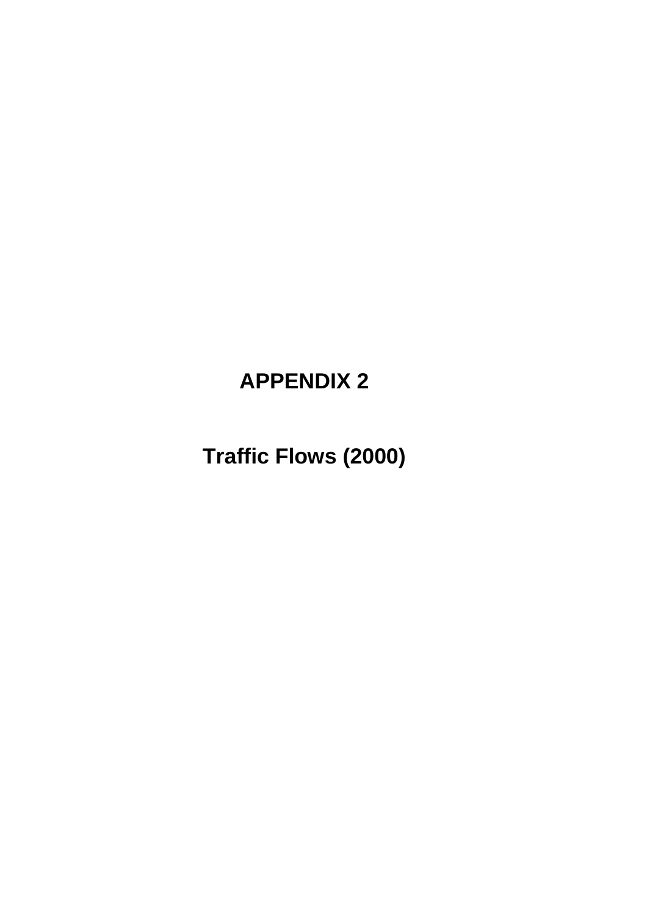# APPENDIX 2

## Traffic Flows (2000)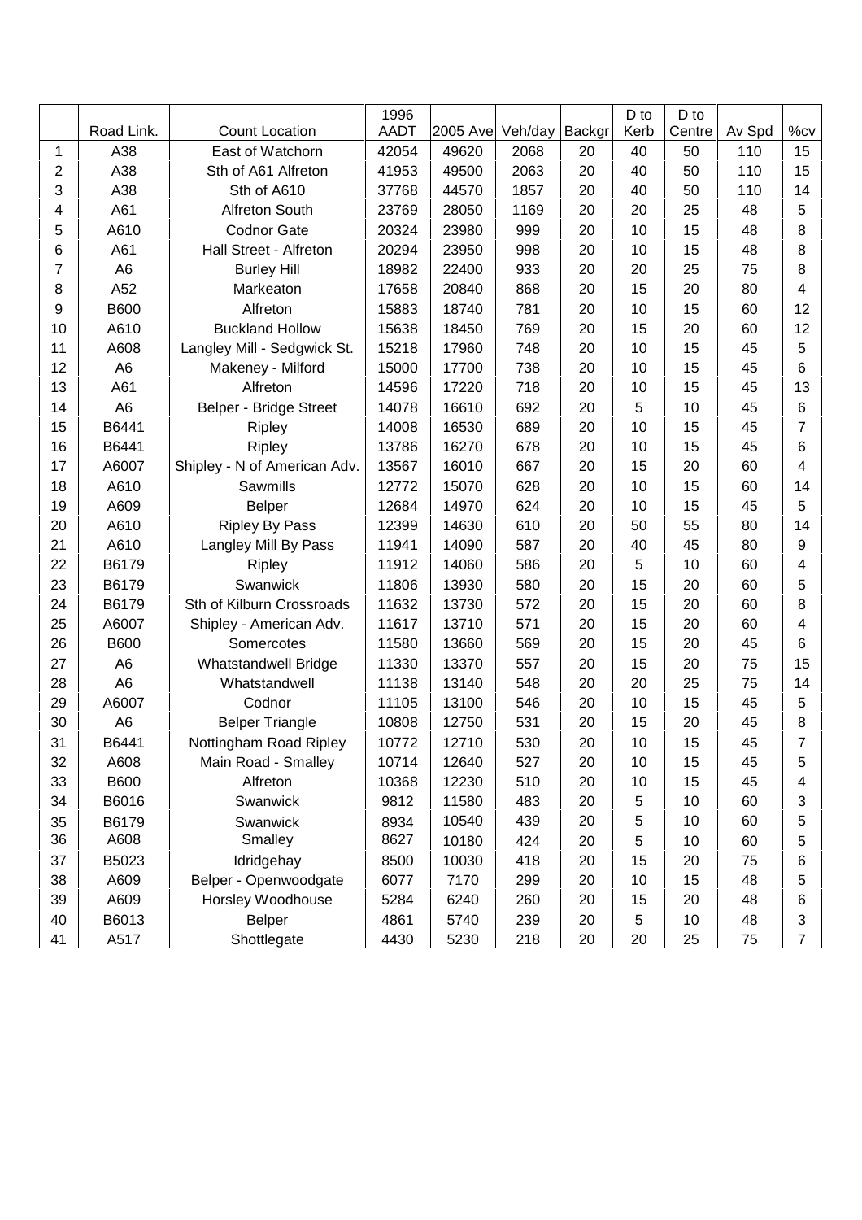| | Road Link. | Count Location | 1996 AADT | 2005 Ave | Veh/day | Backgr | D to Kerb | D to Centre | Av Spd | %cv |
|---|---|---|---|---|---|---|---|---|---|---|
| 1 | A38 | East of Watchorn | 42054 | 49620 | 2068 | 20 | 40 | 50 | 110 | 15 |
| 2 | A38 | Sth of A61 Alfreton | 41953 | 49500 | 2063 | 20 | 40 | 50 | 110 | 15 |
| 3 | A38 | Sth of A610 | 37768 | 44570 | 1857 | 20 | 40 | 50 | 110 | 14 |
| 4 | A61 | Alfreton South | 23769 | 28050 | 1169 | 20 | 20 | 25 | 48 | 5 |
| 5 | A610 | Codnor Gate | 20324 | 23980 | 999 | 20 | 10 | 15 | 48 | 8 |
| 6 | A61 | Hall Street - Alfreton | 20294 | 23950 | 998 | 20 | 10 | 15 | 48 | 8 |
| 7 | A6 | Burley Hill | 18982 | 22400 | 933 | 20 | 20 | 25 | 75 | 8 |
| 8 | A52 | Markeaton | 17658 | 20840 | 868 | 20 | 15 | 20 | 80 | 4 |
| 9 | B600 | Alfreton | 15883 | 18740 | 781 | 20 | 10 | 15 | 60 | 12 |
| 10 | A610 | Buckland Hollow | 15638 | 18450 | 769 | 20 | 15 | 20 | 60 | 12 |
| 11 | A608 | Langley Mill - Sedgwick St. | 15218 | 17960 | 748 | 20 | 10 | 15 | 45 | 5 |
| 12 | A6 | Makeney - Milford | 15000 | 17700 | 738 | 20 | 10 | 15 | 45 | 6 |
| 13 | A61 | Alfreton | 14596 | 17220 | 718 | 20 | 10 | 15 | 45 | 13 |
| 14 | A6 | Belper - Bridge Street | 14078 | 16610 | 692 | 20 | 5 | 10 | 45 | 6 |
| 15 | B6441 | Ripley | 14008 | 16530 | 689 | 20 | 10 | 15 | 45 | 7 |
| 16 | B6441 | Ripley | 13786 | 16270 | 678 | 20 | 10 | 15 | 45 | 6 |
| 17 | A6007 | Shipley - N of American Adv. | 13567 | 16010 | 667 | 20 | 15 | 20 | 60 | 4 |
| 18 | A610 | Sawmills | 12772 | 15070 | 628 | 20 | 10 | 15 | 60 | 14 |
| 19 | A609 | Belper | 12684 | 14970 | 624 | 20 | 10 | 15 | 45 | 5 |
| 20 | A610 | Ripley By Pass | 12399 | 14630 | 610 | 20 | 50 | 55 | 80 | 14 |
| 21 | A610 | Langley Mill By Pass | 11941 | 14090 | 587 | 20 | 40 | 45 | 80 | 9 |
| 22 | B6179 | Ripley | 11912 | 14060 | 586 | 20 | 5 | 10 | 60 | 4 |
| 23 | B6179 | Swanwick | 11806 | 13930 | 580 | 20 | 15 | 20 | 60 | 5 |
| 24 | B6179 | Sth of Kilburn Crossroads | 11632 | 13730 | 572 | 20 | 15 | 20 | 60 | 8 |
| 25 | A6007 | Shipley - American Adv. | 11617 | 13710 | 571 | 20 | 15 | 20 | 60 | 4 |
| 26 | B600 | Somercotes | 11580 | 13660 | 569 | 20 | 15 | 20 | 45 | 6 |
| 27 | A6 | Whatstandwell Bridge | 11330 | 13370 | 557 | 20 | 15 | 20 | 75 | 15 |
| 28 | A6 | Whatstandwell | 11138 | 13140 | 548 | 20 | 20 | 25 | 75 | 14 |
| 29 | A6007 | Codnor | 11105 | 13100 | 546 | 20 | 10 | 15 | 45 | 5 |
| 30 | A6 | Belper Triangle | 10808 | 12750 | 531 | 20 | 15 | 20 | 45 | 8 |
| 31 | B6441 | Nottingham Road Ripley | 10772 | 12710 | 530 | 20 | 10 | 15 | 45 | 7 |
| 32 | A608 | Main Road - Smalley | 10714 | 12640 | 527 | 20 | 10 | 15 | 45 | 5 |
| 33 | B600 | Alfreton | 10368 | 12230 | 510 | 20 | 10 | 15 | 45 | 4 |
| 34 | B6016 | Swanwick | 9812 | 11580 | 483 | 20 | 5 | 10 | 60 | 3 |
| 35 | B6179 | Swanwick | 8934 | 10540 | 439 | 20 | 5 | 10 | 60 | 5 |
| 36 | A608 | Smalley | 8627 | 10180 | 424 | 20 | 5 | 10 | 60 | 5 |
| 37 | B5023 | Idridgehay | 8500 | 10030 | 418 | 20 | 15 | 20 | 75 | 6 |
| 38 | A609 | Belper - Openwoodgate | 6077 | 7170 | 299 | 20 | 10 | 15 | 48 | 5 |
| 39 | A609 | Horsley Woodhouse | 5284 | 6240 | 260 | 20 | 15 | 20 | 48 | 6 |
| 40 | B6013 | Belper | 4861 | 5740 | 239 | 20 | 5 | 10 | 48 | 3 |
| 41 | A517 | Shottlegate | 4430 | 5230 | 218 | 20 | 20 | 25 | 75 | 7 |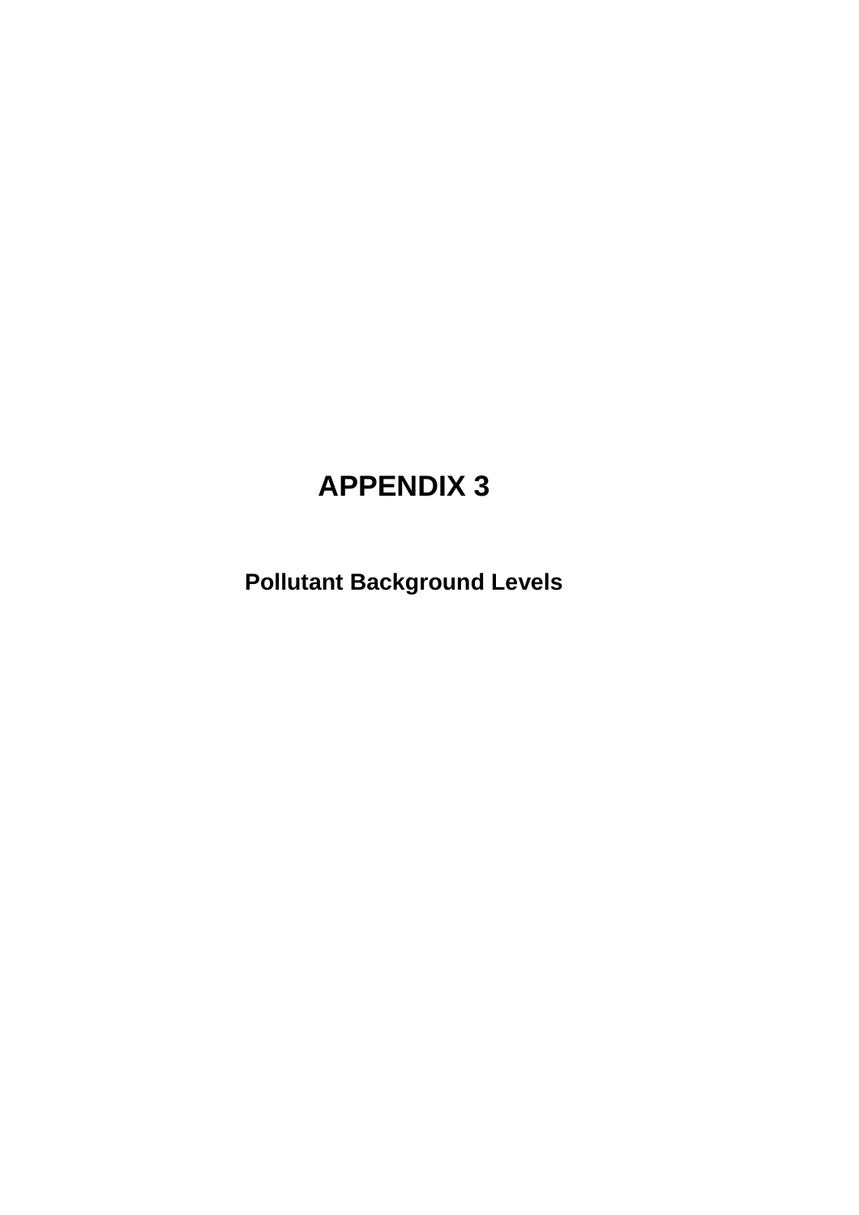# APPENDIX 3

## Pollutant Background Levels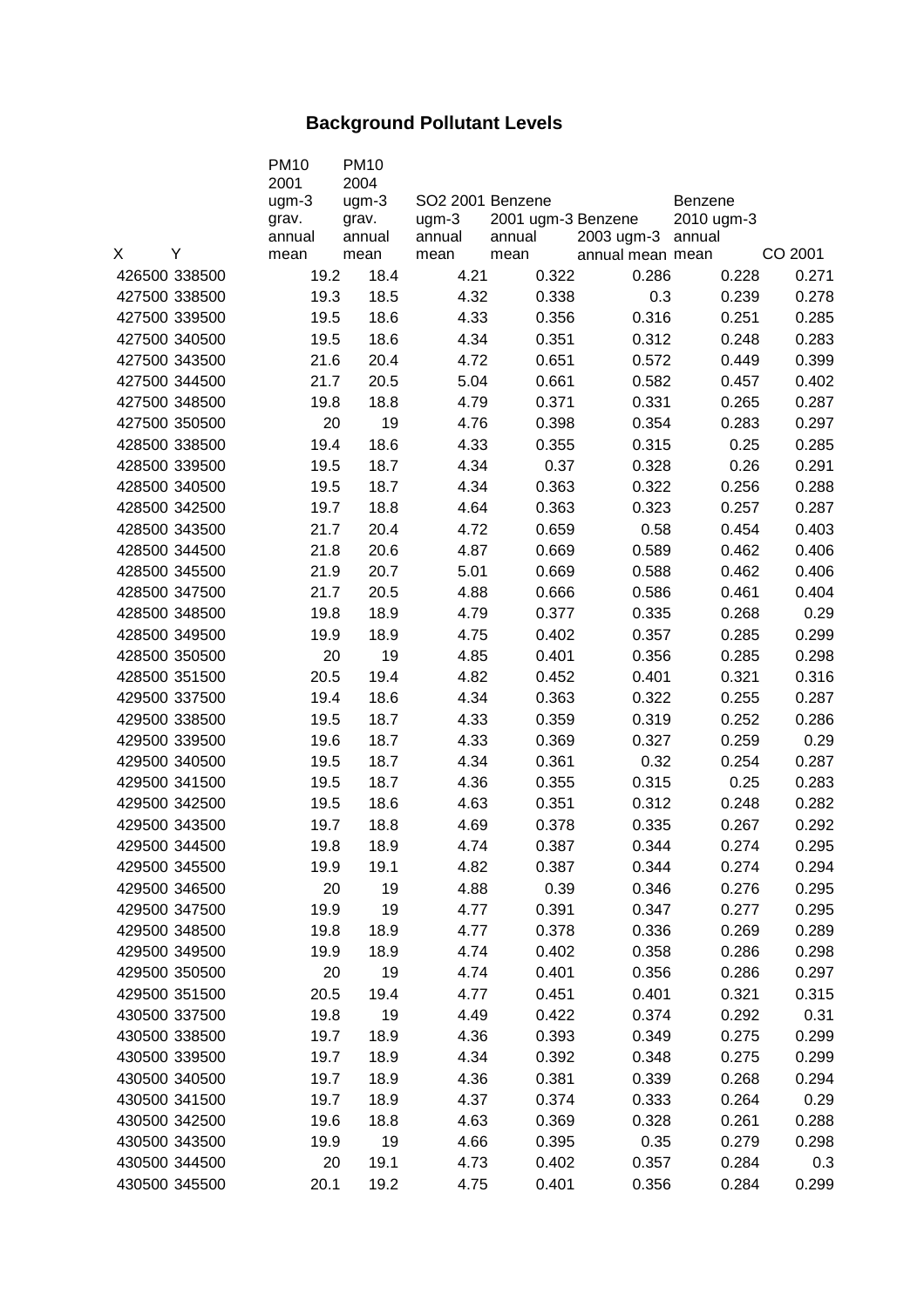## Background Pollutant Levels

| X | Y | PM10 2001 ugm-3 grav. annual mean | PM10 2004 ugm-3 grav. annual mean | SO2 2001 ugm-3 annual mean | Benzene 2001 ugm-3 annual mean | Benzene 2003 ugm-3 annual mean | Benzene 2010 ugm-3 annual mean | CO 2001 |
|---|---|---|---|---|---|---|---|---|
| 426500 | 338500 | 19.2 | 18.4 | 4.21 | 0.322 | 0.286 | 0.228 | 0.271 |
| 427500 | 338500 | 19.3 | 18.5 | 4.32 | 0.338 | 0.3 | 0.239 | 0.278 |
| 427500 | 339500 | 19.5 | 18.6 | 4.33 | 0.356 | 0.316 | 0.251 | 0.285 |
| 427500 | 340500 | 19.5 | 18.6 | 4.34 | 0.351 | 0.312 | 0.248 | 0.283 |
| 427500 | 343500 | 21.6 | 20.4 | 4.72 | 0.651 | 0.572 | 0.449 | 0.399 |
| 427500 | 344500 | 21.7 | 20.5 | 5.04 | 0.661 | 0.582 | 0.457 | 0.402 |
| 427500 | 348500 | 19.8 | 18.8 | 4.79 | 0.371 | 0.331 | 0.265 | 0.287 |
| 427500 | 350500 | 20 | 19 | 4.76 | 0.398 | 0.354 | 0.283 | 0.297 |
| 428500 | 338500 | 19.4 | 18.6 | 4.33 | 0.355 | 0.315 | 0.25 | 0.285 |
| 428500 | 339500 | 19.5 | 18.7 | 4.34 | 0.37 | 0.328 | 0.26 | 0.291 |
| 428500 | 340500 | 19.5 | 18.7 | 4.34 | 0.363 | 0.322 | 0.256 | 0.288 |
| 428500 | 342500 | 19.7 | 18.8 | 4.64 | 0.363 | 0.323 | 0.257 | 0.287 |
| 428500 | 343500 | 21.7 | 20.4 | 4.72 | 0.659 | 0.58 | 0.454 | 0.403 |
| 428500 | 344500 | 21.8 | 20.6 | 4.87 | 0.669 | 0.589 | 0.462 | 0.406 |
| 428500 | 345500 | 21.9 | 20.7 | 5.01 | 0.669 | 0.588 | 0.462 | 0.406 |
| 428500 | 347500 | 21.7 | 20.5 | 4.88 | 0.666 | 0.586 | 0.461 | 0.404 |
| 428500 | 348500 | 19.8 | 18.9 | 4.79 | 0.377 | 0.335 | 0.268 | 0.29 |
| 428500 | 349500 | 19.9 | 18.9 | 4.75 | 0.402 | 0.357 | 0.285 | 0.299 |
| 428500 | 350500 | 20 | 19 | 4.85 | 0.401 | 0.356 | 0.285 | 0.298 |
| 428500 | 351500 | 20.5 | 19.4 | 4.82 | 0.452 | 0.401 | 0.321 | 0.316 |
| 429500 | 337500 | 19.4 | 18.6 | 4.34 | 0.363 | 0.322 | 0.255 | 0.287 |
| 429500 | 338500 | 19.5 | 18.7 | 4.33 | 0.359 | 0.319 | 0.252 | 0.286 |
| 429500 | 339500 | 19.6 | 18.7 | 4.33 | 0.369 | 0.327 | 0.259 | 0.29 |
| 429500 | 340500 | 19.5 | 18.7 | 4.34 | 0.361 | 0.32 | 0.254 | 0.287 |
| 429500 | 341500 | 19.5 | 18.7 | 4.36 | 0.355 | 0.315 | 0.25 | 0.283 |
| 429500 | 342500 | 19.5 | 18.6 | 4.63 | 0.351 | 0.312 | 0.248 | 0.282 |
| 429500 | 343500 | 19.7 | 18.8 | 4.69 | 0.378 | 0.335 | 0.267 | 0.292 |
| 429500 | 344500 | 19.8 | 18.9 | 4.74 | 0.387 | 0.344 | 0.274 | 0.295 |
| 429500 | 345500 | 19.9 | 19.1 | 4.82 | 0.387 | 0.344 | 0.274 | 0.294 |
| 429500 | 346500 | 20 | 19 | 4.88 | 0.39 | 0.346 | 0.276 | 0.295 |
| 429500 | 347500 | 19.9 | 19 | 4.77 | 0.391 | 0.347 | 0.277 | 0.295 |
| 429500 | 348500 | 19.8 | 18.9 | 4.77 | 0.378 | 0.336 | 0.269 | 0.289 |
| 429500 | 349500 | 19.9 | 18.9 | 4.74 | 0.402 | 0.358 | 0.286 | 0.298 |
| 429500 | 350500 | 20 | 19 | 4.74 | 0.401 | 0.356 | 0.286 | 0.297 |
| 429500 | 351500 | 20.5 | 19.4 | 4.77 | 0.451 | 0.401 | 0.321 | 0.315 |
| 430500 | 337500 | 19.8 | 19 | 4.49 | 0.422 | 0.374 | 0.292 | 0.31 |
| 430500 | 338500 | 19.7 | 18.9 | 4.36 | 0.393 | 0.349 | 0.275 | 0.299 |
| 430500 | 339500 | 19.7 | 18.9 | 4.34 | 0.392 | 0.348 | 0.275 | 0.299 |
| 430500 | 340500 | 19.7 | 18.9 | 4.36 | 0.381 | 0.339 | 0.268 | 0.294 |
| 430500 | 341500 | 19.7 | 18.9 | 4.37 | 0.374 | 0.333 | 0.264 | 0.29 |
| 430500 | 342500 | 19.6 | 18.8 | 4.63 | 0.369 | 0.328 | 0.261 | 0.288 |
| 430500 | 343500 | 19.9 | 19 | 4.66 | 0.395 | 0.35 | 0.279 | 0.298 |
| 430500 | 344500 | 20 | 19.1 | 4.73 | 0.402 | 0.357 | 0.284 | 0.3 |
| 430500 | 345500 | 20.1 | 19.2 | 4.75 | 0.401 | 0.356 | 0.284 | 0.299 |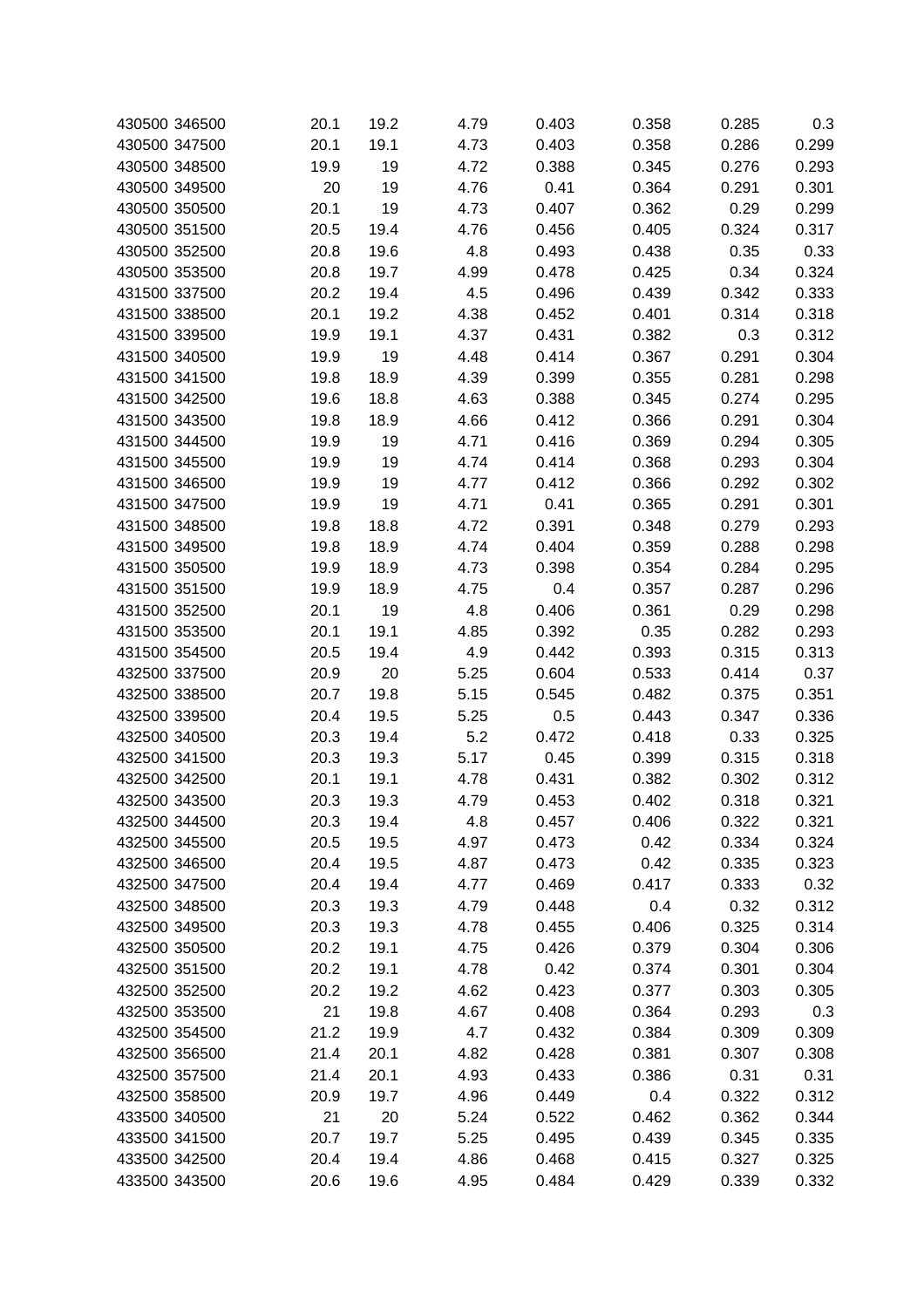| | | | | | | | | |
|---|---|---|---|---|---|---|---|---|
| 430500 | 346500 | 20.1 | 19.2 | 4.79 | 0.403 | 0.358 | 0.285 | 0.3 |
| 430500 | 347500 | 20.1 | 19.1 | 4.73 | 0.403 | 0.358 | 0.286 | 0.299 |
| 430500 | 348500 | 19.9 | 19 | 4.72 | 0.388 | 0.345 | 0.276 | 0.293 |
| 430500 | 349500 | 20 | 19 | 4.76 | 0.41 | 0.364 | 0.291 | 0.301 |
| 430500 | 350500 | 20.1 | 19 | 4.73 | 0.407 | 0.362 | 0.29 | 0.299 |
| 430500 | 351500 | 20.5 | 19.4 | 4.76 | 0.456 | 0.405 | 0.324 | 0.317 |
| 430500 | 352500 | 20.8 | 19.6 | 4.8 | 0.493 | 0.438 | 0.35 | 0.33 |
| 430500 | 353500 | 20.8 | 19.7 | 4.99 | 0.478 | 0.425 | 0.34 | 0.324 |
| 431500 | 337500 | 20.2 | 19.4 | 4.5 | 0.496 | 0.439 | 0.342 | 0.333 |
| 431500 | 338500 | 20.1 | 19.2 | 4.38 | 0.452 | 0.401 | 0.314 | 0.318 |
| 431500 | 339500 | 19.9 | 19.1 | 4.37 | 0.431 | 0.382 | 0.3 | 0.312 |
| 431500 | 340500 | 19.9 | 19 | 4.48 | 0.414 | 0.367 | 0.291 | 0.304 |
| 431500 | 341500 | 19.8 | 18.9 | 4.39 | 0.399 | 0.355 | 0.281 | 0.298 |
| 431500 | 342500 | 19.6 | 18.8 | 4.63 | 0.388 | 0.345 | 0.274 | 0.295 |
| 431500 | 343500 | 19.8 | 18.9 | 4.66 | 0.412 | 0.366 | 0.291 | 0.304 |
| 431500 | 344500 | 19.9 | 19 | 4.71 | 0.416 | 0.369 | 0.294 | 0.305 |
| 431500 | 345500 | 19.9 | 19 | 4.74 | 0.414 | 0.368 | 0.293 | 0.304 |
| 431500 | 346500 | 19.9 | 19 | 4.77 | 0.412 | 0.366 | 0.292 | 0.302 |
| 431500 | 347500 | 19.9 | 19 | 4.71 | 0.41 | 0.365 | 0.291 | 0.301 |
| 431500 | 348500 | 19.8 | 18.8 | 4.72 | 0.391 | 0.348 | 0.279 | 0.293 |
| 431500 | 349500 | 19.8 | 18.9 | 4.74 | 0.404 | 0.359 | 0.288 | 0.298 |
| 431500 | 350500 | 19.9 | 18.9 | 4.73 | 0.398 | 0.354 | 0.284 | 0.295 |
| 431500 | 351500 | 19.9 | 18.9 | 4.75 | 0.4 | 0.357 | 0.287 | 0.296 |
| 431500 | 352500 | 20.1 | 19 | 4.8 | 0.406 | 0.361 | 0.29 | 0.298 |
| 431500 | 353500 | 20.1 | 19.1 | 4.85 | 0.392 | 0.35 | 0.282 | 0.293 |
| 431500 | 354500 | 20.5 | 19.4 | 4.9 | 0.442 | 0.393 | 0.315 | 0.313 |
| 432500 | 337500 | 20.9 | 20 | 5.25 | 0.604 | 0.533 | 0.414 | 0.37 |
| 432500 | 338500 | 20.7 | 19.8 | 5.15 | 0.545 | 0.482 | 0.375 | 0.351 |
| 432500 | 339500 | 20.4 | 19.5 | 5.25 | 0.5 | 0.443 | 0.347 | 0.336 |
| 432500 | 340500 | 20.3 | 19.4 | 5.2 | 0.472 | 0.418 | 0.33 | 0.325 |
| 432500 | 341500 | 20.3 | 19.3 | 5.17 | 0.45 | 0.399 | 0.315 | 0.318 |
| 432500 | 342500 | 20.1 | 19.1 | 4.78 | 0.431 | 0.382 | 0.302 | 0.312 |
| 432500 | 343500 | 20.3 | 19.3 | 4.79 | 0.453 | 0.402 | 0.318 | 0.321 |
| 432500 | 344500 | 20.3 | 19.4 | 4.8 | 0.457 | 0.406 | 0.322 | 0.321 |
| 432500 | 345500 | 20.5 | 19.5 | 4.97 | 0.473 | 0.42 | 0.334 | 0.324 |
| 432500 | 346500 | 20.4 | 19.5 | 4.87 | 0.473 | 0.42 | 0.335 | 0.323 |
| 432500 | 347500 | 20.4 | 19.4 | 4.77 | 0.469 | 0.417 | 0.333 | 0.32 |
| 432500 | 348500 | 20.3 | 19.3 | 4.79 | 0.448 | 0.4 | 0.32 | 0.312 |
| 432500 | 349500 | 20.3 | 19.3 | 4.78 | 0.455 | 0.406 | 0.325 | 0.314 |
| 432500 | 350500 | 20.2 | 19.1 | 4.75 | 0.426 | 0.379 | 0.304 | 0.306 |
| 432500 | 351500 | 20.2 | 19.1 | 4.78 | 0.42 | 0.374 | 0.301 | 0.304 |
| 432500 | 352500 | 20.2 | 19.2 | 4.62 | 0.423 | 0.377 | 0.303 | 0.305 |
| 432500 | 353500 | 21 | 19.8 | 4.67 | 0.408 | 0.364 | 0.293 | 0.3 |
| 432500 | 354500 | 21.2 | 19.9 | 4.7 | 0.432 | 0.384 | 0.309 | 0.309 |
| 432500 | 356500 | 21.4 | 20.1 | 4.82 | 0.428 | 0.381 | 0.307 | 0.308 |
| 432500 | 357500 | 21.4 | 20.1 | 4.93 | 0.433 | 0.386 | 0.31 | 0.31 |
| 432500 | 358500 | 20.9 | 19.7 | 4.96 | 0.449 | 0.4 | 0.322 | 0.312 |
| 433500 | 340500 | 21 | 20 | 5.24 | 0.522 | 0.462 | 0.362 | 0.344 |
| 433500 | 341500 | 20.7 | 19.7 | 5.25 | 0.495 | 0.439 | 0.345 | 0.335 |
| 433500 | 342500 | 20.4 | 19.4 | 4.86 | 0.468 | 0.415 | 0.327 | 0.325 |
| 433500 | 343500 | 20.6 | 19.6 | 4.95 | 0.484 | 0.429 | 0.339 | 0.332 |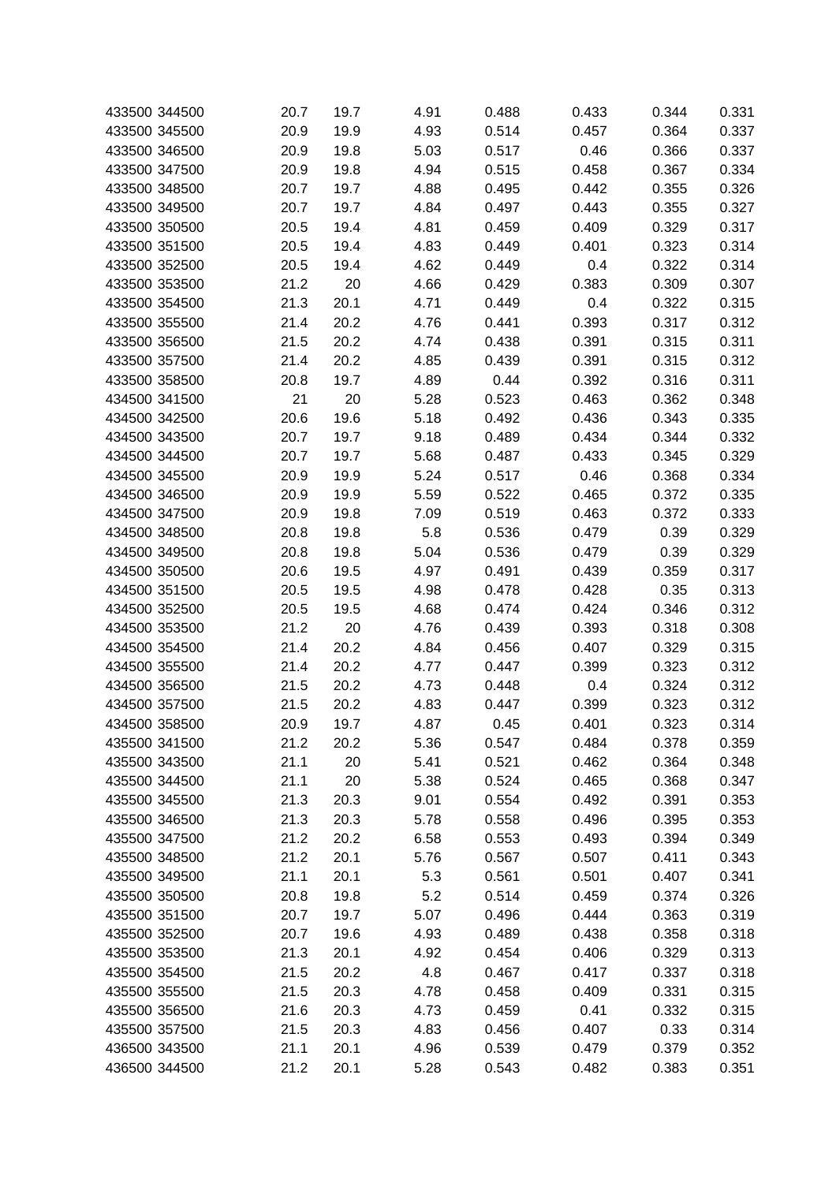| | | | | | | | | |
|---|---|---|---|---|---|---|---|---|
| 433500 | 344500 | 20.7 | 19.7 | 4.91 | 0.488 | 0.433 | 0.344 | 0.331 |
| 433500 | 345500 | 20.9 | 19.9 | 4.93 | 0.514 | 0.457 | 0.364 | 0.337 |
| 433500 | 346500 | 20.9 | 19.8 | 5.03 | 0.517 | 0.46 | 0.366 | 0.337 |
| 433500 | 347500 | 20.9 | 19.8 | 4.94 | 0.515 | 0.458 | 0.367 | 0.334 |
| 433500 | 348500 | 20.7 | 19.7 | 4.88 | 0.495 | 0.442 | 0.355 | 0.326 |
| 433500 | 349500 | 20.7 | 19.7 | 4.84 | 0.497 | 0.443 | 0.355 | 0.327 |
| 433500 | 350500 | 20.5 | 19.4 | 4.81 | 0.459 | 0.409 | 0.329 | 0.317 |
| 433500 | 351500 | 20.5 | 19.4 | 4.83 | 0.449 | 0.401 | 0.323 | 0.314 |
| 433500 | 352500 | 20.5 | 19.4 | 4.62 | 0.449 | 0.4 | 0.322 | 0.314 |
| 433500 | 353500 | 21.2 | 20 | 4.66 | 0.429 | 0.383 | 0.309 | 0.307 |
| 433500 | 354500 | 21.3 | 20.1 | 4.71 | 0.449 | 0.4 | 0.322 | 0.315 |
| 433500 | 355500 | 21.4 | 20.2 | 4.76 | 0.441 | 0.393 | 0.317 | 0.312 |
| 433500 | 356500 | 21.5 | 20.2 | 4.74 | 0.438 | 0.391 | 0.315 | 0.311 |
| 433500 | 357500 | 21.4 | 20.2 | 4.85 | 0.439 | 0.391 | 0.315 | 0.312 |
| 433500 | 358500 | 20.8 | 19.7 | 4.89 | 0.44 | 0.392 | 0.316 | 0.311 |
| 434500 | 341500 | 21 | 20 | 5.28 | 0.523 | 0.463 | 0.362 | 0.348 |
| 434500 | 342500 | 20.6 | 19.6 | 5.18 | 0.492 | 0.436 | 0.343 | 0.335 |
| 434500 | 343500 | 20.7 | 19.7 | 9.18 | 0.489 | 0.434 | 0.344 | 0.332 |
| 434500 | 344500 | 20.7 | 19.7 | 5.68 | 0.487 | 0.433 | 0.345 | 0.329 |
| 434500 | 345500 | 20.9 | 19.9 | 5.24 | 0.517 | 0.46 | 0.368 | 0.334 |
| 434500 | 346500 | 20.9 | 19.9 | 5.59 | 0.522 | 0.465 | 0.372 | 0.335 |
| 434500 | 347500 | 20.9 | 19.8 | 7.09 | 0.519 | 0.463 | 0.372 | 0.333 |
| 434500 | 348500 | 20.8 | 19.8 | 5.8 | 0.536 | 0.479 | 0.39 | 0.329 |
| 434500 | 349500 | 20.8 | 19.8 | 5.04 | 0.536 | 0.479 | 0.39 | 0.329 |
| 434500 | 350500 | 20.6 | 19.5 | 4.97 | 0.491 | 0.439 | 0.359 | 0.317 |
| 434500 | 351500 | 20.5 | 19.5 | 4.98 | 0.478 | 0.428 | 0.35 | 0.313 |
| 434500 | 352500 | 20.5 | 19.5 | 4.68 | 0.474 | 0.424 | 0.346 | 0.312 |
| 434500 | 353500 | 21.2 | 20 | 4.76 | 0.439 | 0.393 | 0.318 | 0.308 |
| 434500 | 354500 | 21.4 | 20.2 | 4.84 | 0.456 | 0.407 | 0.329 | 0.315 |
| 434500 | 355500 | 21.4 | 20.2 | 4.77 | 0.447 | 0.399 | 0.323 | 0.312 |
| 434500 | 356500 | 21.5 | 20.2 | 4.73 | 0.448 | 0.4 | 0.324 | 0.312 |
| 434500 | 357500 | 21.5 | 20.2 | 4.83 | 0.447 | 0.399 | 0.323 | 0.312 |
| 434500 | 358500 | 20.9 | 19.7 | 4.87 | 0.45 | 0.401 | 0.323 | 0.314 |
| 435500 | 341500 | 21.2 | 20.2 | 5.36 | 0.547 | 0.484 | 0.378 | 0.359 |
| 435500 | 343500 | 21.1 | 20 | 5.41 | 0.521 | 0.462 | 0.364 | 0.348 |
| 435500 | 344500 | 21.1 | 20 | 5.38 | 0.524 | 0.465 | 0.368 | 0.347 |
| 435500 | 345500 | 21.3 | 20.3 | 9.01 | 0.554 | 0.492 | 0.391 | 0.353 |
| 435500 | 346500 | 21.3 | 20.3 | 5.78 | 0.558 | 0.496 | 0.395 | 0.353 |
| 435500 | 347500 | 21.2 | 20.2 | 6.58 | 0.553 | 0.493 | 0.394 | 0.349 |
| 435500 | 348500 | 21.2 | 20.1 | 5.76 | 0.567 | 0.507 | 0.411 | 0.343 |
| 435500 | 349500 | 21.1 | 20.1 | 5.3 | 0.561 | 0.501 | 0.407 | 0.341 |
| 435500 | 350500 | 20.8 | 19.8 | 5.2 | 0.514 | 0.459 | 0.374 | 0.326 |
| 435500 | 351500 | 20.7 | 19.7 | 5.07 | 0.496 | 0.444 | 0.363 | 0.319 |
| 435500 | 352500 | 20.7 | 19.6 | 4.93 | 0.489 | 0.438 | 0.358 | 0.318 |
| 435500 | 353500 | 21.3 | 20.1 | 4.92 | 0.454 | 0.406 | 0.329 | 0.313 |
| 435500 | 354500 | 21.5 | 20.2 | 4.8 | 0.467 | 0.417 | 0.337 | 0.318 |
| 435500 | 355500 | 21.5 | 20.3 | 4.78 | 0.458 | 0.409 | 0.331 | 0.315 |
| 435500 | 356500 | 21.6 | 20.3 | 4.73 | 0.459 | 0.41 | 0.332 | 0.315 |
| 435500 | 357500 | 21.5 | 20.3 | 4.83 | 0.456 | 0.407 | 0.33 | 0.314 |
| 436500 | 343500 | 21.1 | 20.1 | 4.96 | 0.539 | 0.479 | 0.379 | 0.352 |
| 436500 | 344500 | 21.2 | 20.1 | 5.28 | 0.543 | 0.482 | 0.383 | 0.351 |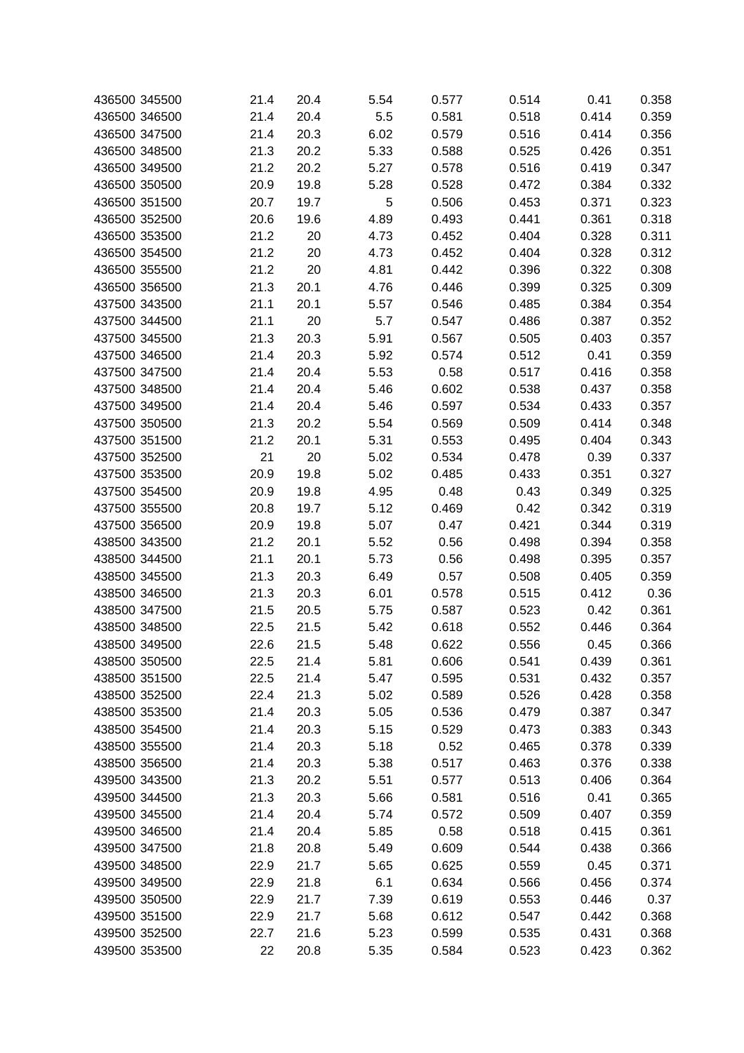| | | | | | | | | |
|---|---|---|---|---|---|---|---|---|
| 436500 | 345500 | 21.4 | 20.4 | 5.54 | 0.577 | 0.514 | 0.41 | 0.358 |
| 436500 | 346500 | 21.4 | 20.4 | 5.5 | 0.581 | 0.518 | 0.414 | 0.359 |
| 436500 | 347500 | 21.4 | 20.3 | 6.02 | 0.579 | 0.516 | 0.414 | 0.356 |
| 436500 | 348500 | 21.3 | 20.2 | 5.33 | 0.588 | 0.525 | 0.426 | 0.351 |
| 436500 | 349500 | 21.2 | 20.2 | 5.27 | 0.578 | 0.516 | 0.419 | 0.347 |
| 436500 | 350500 | 20.9 | 19.8 | 5.28 | 0.528 | 0.472 | 0.384 | 0.332 |
| 436500 | 351500 | 20.7 | 19.7 | 5 | 0.506 | 0.453 | 0.371 | 0.323 |
| 436500 | 352500 | 20.6 | 19.6 | 4.89 | 0.493 | 0.441 | 0.361 | 0.318 |
| 436500 | 353500 | 21.2 | 20 | 4.73 | 0.452 | 0.404 | 0.328 | 0.311 |
| 436500 | 354500 | 21.2 | 20 | 4.73 | 0.452 | 0.404 | 0.328 | 0.312 |
| 436500 | 355500 | 21.2 | 20 | 4.81 | 0.442 | 0.396 | 0.322 | 0.308 |
| 436500 | 356500 | 21.3 | 20.1 | 4.76 | 0.446 | 0.399 | 0.325 | 0.309 |
| 437500 | 343500 | 21.1 | 20.1 | 5.57 | 0.546 | 0.485 | 0.384 | 0.354 |
| 437500 | 344500 | 21.1 | 20 | 5.7 | 0.547 | 0.486 | 0.387 | 0.352 |
| 437500 | 345500 | 21.3 | 20.3 | 5.91 | 0.567 | 0.505 | 0.403 | 0.357 |
| 437500 | 346500 | 21.4 | 20.3 | 5.92 | 0.574 | 0.512 | 0.41 | 0.359 |
| 437500 | 347500 | 21.4 | 20.4 | 5.53 | 0.58 | 0.517 | 0.416 | 0.358 |
| 437500 | 348500 | 21.4 | 20.4 | 5.46 | 0.602 | 0.538 | 0.437 | 0.358 |
| 437500 | 349500 | 21.4 | 20.4 | 5.46 | 0.597 | 0.534 | 0.433 | 0.357 |
| 437500 | 350500 | 21.3 | 20.2 | 5.54 | 0.569 | 0.509 | 0.414 | 0.348 |
| 437500 | 351500 | 21.2 | 20.1 | 5.31 | 0.553 | 0.495 | 0.404 | 0.343 |
| 437500 | 352500 | 21 | 20 | 5.02 | 0.534 | 0.478 | 0.39 | 0.337 |
| 437500 | 353500 | 20.9 | 19.8 | 5.02 | 0.485 | 0.433 | 0.351 | 0.327 |
| 437500 | 354500 | 20.9 | 19.8 | 4.95 | 0.48 | 0.43 | 0.349 | 0.325 |
| 437500 | 355500 | 20.8 | 19.7 | 5.12 | 0.469 | 0.42 | 0.342 | 0.319 |
| 437500 | 356500 | 20.9 | 19.8 | 5.07 | 0.47 | 0.421 | 0.344 | 0.319 |
| 438500 | 343500 | 21.2 | 20.1 | 5.52 | 0.56 | 0.498 | 0.394 | 0.358 |
| 438500 | 344500 | 21.1 | 20.1 | 5.73 | 0.56 | 0.498 | 0.395 | 0.357 |
| 438500 | 345500 | 21.3 | 20.3 | 6.49 | 0.57 | 0.508 | 0.405 | 0.359 |
| 438500 | 346500 | 21.3 | 20.3 | 6.01 | 0.578 | 0.515 | 0.412 | 0.36 |
| 438500 | 347500 | 21.5 | 20.5 | 5.75 | 0.587 | 0.523 | 0.42 | 0.361 |
| 438500 | 348500 | 22.5 | 21.5 | 5.42 | 0.618 | 0.552 | 0.446 | 0.364 |
| 438500 | 349500 | 22.6 | 21.5 | 5.48 | 0.622 | 0.556 | 0.45 | 0.366 |
| 438500 | 350500 | 22.5 | 21.4 | 5.81 | 0.606 | 0.541 | 0.439 | 0.361 |
| 438500 | 351500 | 22.5 | 21.4 | 5.47 | 0.595 | 0.531 | 0.432 | 0.357 |
| 438500 | 352500 | 22.4 | 21.3 | 5.02 | 0.589 | 0.526 | 0.428 | 0.358 |
| 438500 | 353500 | 21.4 | 20.3 | 5.05 | 0.536 | 0.479 | 0.387 | 0.347 |
| 438500 | 354500 | 21.4 | 20.3 | 5.15 | 0.529 | 0.473 | 0.383 | 0.343 |
| 438500 | 355500 | 21.4 | 20.3 | 5.18 | 0.52 | 0.465 | 0.378 | 0.339 |
| 438500 | 356500 | 21.4 | 20.3 | 5.38 | 0.517 | 0.463 | 0.376 | 0.338 |
| 439500 | 343500 | 21.3 | 20.2 | 5.51 | 0.577 | 0.513 | 0.406 | 0.364 |
| 439500 | 344500 | 21.3 | 20.3 | 5.66 | 0.581 | 0.516 | 0.41 | 0.365 |
| 439500 | 345500 | 21.4 | 20.4 | 5.74 | 0.572 | 0.509 | 0.407 | 0.359 |
| 439500 | 346500 | 21.4 | 20.4 | 5.85 | 0.58 | 0.518 | 0.415 | 0.361 |
| 439500 | 347500 | 21.8 | 20.8 | 5.49 | 0.609 | 0.544 | 0.438 | 0.366 |
| 439500 | 348500 | 22.9 | 21.7 | 5.65 | 0.625 | 0.559 | 0.45 | 0.371 |
| 439500 | 349500 | 22.9 | 21.8 | 6.1 | 0.634 | 0.566 | 0.456 | 0.374 |
| 439500 | 350500 | 22.9 | 21.7 | 7.39 | 0.619 | 0.553 | 0.446 | 0.37 |
| 439500 | 351500 | 22.9 | 21.7 | 5.68 | 0.612 | 0.547 | 0.442 | 0.368 |
| 439500 | 352500 | 22.7 | 21.6 | 5.23 | 0.599 | 0.535 | 0.431 | 0.368 |
| 439500 | 353500 | 22 | 20.8 | 5.35 | 0.584 | 0.523 | 0.423 | 0.362 |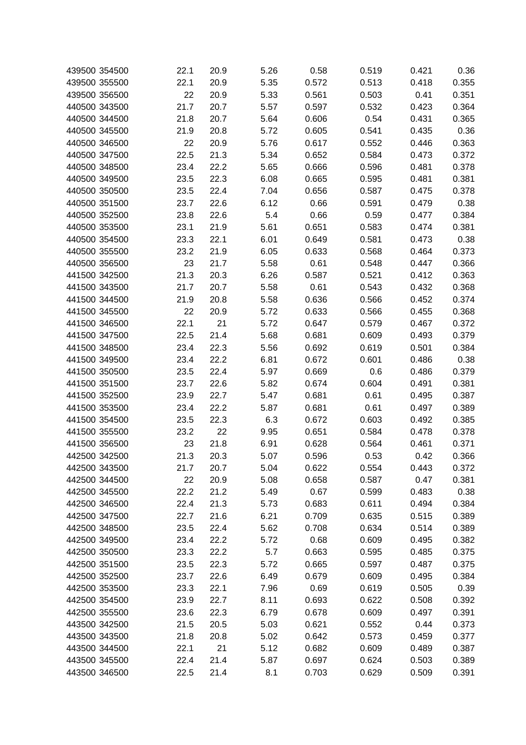| | | | | | | | | |
|---|---|---|---|---|---|---|---|---|
| 439500 | 354500 | 22.1 | 20.9 | 5.26 | 0.58 | 0.519 | 0.421 | 0.36 |
| 439500 | 355500 | 22.1 | 20.9 | 5.35 | 0.572 | 0.513 | 0.418 | 0.355 |
| 439500 | 356500 | 22 | 20.9 | 5.33 | 0.561 | 0.503 | 0.41 | 0.351 |
| 440500 | 343500 | 21.7 | 20.7 | 5.57 | 0.597 | 0.532 | 0.423 | 0.364 |
| 440500 | 344500 | 21.8 | 20.7 | 5.64 | 0.606 | 0.54 | 0.431 | 0.365 |
| 440500 | 345500 | 21.9 | 20.8 | 5.72 | 0.605 | 0.541 | 0.435 | 0.36 |
| 440500 | 346500 | 22 | 20.9 | 5.76 | 0.617 | 0.552 | 0.446 | 0.363 |
| 440500 | 347500 | 22.5 | 21.3 | 5.34 | 0.652 | 0.584 | 0.473 | 0.372 |
| 440500 | 348500 | 23.4 | 22.2 | 5.65 | 0.666 | 0.596 | 0.481 | 0.378 |
| 440500 | 349500 | 23.5 | 22.3 | 6.08 | 0.665 | 0.595 | 0.481 | 0.381 |
| 440500 | 350500 | 23.5 | 22.4 | 7.04 | 0.656 | 0.587 | 0.475 | 0.378 |
| 440500 | 351500 | 23.7 | 22.6 | 6.12 | 0.66 | 0.591 | 0.479 | 0.38 |
| 440500 | 352500 | 23.8 | 22.6 | 5.4 | 0.66 | 0.59 | 0.477 | 0.384 |
| 440500 | 353500 | 23.1 | 21.9 | 5.61 | 0.651 | 0.583 | 0.474 | 0.381 |
| 440500 | 354500 | 23.3 | 22.1 | 6.01 | 0.649 | 0.581 | 0.473 | 0.38 |
| 440500 | 355500 | 23.2 | 21.9 | 6.05 | 0.633 | 0.568 | 0.464 | 0.373 |
| 440500 | 356500 | 23 | 21.7 | 5.58 | 0.61 | 0.548 | 0.447 | 0.366 |
| 441500 | 342500 | 21.3 | 20.3 | 6.26 | 0.587 | 0.521 | 0.412 | 0.363 |
| 441500 | 343500 | 21.7 | 20.7 | 5.58 | 0.61 | 0.543 | 0.432 | 0.368 |
| 441500 | 344500 | 21.9 | 20.8 | 5.58 | 0.636 | 0.566 | 0.452 | 0.374 |
| 441500 | 345500 | 22 | 20.9 | 5.72 | 0.633 | 0.566 | 0.455 | 0.368 |
| 441500 | 346500 | 22.1 | 21 | 5.72 | 0.647 | 0.579 | 0.467 | 0.372 |
| 441500 | 347500 | 22.5 | 21.4 | 5.68 | 0.681 | 0.609 | 0.493 | 0.379 |
| 441500 | 348500 | 23.4 | 22.3 | 5.56 | 0.692 | 0.619 | 0.501 | 0.384 |
| 441500 | 349500 | 23.4 | 22.2 | 6.81 | 0.672 | 0.601 | 0.486 | 0.38 |
| 441500 | 350500 | 23.5 | 22.4 | 5.97 | 0.669 | 0.6 | 0.486 | 0.379 |
| 441500 | 351500 | 23.7 | 22.6 | 5.82 | 0.674 | 0.604 | 0.491 | 0.381 |
| 441500 | 352500 | 23.9 | 22.7 | 5.47 | 0.681 | 0.61 | 0.495 | 0.387 |
| 441500 | 353500 | 23.4 | 22.2 | 5.87 | 0.681 | 0.61 | 0.497 | 0.389 |
| 441500 | 354500 | 23.5 | 22.3 | 6.3 | 0.672 | 0.603 | 0.492 | 0.385 |
| 441500 | 355500 | 23.2 | 22 | 9.95 | 0.651 | 0.584 | 0.478 | 0.378 |
| 441500 | 356500 | 23 | 21.8 | 6.91 | 0.628 | 0.564 | 0.461 | 0.371 |
| 442500 | 342500 | 21.3 | 20.3 | 5.07 | 0.596 | 0.53 | 0.42 | 0.366 |
| 442500 | 343500 | 21.7 | 20.7 | 5.04 | 0.622 | 0.554 | 0.443 | 0.372 |
| 442500 | 344500 | 22 | 20.9 | 5.08 | 0.658 | 0.587 | 0.47 | 0.381 |
| 442500 | 345500 | 22.2 | 21.2 | 5.49 | 0.67 | 0.599 | 0.483 | 0.38 |
| 442500 | 346500 | 22.4 | 21.3 | 5.73 | 0.683 | 0.611 | 0.494 | 0.384 |
| 442500 | 347500 | 22.7 | 21.6 | 6.21 | 0.709 | 0.635 | 0.515 | 0.389 |
| 442500 | 348500 | 23.5 | 22.4 | 5.62 | 0.708 | 0.634 | 0.514 | 0.389 |
| 442500 | 349500 | 23.4 | 22.2 | 5.72 | 0.68 | 0.609 | 0.495 | 0.382 |
| 442500 | 350500 | 23.3 | 22.2 | 5.7 | 0.663 | 0.595 | 0.485 | 0.375 |
| 442500 | 351500 | 23.5 | 22.3 | 5.72 | 0.665 | 0.597 | 0.487 | 0.375 |
| 442500 | 352500 | 23.7 | 22.6 | 6.49 | 0.679 | 0.609 | 0.495 | 0.384 |
| 442500 | 353500 | 23.3 | 22.1 | 7.96 | 0.69 | 0.619 | 0.505 | 0.39 |
| 442500 | 354500 | 23.9 | 22.7 | 8.11 | 0.693 | 0.622 | 0.508 | 0.392 |
| 442500 | 355500 | 23.6 | 22.3 | 6.79 | 0.678 | 0.609 | 0.497 | 0.391 |
| 443500 | 342500 | 21.5 | 20.5 | 5.03 | 0.621 | 0.552 | 0.44 | 0.373 |
| 443500 | 343500 | 21.8 | 20.8 | 5.02 | 0.642 | 0.573 | 0.459 | 0.377 |
| 443500 | 344500 | 22.1 | 21 | 5.12 | 0.682 | 0.609 | 0.489 | 0.387 |
| 443500 | 345500 | 22.4 | 21.4 | 5.87 | 0.697 | 0.624 | 0.503 | 0.389 |
| 443500 | 346500 | 22.5 | 21.4 | 8.1 | 0.703 | 0.629 | 0.509 | 0.391 |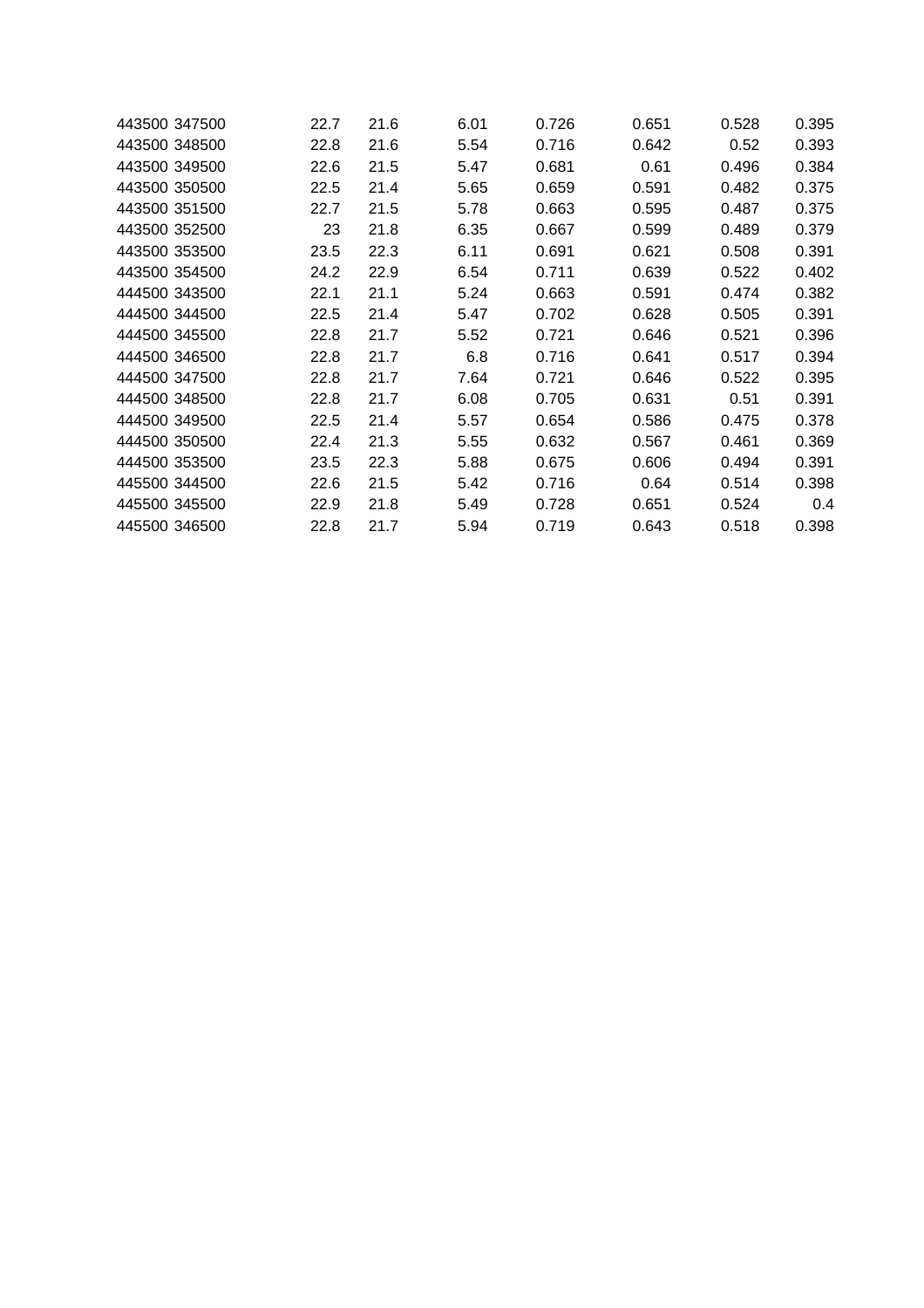| | | | | | | | | |
|---|---|---|---|---|---|---|---|---|
| 443500 | 347500 | 22.7 | 21.6 | 6.01 | 0.726 | 0.651 | 0.528 | 0.395 |
| 443500 | 348500 | 22.8 | 21.6 | 5.54 | 0.716 | 0.642 | 0.52 | 0.393 |
| 443500 | 349500 | 22.6 | 21.5 | 5.47 | 0.681 | 0.61 | 0.496 | 0.384 |
| 443500 | 350500 | 22.5 | 21.4 | 5.65 | 0.659 | 0.591 | 0.482 | 0.375 |
| 443500 | 351500 | 22.7 | 21.5 | 5.78 | 0.663 | 0.595 | 0.487 | 0.375 |
| 443500 | 352500 | 23 | 21.8 | 6.35 | 0.667 | 0.599 | 0.489 | 0.379 |
| 443500 | 353500 | 23.5 | 22.3 | 6.11 | 0.691 | 0.621 | 0.508 | 0.391 |
| 443500 | 354500 | 24.2 | 22.9 | 6.54 | 0.711 | 0.639 | 0.522 | 0.402 |
| 444500 | 343500 | 22.1 | 21.1 | 5.24 | 0.663 | 0.591 | 0.474 | 0.382 |
| 444500 | 344500 | 22.5 | 21.4 | 5.47 | 0.702 | 0.628 | 0.505 | 0.391 |
| 444500 | 345500 | 22.8 | 21.7 | 5.52 | 0.721 | 0.646 | 0.521 | 0.396 |
| 444500 | 346500 | 22.8 | 21.7 | 6.8 | 0.716 | 0.641 | 0.517 | 0.394 |
| 444500 | 347500 | 22.8 | 21.7 | 7.64 | 0.721 | 0.646 | 0.522 | 0.395 |
| 444500 | 348500 | 22.8 | 21.7 | 6.08 | 0.705 | 0.631 | 0.51 | 0.391 |
| 444500 | 349500 | 22.5 | 21.4 | 5.57 | 0.654 | 0.586 | 0.475 | 0.378 |
| 444500 | 350500 | 22.4 | 21.3 | 5.55 | 0.632 | 0.567 | 0.461 | 0.369 |
| 444500 | 353500 | 23.5 | 22.3 | 5.88 | 0.675 | 0.606 | 0.494 | 0.391 |
| 445500 | 344500 | 22.6 | 21.5 | 5.42 | 0.716 | 0.64 | 0.514 | 0.398 |
| 445500 | 345500 | 22.9 | 21.8 | 5.49 | 0.728 | 0.651 | 0.524 | 0.4 |
| 445500 | 346500 | 22.8 | 21.7 | 5.94 | 0.719 | 0.643 | 0.518 | 0.398 |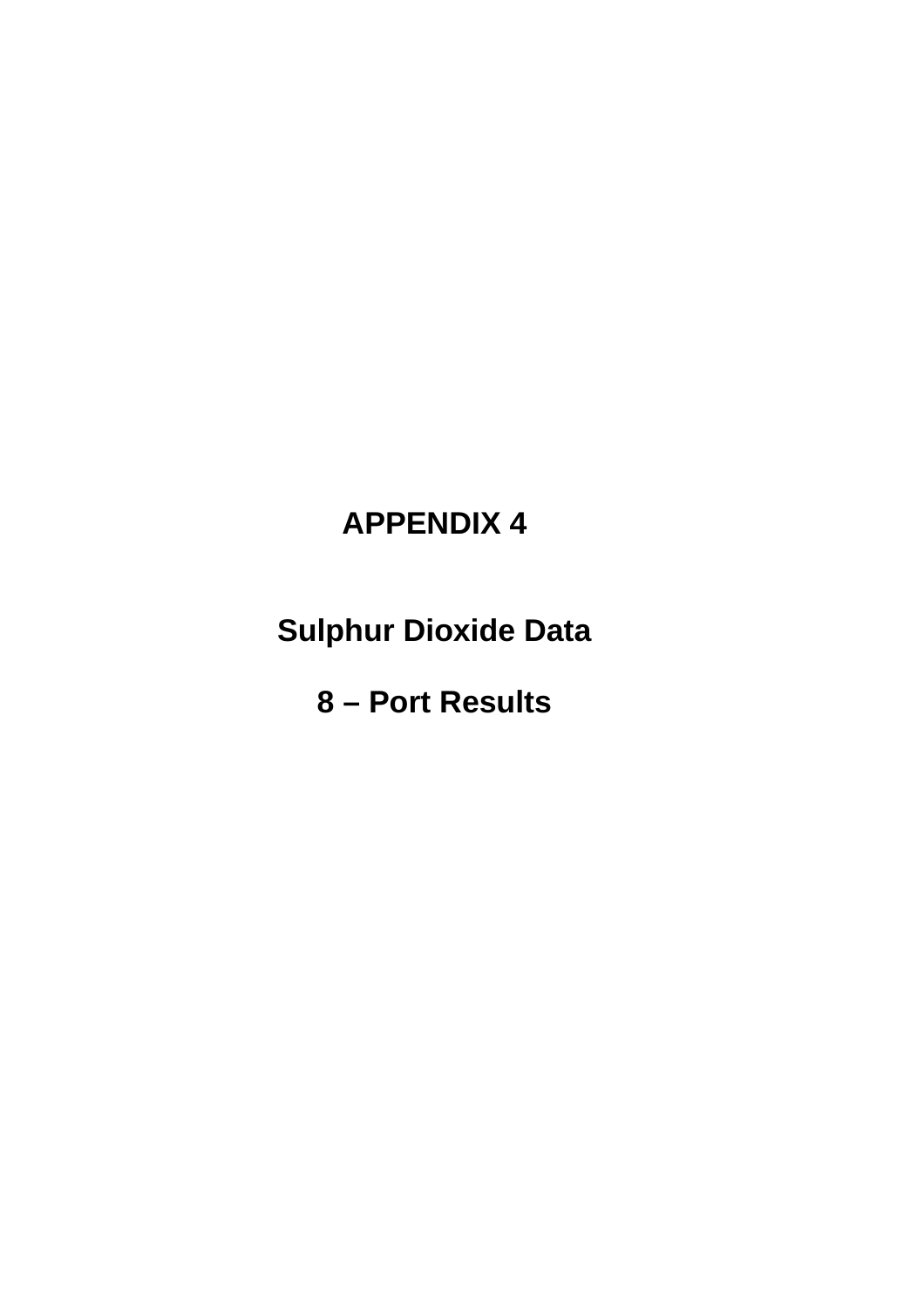# APPENDIX 4

## Sulphur Dioxide Data

## 8 – Port Results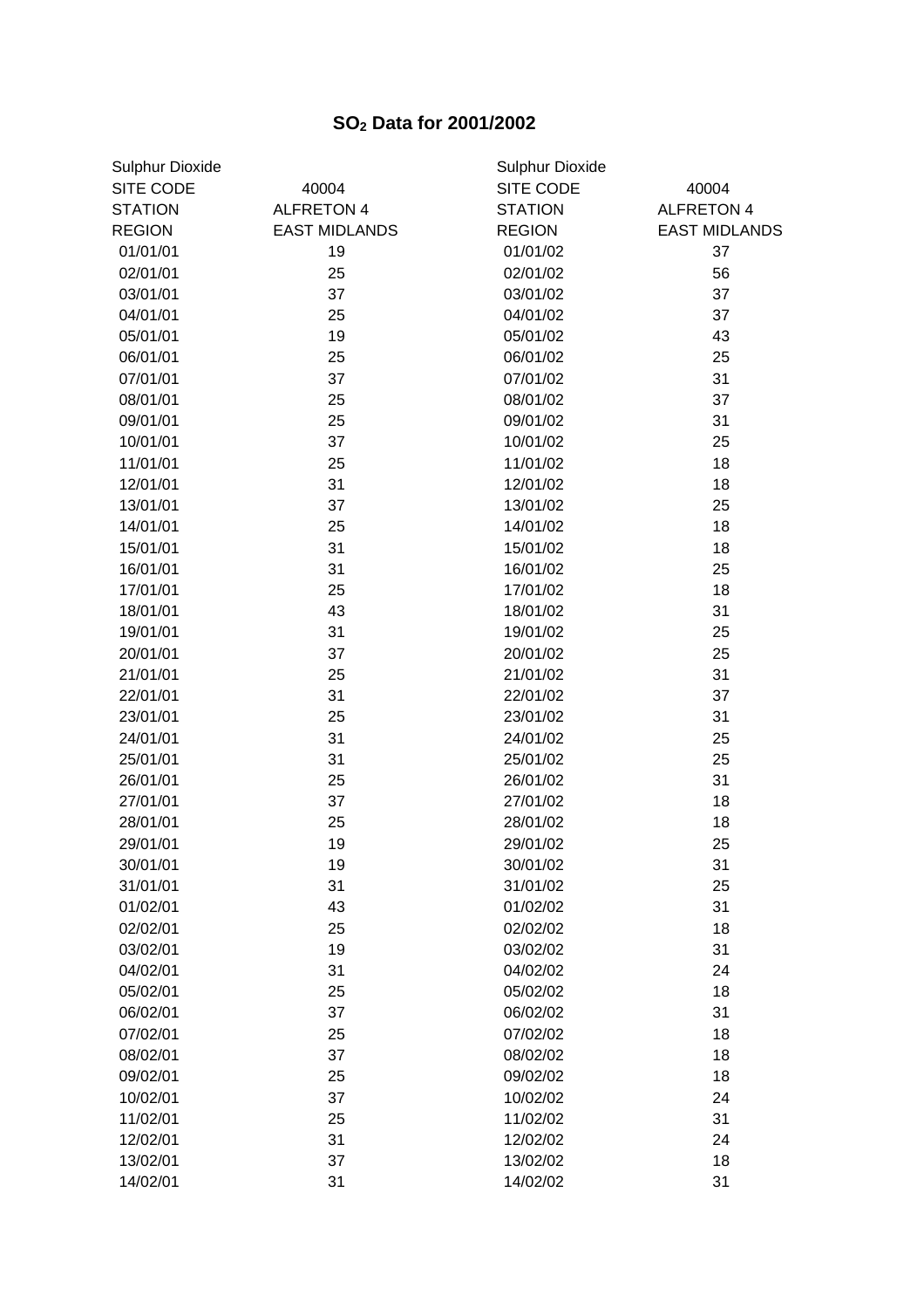# $SO_2$ Data for 2001/2002

| Sulphur Dioxide | | Sulphur Dioxide | |
|---|---|---|---|
| SITE CODE | 40004 | SITE CODE | 40004 |
| STATION | ALFRETON 4 | STATION | ALFRETON 4 |
| REGION | EAST MIDLANDS | REGION | EAST MIDLANDS |
| 01/01/01 | 19 | 01/01/02 | 37 |
| 02/01/01 | 25 | 02/01/02 | 56 |
| 03/01/01 | 37 | 03/01/02 | 37 |
| 04/01/01 | 25 | 04/01/02 | 37 |
| 05/01/01 | 19 | 05/01/02 | 43 |
| 06/01/01 | 25 | 06/01/02 | 25 |
| 07/01/01 | 37 | 07/01/02 | 31 |
| 08/01/01 | 25 | 08/01/02 | 37 |
| 09/01/01 | 25 | 09/01/02 | 31 |
| 10/01/01 | 37 | 10/01/02 | 25 |
| 11/01/01 | 25 | 11/01/02 | 18 |
| 12/01/01 | 31 | 12/01/02 | 18 |
| 13/01/01 | 37 | 13/01/02 | 25 |
| 14/01/01 | 25 | 14/01/02 | 18 |
| 15/01/01 | 31 | 15/01/02 | 18 |
| 16/01/01 | 31 | 16/01/02 | 25 |
| 17/01/01 | 25 | 17/01/02 | 18 |
| 18/01/01 | 43 | 18/01/02 | 31 |
| 19/01/01 | 31 | 19/01/02 | 25 |
| 20/01/01 | 37 | 20/01/02 | 25 |
| 21/01/01 | 25 | 21/01/02 | 31 |
| 22/01/01 | 31 | 22/01/02 | 37 |
| 23/01/01 | 25 | 23/01/02 | 31 |
| 24/01/01 | 31 | 24/01/02 | 25 |
| 25/01/01 | 31 | 25/01/02 | 25 |
| 26/01/01 | 25 | 26/01/02 | 31 |
| 27/01/01 | 37 | 27/01/02 | 18 |
| 28/01/01 | 25 | 28/01/02 | 18 |
| 29/01/01 | 19 | 29/01/02 | 25 |
| 30/01/01 | 19 | 30/01/02 | 31 |
| 31/01/01 | 31 | 31/01/02 | 25 |
| 01/02/01 | 43 | 01/02/02 | 31 |
| 02/02/01 | 25 | 02/02/02 | 18 |
| 03/02/01 | 19 | 03/02/02 | 31 |
| 04/02/01 | 31 | 04/02/02 | 24 |
| 05/02/01 | 25 | 05/02/02 | 18 |
| 06/02/01 | 37 | 06/02/02 | 31 |
| 07/02/01 | 25 | 07/02/02 | 18 |
| 08/02/01 | 37 | 08/02/02 | 18 |
| 09/02/01 | 25 | 09/02/02 | 18 |
| 10/02/01 | 37 | 10/02/02 | 24 |
| 11/02/01 | 25 | 11/02/02 | 31 |
| 12/02/01 | 31 | 12/02/02 | 24 |
| 13/02/01 | 37 | 13/02/02 | 18 |
| 14/02/01 | 31 | 14/02/02 | 31 |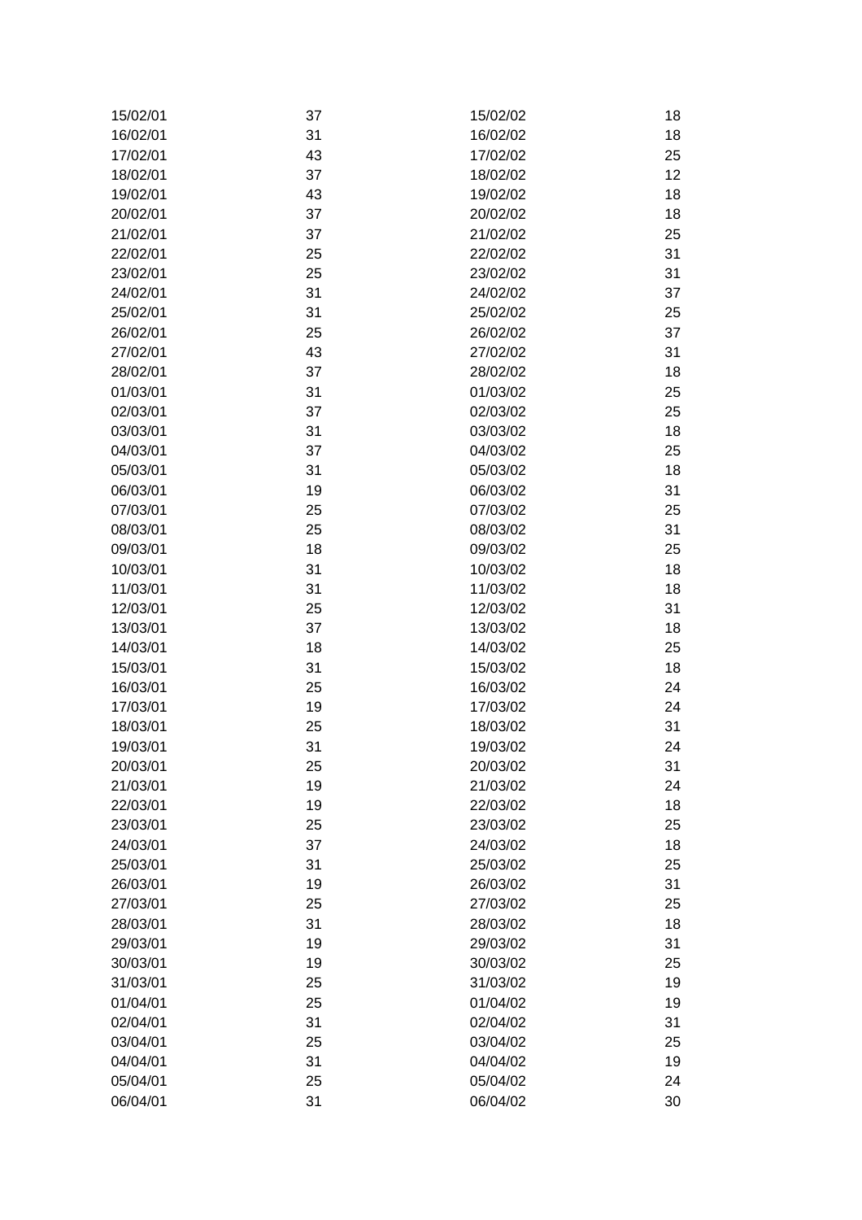| | | | |
|---|---|---|---|
| 15/02/01 | 37 | 15/02/02 | 18 |
| 16/02/01 | 31 | 16/02/02 | 18 |
| 17/02/01 | 43 | 17/02/02 | 25 |
| 18/02/01 | 37 | 18/02/02 | 12 |
| 19/02/01 | 43 | 19/02/02 | 18 |
| 20/02/01 | 37 | 20/02/02 | 18 |
| 21/02/01 | 37 | 21/02/02 | 25 |
| 22/02/01 | 25 | 22/02/02 | 31 |
| 23/02/01 | 25 | 23/02/02 | 31 |
| 24/02/01 | 31 | 24/02/02 | 37 |
| 25/02/01 | 31 | 25/02/02 | 25 |
| 26/02/01 | 25 | 26/02/02 | 37 |
| 27/02/01 | 43 | 27/02/02 | 31 |
| 28/02/01 | 37 | 28/02/02 | 18 |
| 01/03/01 | 31 | 01/03/02 | 25 |
| 02/03/01 | 37 | 02/03/02 | 25 |
| 03/03/01 | 31 | 03/03/02 | 18 |
| 04/03/01 | 37 | 04/03/02 | 25 |
| 05/03/01 | 31 | 05/03/02 | 18 |
| 06/03/01 | 19 | 06/03/02 | 31 |
| 07/03/01 | 25 | 07/03/02 | 25 |
| 08/03/01 | 25 | 08/03/02 | 31 |
| 09/03/01 | 18 | 09/03/02 | 25 |
| 10/03/01 | 31 | 10/03/02 | 18 |
| 11/03/01 | 31 | 11/03/02 | 18 |
| 12/03/01 | 25 | 12/03/02 | 31 |
| 13/03/01 | 37 | 13/03/02 | 18 |
| 14/03/01 | 18 | 14/03/02 | 25 |
| 15/03/01 | 31 | 15/03/02 | 18 |
| 16/03/01 | 25 | 16/03/02 | 24 |
| 17/03/01 | 19 | 17/03/02 | 24 |
| 18/03/01 | 25 | 18/03/02 | 31 |
| 19/03/01 | 31 | 19/03/02 | 24 |
| 20/03/01 | 25 | 20/03/02 | 31 |
| 21/03/01 | 19 | 21/03/02 | 24 |
| 22/03/01 | 19 | 22/03/02 | 18 |
| 23/03/01 | 25 | 23/03/02 | 25 |
| 24/03/01 | 37 | 24/03/02 | 18 |
| 25/03/01 | 31 | 25/03/02 | 25 |
| 26/03/01 | 19 | 26/03/02 | 31 |
| 27/03/01 | 25 | 27/03/02 | 25 |
| 28/03/01 | 31 | 28/03/02 | 18 |
| 29/03/01 | 19 | 29/03/02 | 31 |
| 30/03/01 | 19 | 30/03/02 | 25 |
| 31/03/01 | 25 | 31/03/02 | 19 |
| 01/04/01 | 25 | 01/04/02 | 19 |
| 02/04/01 | 31 | 02/04/02 | 31 |
| 03/04/01 | 25 | 03/04/02 | 25 |
| 04/04/01 | 31 | 04/04/02 | 19 |
| 05/04/01 | 25 | 05/04/02 | 24 |
| 06/04/01 | 31 | 06/04/02 | 30 |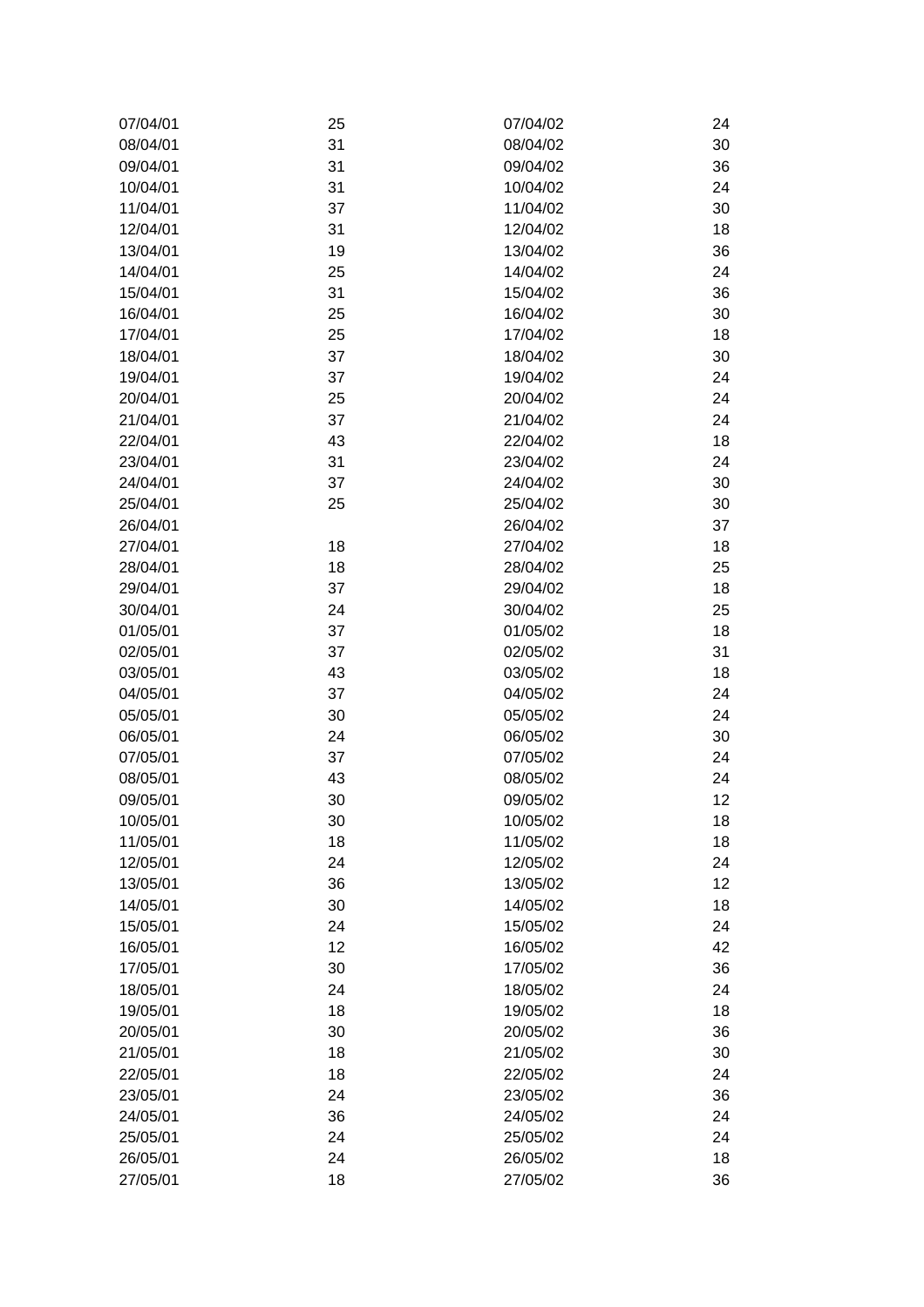| | | | |
|---|---|---|---|
| 07/04/01 | 25 | 07/04/02 | 24 |
| 08/04/01 | 31 | 08/04/02 | 30 |
| 09/04/01 | 31 | 09/04/02 | 36 |
| 10/04/01 | 31 | 10/04/02 | 24 |
| 11/04/01 | 37 | 11/04/02 | 30 |
| 12/04/01 | 31 | 12/04/02 | 18 |
| 13/04/01 | 19 | 13/04/02 | 36 |
| 14/04/01 | 25 | 14/04/02 | 24 |
| 15/04/01 | 31 | 15/04/02 | 36 |
| 16/04/01 | 25 | 16/04/02 | 30 |
| 17/04/01 | 25 | 17/04/02 | 18 |
| 18/04/01 | 37 | 18/04/02 | 30 |
| 19/04/01 | 37 | 19/04/02 | 24 |
| 20/04/01 | 25 | 20/04/02 | 24 |
| 21/04/01 | 37 | 21/04/02 | 24 |
| 22/04/01 | 43 | 22/04/02 | 18 |
| 23/04/01 | 31 | 23/04/02 | 24 |
| 24/04/01 | 37 | 24/04/02 | 30 |
| 25/04/01 | 25 | 25/04/02 | 30 |
| 26/04/01 | | 26/04/02 | 37 |
| 27/04/01 | 18 | 27/04/02 | 18 |
| 28/04/01 | 18 | 28/04/02 | 25 |
| 29/04/01 | 37 | 29/04/02 | 18 |
| 30/04/01 | 24 | 30/04/02 | 25 |
| 01/05/01 | 37 | 01/05/02 | 18 |
| 02/05/01 | 37 | 02/05/02 | 31 |
| 03/05/01 | 43 | 03/05/02 | 18 |
| 04/05/01 | 37 | 04/05/02 | 24 |
| 05/05/01 | 30 | 05/05/02 | 24 |
| 06/05/01 | 24 | 06/05/02 | 30 |
| 07/05/01 | 37 | 07/05/02 | 24 |
| 08/05/01 | 43 | 08/05/02 | 24 |
| 09/05/01 | 30 | 09/05/02 | 12 |
| 10/05/01 | 30 | 10/05/02 | 18 |
| 11/05/01 | 18 | 11/05/02 | 18 |
| 12/05/01 | 24 | 12/05/02 | 24 |
| 13/05/01 | 36 | 13/05/02 | 12 |
| 14/05/01 | 30 | 14/05/02 | 18 |
| 15/05/01 | 24 | 15/05/02 | 24 |
| 16/05/01 | 12 | 16/05/02 | 42 |
| 17/05/01 | 30 | 17/05/02 | 36 |
| 18/05/01 | 24 | 18/05/02 | 24 |
| 19/05/01 | 18 | 19/05/02 | 18 |
| 20/05/01 | 30 | 20/05/02 | 36 |
| 21/05/01 | 18 | 21/05/02 | 30 |
| 22/05/01 | 18 | 22/05/02 | 24 |
| 23/05/01 | 24 | 23/05/02 | 36 |
| 24/05/01 | 36 | 24/05/02 | 24 |
| 25/05/01 | 24 | 25/05/02 | 24 |
| 26/05/01 | 24 | 26/05/02 | 18 |
| 27/05/01 | 18 | 27/05/02 | 36 |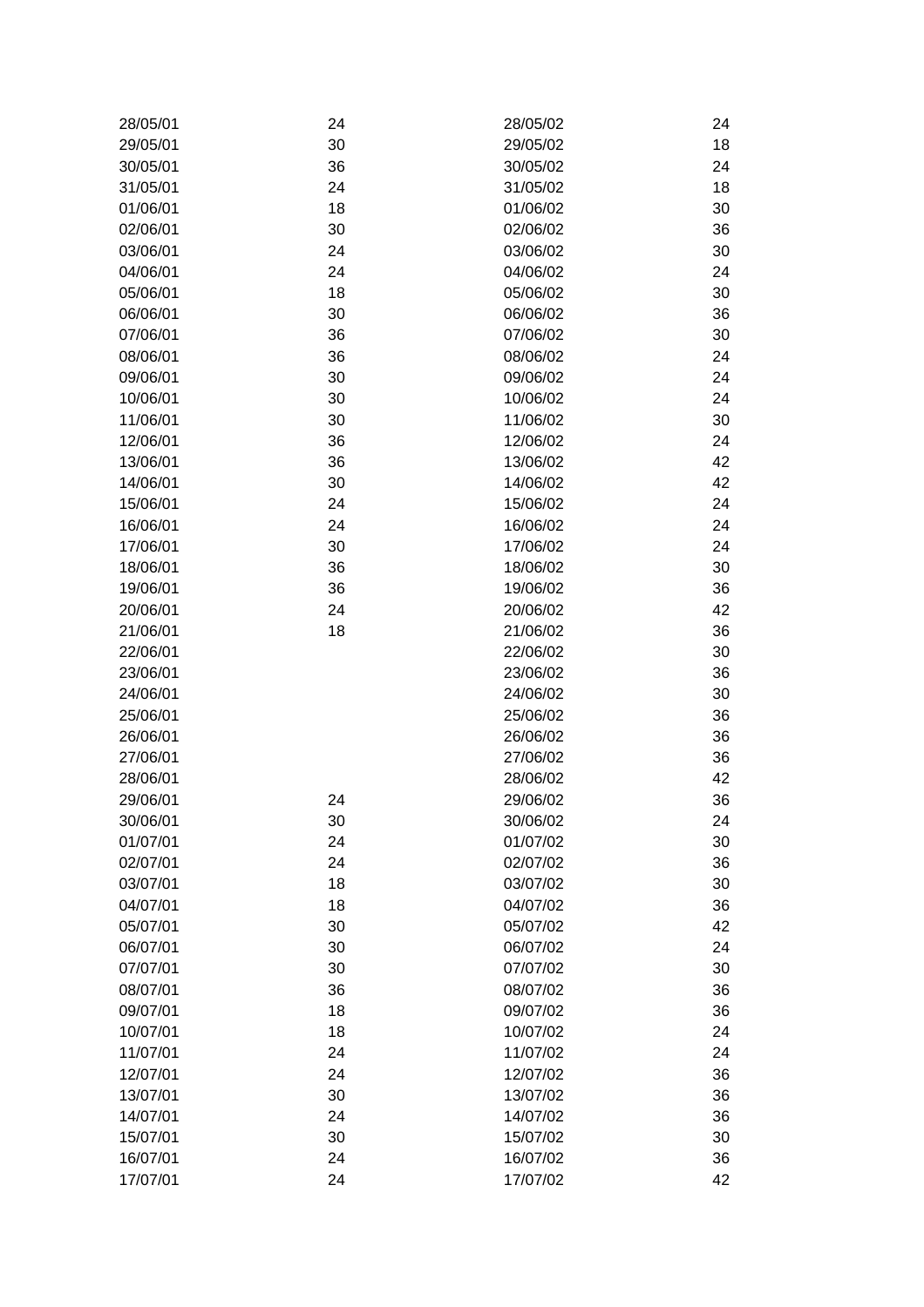| | | | |
|---|---|---|---|
| 28/05/01 | 24 | 28/05/02 | 24 |
| 29/05/01 | 30 | 29/05/02 | 18 |
| 30/05/01 | 36 | 30/05/02 | 24 |
| 31/05/01 | 24 | 31/05/02 | 18 |
| 01/06/01 | 18 | 01/06/02 | 30 |
| 02/06/01 | 30 | 02/06/02 | 36 |
| 03/06/01 | 24 | 03/06/02 | 30 |
| 04/06/01 | 24 | 04/06/02 | 24 |
| 05/06/01 | 18 | 05/06/02 | 30 |
| 06/06/01 | 30 | 06/06/02 | 36 |
| 07/06/01 | 36 | 07/06/02 | 30 |
| 08/06/01 | 36 | 08/06/02 | 24 |
| 09/06/01 | 30 | 09/06/02 | 24 |
| 10/06/01 | 30 | 10/06/02 | 24 |
| 11/06/01 | 30 | 11/06/02 | 30 |
| 12/06/01 | 36 | 12/06/02 | 24 |
| 13/06/01 | 36 | 13/06/02 | 42 |
| 14/06/01 | 30 | 14/06/02 | 42 |
| 15/06/01 | 24 | 15/06/02 | 24 |
| 16/06/01 | 24 | 16/06/02 | 24 |
| 17/06/01 | 30 | 17/06/02 | 24 |
| 18/06/01 | 36 | 18/06/02 | 30 |
| 19/06/01 | 36 | 19/06/02 | 36 |
| 20/06/01 | 24 | 20/06/02 | 42 |
| 21/06/01 | 18 | 21/06/02 | 36 |
| 22/06/01 | | 22/06/02 | 30 |
| 23/06/01 | | 23/06/02 | 36 |
| 24/06/01 | | 24/06/02 | 30 |
| 25/06/01 | | 25/06/02 | 36 |
| 26/06/01 | | 26/06/02 | 36 |
| 27/06/01 | | 27/06/02 | 36 |
| 28/06/01 | | 28/06/02 | 42 |
| 29/06/01 | 24 | 29/06/02 | 36 |
| 30/06/01 | 30 | 30/06/02 | 24 |
| 01/07/01 | 24 | 01/07/02 | 30 |
| 02/07/01 | 24 | 02/07/02 | 36 |
| 03/07/01 | 18 | 03/07/02 | 30 |
| 04/07/01 | 18 | 04/07/02 | 36 |
| 05/07/01 | 30 | 05/07/02 | 42 |
| 06/07/01 | 30 | 06/07/02 | 24 |
| 07/07/01 | 30 | 07/07/02 | 30 |
| 08/07/01 | 36 | 08/07/02 | 36 |
| 09/07/01 | 18 | 09/07/02 | 36 |
| 10/07/01 | 18 | 10/07/02 | 24 |
| 11/07/01 | 24 | 11/07/02 | 24 |
| 12/07/01 | 24 | 12/07/02 | 36 |
| 13/07/01 | 30 | 13/07/02 | 36 |
| 14/07/01 | 24 | 14/07/02 | 36 |
| 15/07/01 | 30 | 15/07/02 | 30 |
| 16/07/01 | 24 | 16/07/02 | 36 |
| 17/07/01 | 24 | 17/07/02 | 42 |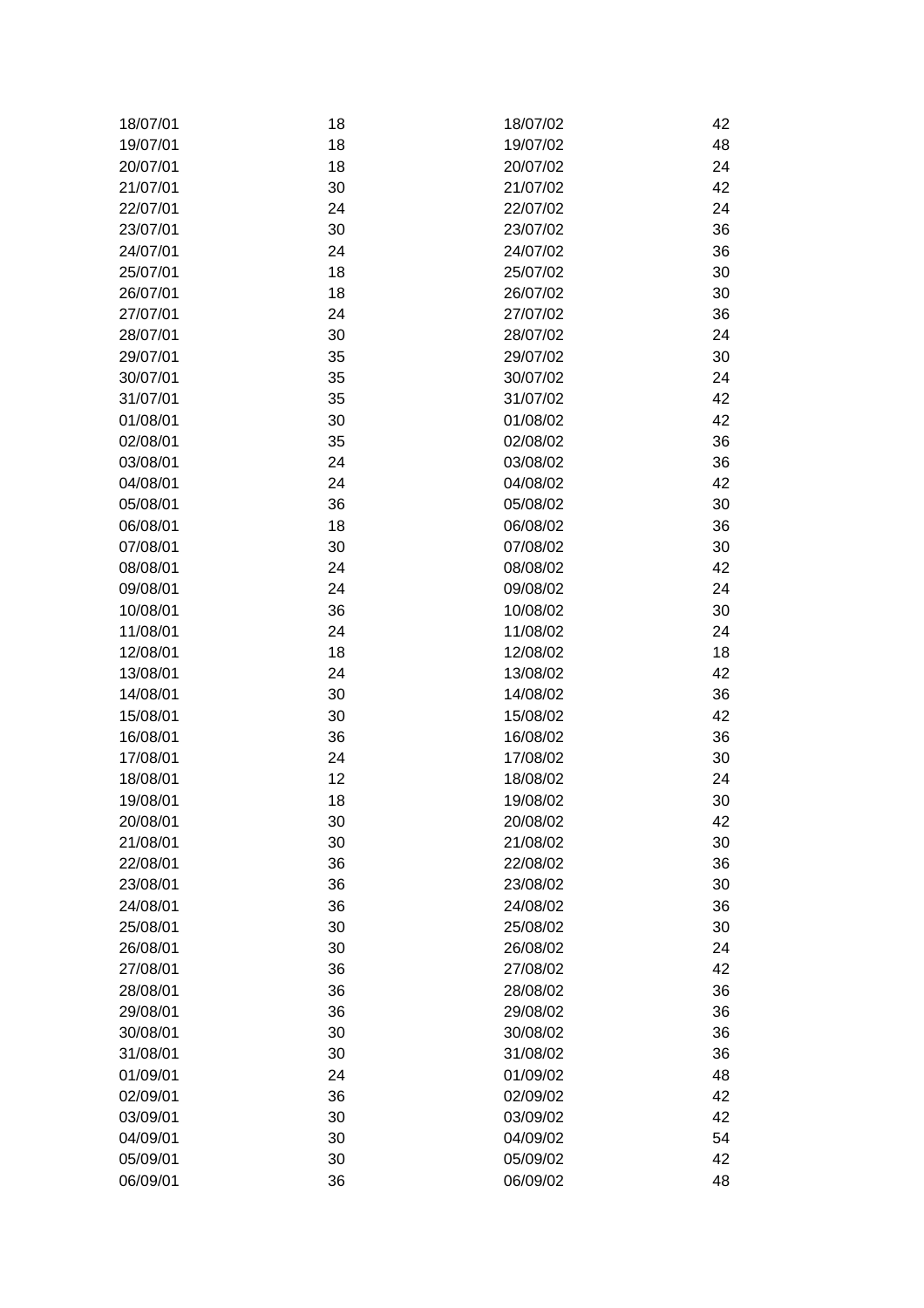| | | | |
|---|---|---|---|
| 18/07/01 | 18 | 18/07/02 | 42 |
| 19/07/01 | 18 | 19/07/02 | 48 |
| 20/07/01 | 18 | 20/07/02 | 24 |
| 21/07/01 | 30 | 21/07/02 | 42 |
| 22/07/01 | 24 | 22/07/02 | 24 |
| 23/07/01 | 30 | 23/07/02 | 36 |
| 24/07/01 | 24 | 24/07/02 | 36 |
| 25/07/01 | 18 | 25/07/02 | 30 |
| 26/07/01 | 18 | 26/07/02 | 30 |
| 27/07/01 | 24 | 27/07/02 | 36 |
| 28/07/01 | 30 | 28/07/02 | 24 |
| 29/07/01 | 35 | 29/07/02 | 30 |
| 30/07/01 | 35 | 30/07/02 | 24 |
| 31/07/01 | 35 | 31/07/02 | 42 |
| 01/08/01 | 30 | 01/08/02 | 42 |
| 02/08/01 | 35 | 02/08/02 | 36 |
| 03/08/01 | 24 | 03/08/02 | 36 |
| 04/08/01 | 24 | 04/08/02 | 42 |
| 05/08/01 | 36 | 05/08/02 | 30 |
| 06/08/01 | 18 | 06/08/02 | 36 |
| 07/08/01 | 30 | 07/08/02 | 30 |
| 08/08/01 | 24 | 08/08/02 | 42 |
| 09/08/01 | 24 | 09/08/02 | 24 |
| 10/08/01 | 36 | 10/08/02 | 30 |
| 11/08/01 | 24 | 11/08/02 | 24 |
| 12/08/01 | 18 | 12/08/02 | 18 |
| 13/08/01 | 24 | 13/08/02 | 42 |
| 14/08/01 | 30 | 14/08/02 | 36 |
| 15/08/01 | 30 | 15/08/02 | 42 |
| 16/08/01 | 36 | 16/08/02 | 36 |
| 17/08/01 | 24 | 17/08/02 | 30 |
| 18/08/01 | 12 | 18/08/02 | 24 |
| 19/08/01 | 18 | 19/08/02 | 30 |
| 20/08/01 | 30 | 20/08/02 | 42 |
| 21/08/01 | 30 | 21/08/02 | 30 |
| 22/08/01 | 36 | 22/08/02 | 36 |
| 23/08/01 | 36 | 23/08/02 | 30 |
| 24/08/01 | 36 | 24/08/02 | 36 |
| 25/08/01 | 30 | 25/08/02 | 30 |
| 26/08/01 | 30 | 26/08/02 | 24 |
| 27/08/01 | 36 | 27/08/02 | 42 |
| 28/08/01 | 36 | 28/08/02 | 36 |
| 29/08/01 | 36 | 29/08/02 | 36 |
| 30/08/01 | 30 | 30/08/02 | 36 |
| 31/08/01 | 30 | 31/08/02 | 36 |
| 01/09/01 | 24 | 01/09/02 | 48 |
| 02/09/01 | 36 | 02/09/02 | 42 |
| 03/09/01 | 30 | 03/09/02 | 42 |
| 04/09/01 | 30 | 04/09/02 | 54 |
| 05/09/01 | 30 | 05/09/02 | 42 |
| 06/09/01 | 36 | 06/09/02 | 48 |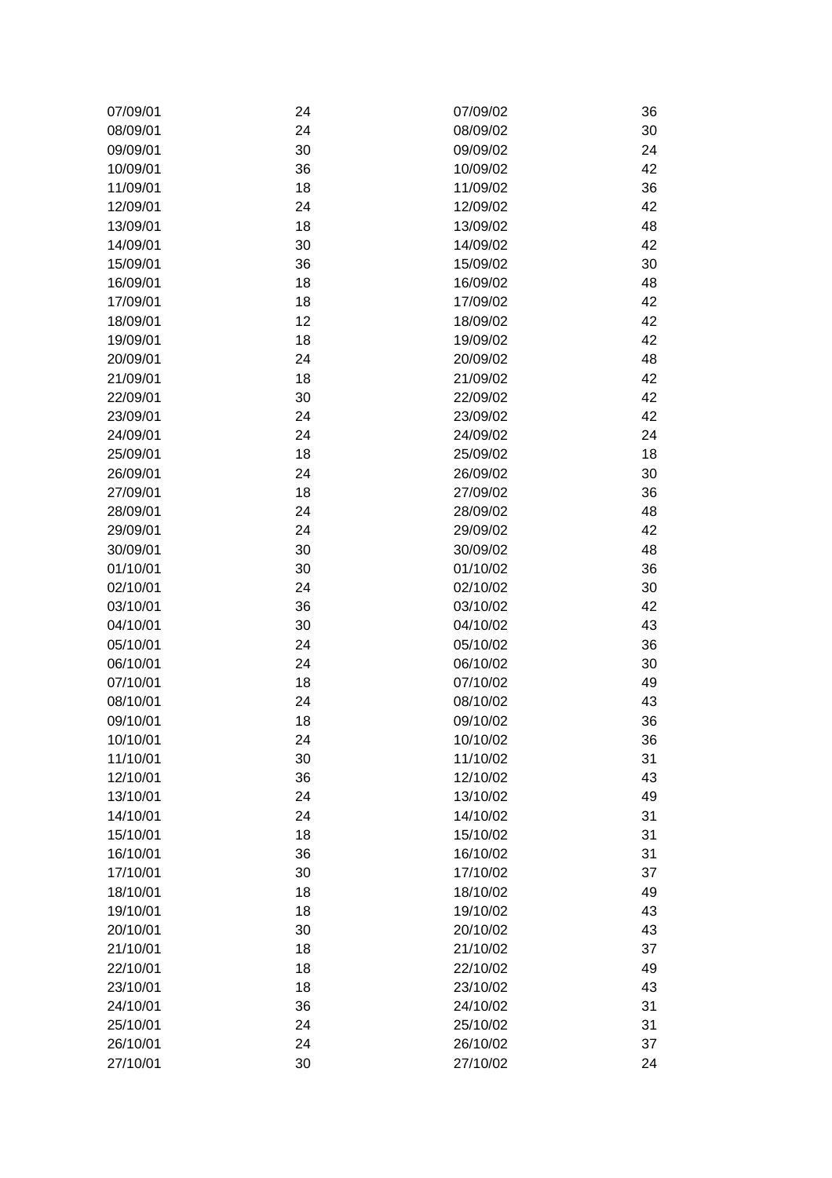| | | | |
|---|---|---|---|
| 07/09/01 | 24 | 07/09/02 | 36 |
| 08/09/01 | 24 | 08/09/02 | 30 |
| 09/09/01 | 30 | 09/09/02 | 24 |
| 10/09/01 | 36 | 10/09/02 | 42 |
| 11/09/01 | 18 | 11/09/02 | 36 |
| 12/09/01 | 24 | 12/09/02 | 42 |
| 13/09/01 | 18 | 13/09/02 | 48 |
| 14/09/01 | 30 | 14/09/02 | 42 |
| 15/09/01 | 36 | 15/09/02 | 30 |
| 16/09/01 | 18 | 16/09/02 | 48 |
| 17/09/01 | 18 | 17/09/02 | 42 |
| 18/09/01 | 12 | 18/09/02 | 42 |
| 19/09/01 | 18 | 19/09/02 | 42 |
| 20/09/01 | 24 | 20/09/02 | 48 |
| 21/09/01 | 18 | 21/09/02 | 42 |
| 22/09/01 | 30 | 22/09/02 | 42 |
| 23/09/01 | 24 | 23/09/02 | 42 |
| 24/09/01 | 24 | 24/09/02 | 24 |
| 25/09/01 | 18 | 25/09/02 | 18 |
| 26/09/01 | 24 | 26/09/02 | 30 |
| 27/09/01 | 18 | 27/09/02 | 36 |
| 28/09/01 | 24 | 28/09/02 | 48 |
| 29/09/01 | 24 | 29/09/02 | 42 |
| 30/09/01 | 30 | 30/09/02 | 48 |
| 01/10/01 | 30 | 01/10/02 | 36 |
| 02/10/01 | 24 | 02/10/02 | 30 |
| 03/10/01 | 36 | 03/10/02 | 42 |
| 04/10/01 | 30 | 04/10/02 | 43 |
| 05/10/01 | 24 | 05/10/02 | 36 |
| 06/10/01 | 24 | 06/10/02 | 30 |
| 07/10/01 | 18 | 07/10/02 | 49 |
| 08/10/01 | 24 | 08/10/02 | 43 |
| 09/10/01 | 18 | 09/10/02 | 36 |
| 10/10/01 | 24 | 10/10/02 | 36 |
| 11/10/01 | 30 | 11/10/02 | 31 |
| 12/10/01 | 36 | 12/10/02 | 43 |
| 13/10/01 | 24 | 13/10/02 | 49 |
| 14/10/01 | 24 | 14/10/02 | 31 |
| 15/10/01 | 18 | 15/10/02 | 31 |
| 16/10/01 | 36 | 16/10/02 | 31 |
| 17/10/01 | 30 | 17/10/02 | 37 |
| 18/10/01 | 18 | 18/10/02 | 49 |
| 19/10/01 | 18 | 19/10/02 | 43 |
| 20/10/01 | 30 | 20/10/02 | 43 |
| 21/10/01 | 18 | 21/10/02 | 37 |
| 22/10/01 | 18 | 22/10/02 | 49 |
| 23/10/01 | 18 | 23/10/02 | 43 |
| 24/10/01 | 36 | 24/10/02 | 31 |
| 25/10/01 | 24 | 25/10/02 | 31 |
| 26/10/01 | 24 | 26/10/02 | 37 |
| 27/10/01 | 30 | 27/10/02 | 24 |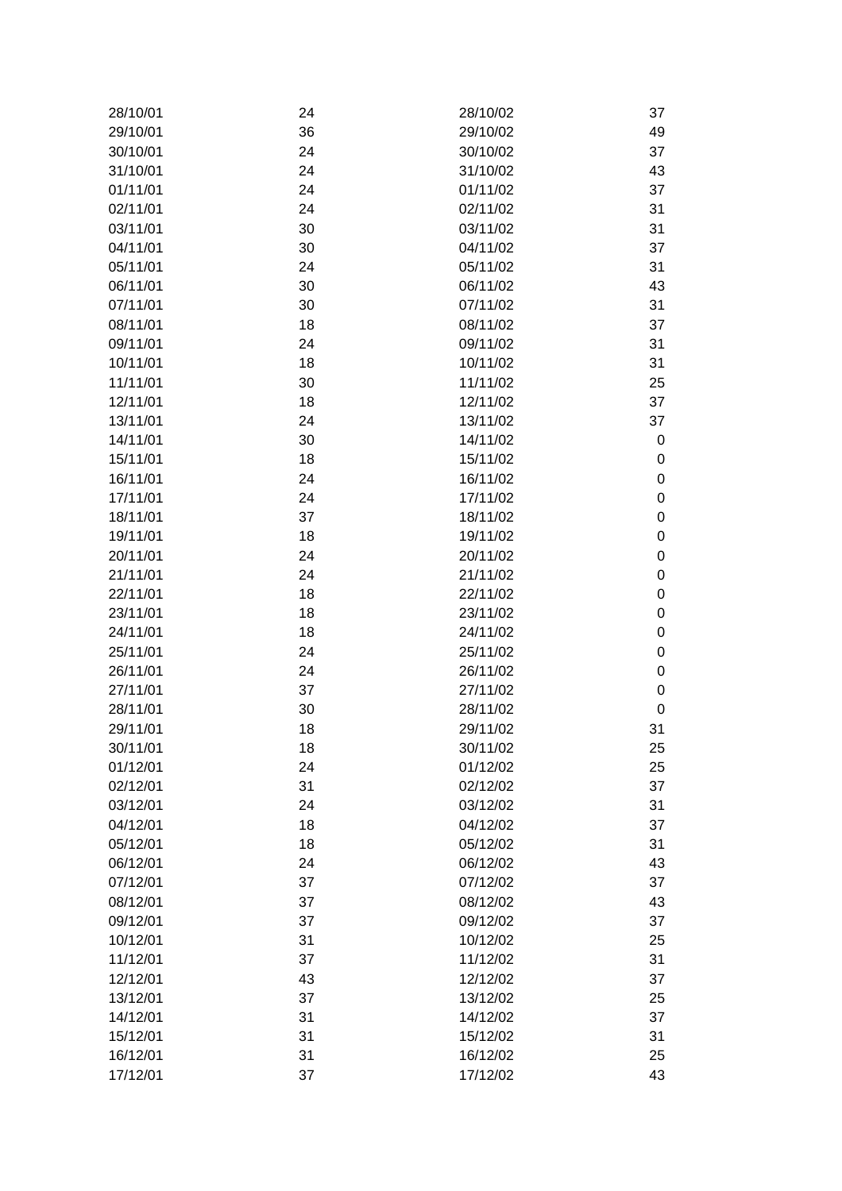| | | | |
|---|---|---|---|
| 28/10/01 | 24 | 28/10/02 | 37 |
| 29/10/01 | 36 | 29/10/02 | 49 |
| 30/10/01 | 24 | 30/10/02 | 37 |
| 31/10/01 | 24 | 31/10/02 | 43 |
| 01/11/01 | 24 | 01/11/02 | 37 |
| 02/11/01 | 24 | 02/11/02 | 31 |
| 03/11/01 | 30 | 03/11/02 | 31 |
| 04/11/01 | 30 | 04/11/02 | 37 |
| 05/11/01 | 24 | 05/11/02 | 31 |
| 06/11/01 | 30 | 06/11/02 | 43 |
| 07/11/01 | 30 | 07/11/02 | 31 |
| 08/11/01 | 18 | 08/11/02 | 37 |
| 09/11/01 | 24 | 09/11/02 | 31 |
| 10/11/01 | 18 | 10/11/02 | 31 |
| 11/11/01 | 30 | 11/11/02 | 25 |
| 12/11/01 | 18 | 12/11/02 | 37 |
| 13/11/01 | 24 | 13/11/02 | 37 |
| 14/11/01 | 30 | 14/11/02 | 0 |
| 15/11/01 | 18 | 15/11/02 | 0 |
| 16/11/01 | 24 | 16/11/02 | 0 |
| 17/11/01 | 24 | 17/11/02 | 0 |
| 18/11/01 | 37 | 18/11/02 | 0 |
| 19/11/01 | 18 | 19/11/02 | 0 |
| 20/11/01 | 24 | 20/11/02 | 0 |
| 21/11/01 | 24 | 21/11/02 | 0 |
| 22/11/01 | 18 | 22/11/02 | 0 |
| 23/11/01 | 18 | 23/11/02 | 0 |
| 24/11/01 | 18 | 24/11/02 | 0 |
| 25/11/01 | 24 | 25/11/02 | 0 |
| 26/11/01 | 24 | 26/11/02 | 0 |
| 27/11/01 | 37 | 27/11/02 | 0 |
| 28/11/01 | 30 | 28/11/02 | 0 |
| 29/11/01 | 18 | 29/11/02 | 31 |
| 30/11/01 | 18 | 30/11/02 | 25 |
| 01/12/01 | 24 | 01/12/02 | 25 |
| 02/12/01 | 31 | 02/12/02 | 37 |
| 03/12/01 | 24 | 03/12/02 | 31 |
| 04/12/01 | 18 | 04/12/02 | 37 |
| 05/12/01 | 18 | 05/12/02 | 31 |
| 06/12/01 | 24 | 06/12/02 | 43 |
| 07/12/01 | 37 | 07/12/02 | 37 |
| 08/12/01 | 37 | 08/12/02 | 43 |
| 09/12/01 | 37 | 09/12/02 | 37 |
| 10/12/01 | 31 | 10/12/02 | 25 |
| 11/12/01 | 37 | 11/12/02 | 31 |
| 12/12/01 | 43 | 12/12/02 | 37 |
| 13/12/01 | 37 | 13/12/02 | 25 |
| 14/12/01 | 31 | 14/12/02 | 37 |
| 15/12/01 | 31 | 15/12/02 | 31 |
| 16/12/01 | 31 | 16/12/02 | 25 |
| 17/12/01 | 37 | 17/12/02 | 43 |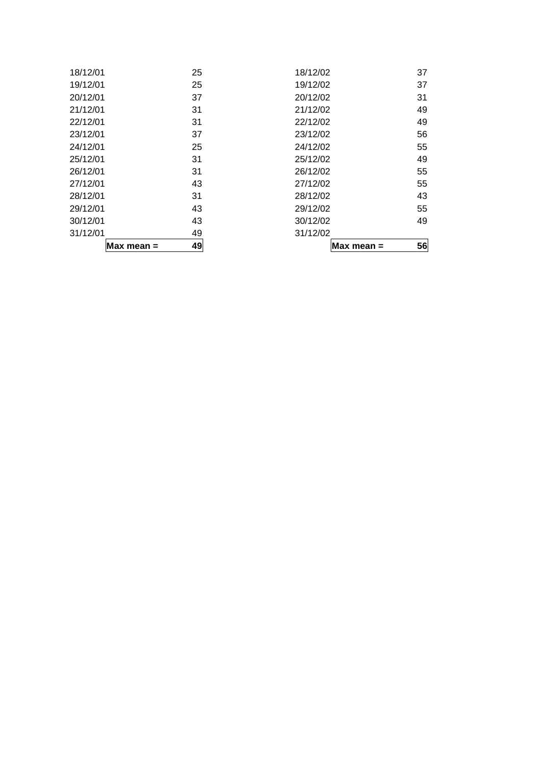| | | | |
|---|---|---|---|
| 18/12/01 | 25 | 18/12/02 | 37 |
| 19/12/01 | 25 | 19/12/02 | 37 |
| 20/12/01 | 37 | 20/12/02 | 31 |
| 21/12/01 | 31 | 21/12/02 | 49 |
| 22/12/01 | 31 | 22/12/02 | 49 |
| 23/12/01 | 37 | 23/12/02 | 56 |
| 24/12/01 | 25 | 24/12/02 | 55 |
| 25/12/01 | 31 | 25/12/02 | 49 |
| 26/12/01 | 31 | 26/12/02 | 55 |
| 27/12/01 | 43 | 27/12/02 | 55 |
| 28/12/01 | 31 | 28/12/02 | 43 |
| 29/12/01 | 43 | 29/12/02 | 55 |
| 30/12/01 | 43 | 30/12/02 | 49 |
| 31/12/01 | 49 | 31/12/02 | |
| **Max mean =** | **49** | **Max mean =** | **56** |